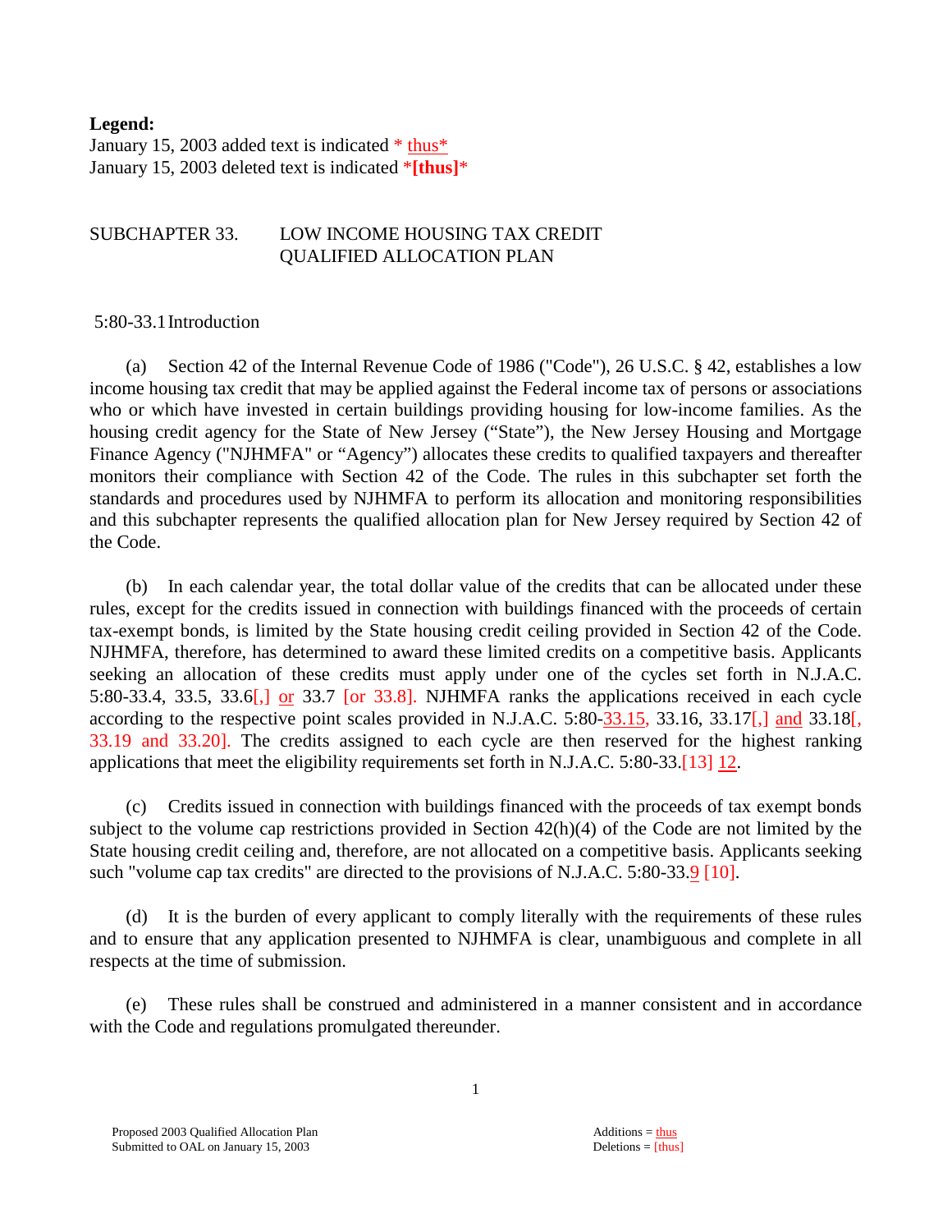**Legend:**
January 15, 2003 added text is indicated * thus*
January 15, 2003 deleted text is indicated *[thus]*

SUBCHAPTER 33. LOW INCOME HOUSING TAX CREDIT QUALIFIED ALLOCATION PLAN

5:80-33.1 Introduction

(a) Section 42 of the Internal Revenue Code of 1986 ("Code"), 26 U.S.C. § 42, establishes a low income housing tax credit that may be applied against the Federal income tax of persons or associations who or which have invested in certain buildings providing housing for low-income families. As the housing credit agency for the State of New Jersey ("State"), the New Jersey Housing and Mortgage Finance Agency ("NJHMFA" or "Agency") allocates these credits to qualified taxpayers and thereafter monitors their compliance with Section 42 of the Code. The rules in this subchapter set forth the standards and procedures used by NJHMFA to perform its allocation and monitoring responsibilities and this subchapter represents the qualified allocation plan for New Jersey required by Section 42 of the Code.

(b) In each calendar year, the total dollar value of the credits that can be allocated under these rules, except for the credits issued in connection with buildings financed with the proceeds of certain tax-exempt bonds, is limited by the State housing credit ceiling provided in Section 42 of the Code. NJHMFA, therefore, has determined to award these limited credits on a competitive basis. Applicants seeking an allocation of these credits must apply under one of the cycles set forth in N.J.A.C. 5:80-33.4, 33.5, 33.6[,] or 33.7 [or 33.8]. NJHMFA ranks the applications received in each cycle according to the respective point scales provided in N.J.A.C. 5:80-33.15, 33.16, 33.17[,] and 33.18[, 33.19 and 33.20]. The credits assigned to each cycle are then reserved for the highest ranking applications that meet the eligibility requirements set forth in N.J.A.C. 5:80-33.[13] 12.

(c) Credits issued in connection with buildings financed with the proceeds of tax exempt bonds subject to the volume cap restrictions provided in Section 42(h)(4) of the Code are not limited by the State housing credit ceiling and, therefore, are not allocated on a competitive basis. Applicants seeking such "volume cap tax credits" are directed to the provisions of N.J.A.C. 5:80-33.9 [10].

(d) It is the burden of every applicant to comply literally with the requirements of these rules and to ensure that any application presented to NJHMFA is clear, unambiguous and complete in all respects at the time of submission.

(e) These rules shall be construed and administered in a manner consistent and in accordance with the Code and regulations promulgated thereunder.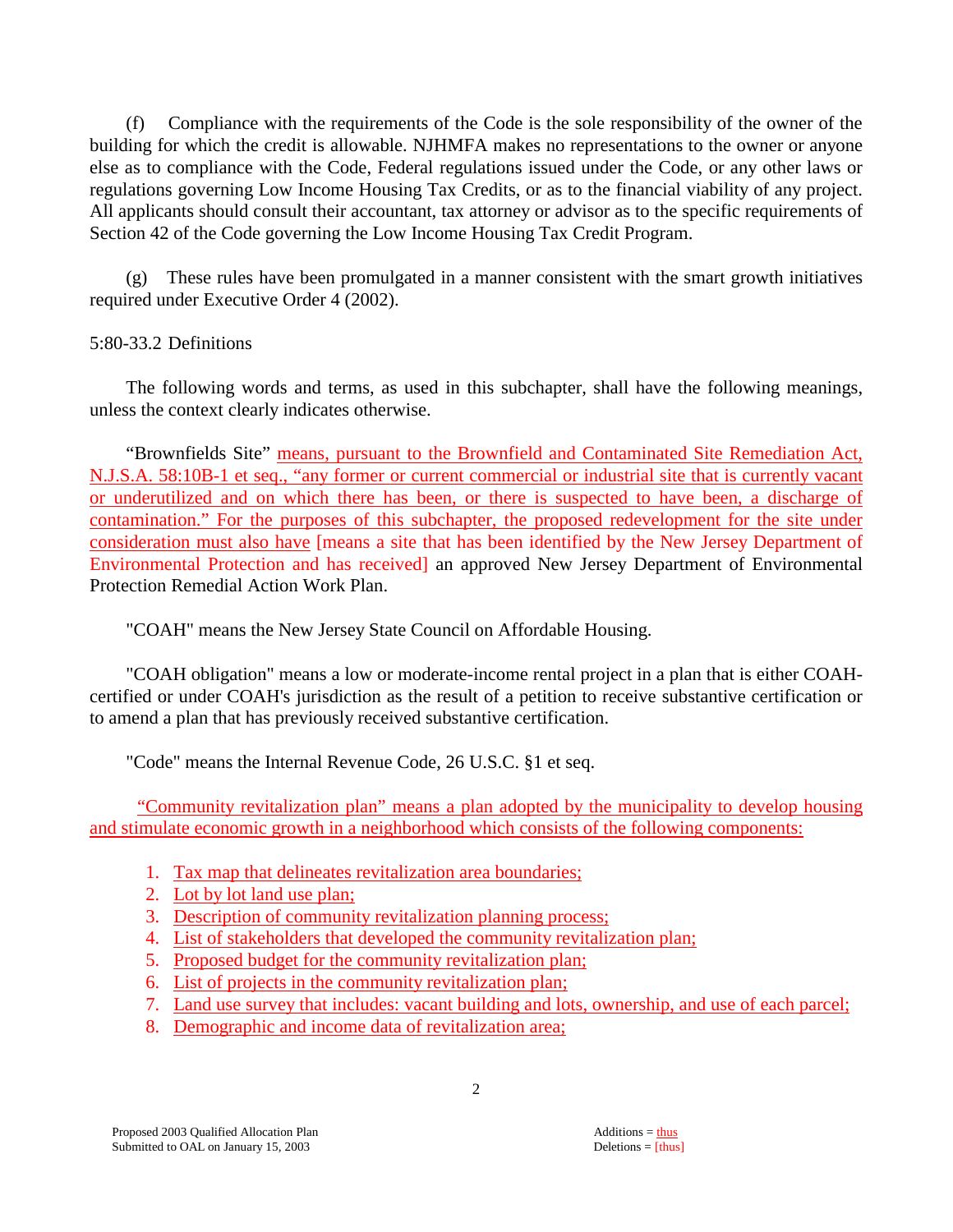(f) Compliance with the requirements of the Code is the sole responsibility of the owner of the building for which the credit is allowable. NJHMFA makes no representations to the owner or anyone else as to compliance with the Code, Federal regulations issued under the Code, or any other laws or regulations governing Low Income Housing Tax Credits, or as to the financial viability of any project. All applicants should consult their accountant, tax attorney or advisor as to the specific requirements of Section 42 of the Code governing the Low Income Housing Tax Credit Program.

(g) These rules have been promulgated in a manner consistent with the smart growth initiatives required under Executive Order 4 (2002).

5:80-33.2 Definitions

The following words and terms, as used in this subchapter, shall have the following meanings, unless the context clearly indicates otherwise.

"Brownfields Site" means, pursuant to the Brownfield and Contaminated Site Remediation Act, N.J.S.A. 58:10B-1 et seq., "any former or current commercial or industrial site that is currently vacant or underutilized and on which there has been, or there is suspected to have been, a discharge of contamination." For the purposes of this subchapter, the proposed redevelopment for the site under consideration must also have [means a site that has been identified by the New Jersey Department of Environmental Protection and has received] an approved New Jersey Department of Environmental Protection Remedial Action Work Plan.

"COAH" means the New Jersey State Council on Affordable Housing.

"COAH obligation" means a low or moderate-income rental project in a plan that is either COAH-certified or under COAH's jurisdiction as the result of a petition to receive substantive certification or to amend a plan that has previously received substantive certification.

"Code" means the Internal Revenue Code, 26 U.S.C. §1 et seq.

"Community revitalization plan" means a plan adopted by the municipality to develop housing and stimulate economic growth in a neighborhood which consists of the following components:

1. Tax map that delineates revitalization area boundaries;
2. Lot by lot land use plan;
3. Description of community revitalization planning process;
4. List of stakeholders that developed the community revitalization plan;
5. Proposed budget for the community revitalization plan;
6. List of projects in the community revitalization plan;
7. Land use survey that includes: vacant building and lots, ownership, and use of each parcel;
8. Demographic and income data of revitalization area;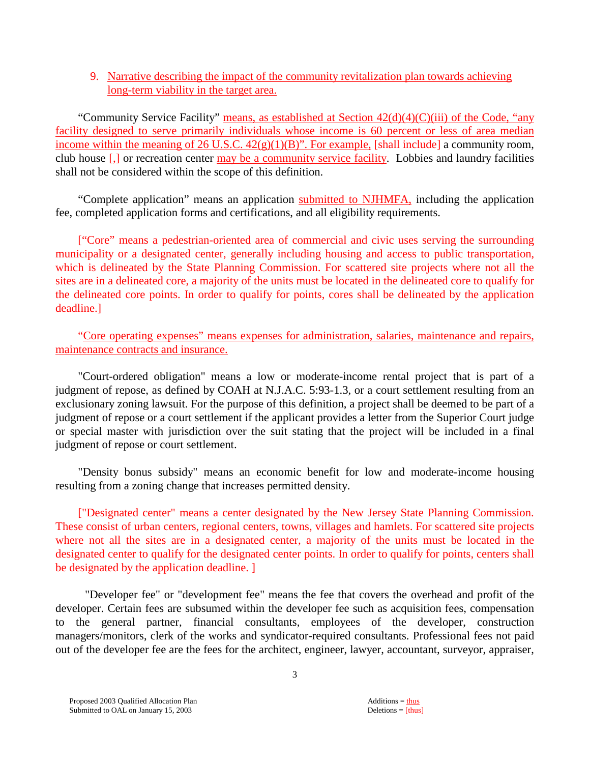9. Narrative describing the impact of the community revitalization plan towards achieving long-term viability in the target area.

"Community Service Facility" means, as established at Section 42(d)(4)(C)(iii) of the Code, "any facility designed to serve primarily individuals whose income is 60 percent or less of area median income within the meaning of 26 U.S.C. 42(g)(1)(B)". For example, [shall include] a community room, club house [,] or recreation center may be a community service facility. Lobbies and laundry facilities shall not be considered within the scope of this definition.

"Complete application" means an application submitted to NJHMFA, including the application fee, completed application forms and certifications, and all eligibility requirements.

["Core" means a pedestrian-oriented area of commercial and civic uses serving the surrounding municipality or a designated center, generally including housing and access to public transportation, which is delineated by the State Planning Commission. For scattered site projects where not all the sites are in a delineated core, a majority of the units must be located in the delineated core to qualify for the delineated core points. In order to qualify for points, cores shall be delineated by the application deadline.]

"Core operating expenses" means expenses for administration, salaries, maintenance and repairs, maintenance contracts and insurance.

"Court-ordered obligation" means a low or moderate-income rental project that is part of a judgment of repose, as defined by COAH at N.J.A.C. 5:93-1.3, or a court settlement resulting from an exclusionary zoning lawsuit. For the purpose of this definition, a project shall be deemed to be part of a judgment of repose or a court settlement if the applicant provides a letter from the Superior Court judge or special master with jurisdiction over the suit stating that the project will be included in a final judgment of repose or court settlement.

"Density bonus subsidy" means an economic benefit for low and moderate-income housing resulting from a zoning change that increases permitted density.

["Designated center" means a center designated by the New Jersey State Planning Commission. These consist of urban centers, regional centers, towns, villages and hamlets. For scattered site projects where not all the sites are in a designated center, a majority of the units must be located in the designated center to qualify for the designated center points. In order to qualify for points, centers shall be designated by the application deadline. ]

"Developer fee" or "development fee" means the fee that covers the overhead and profit of the developer. Certain fees are subsumed within the developer fee such as acquisition fees, compensation to the general partner, financial consultants, employees of the developer, construction managers/monitors, clerk of the works and syndicator-required consultants. Professional fees not paid out of the developer fee are the fees for the architect, engineer, lawyer, accountant, surveyor, appraiser,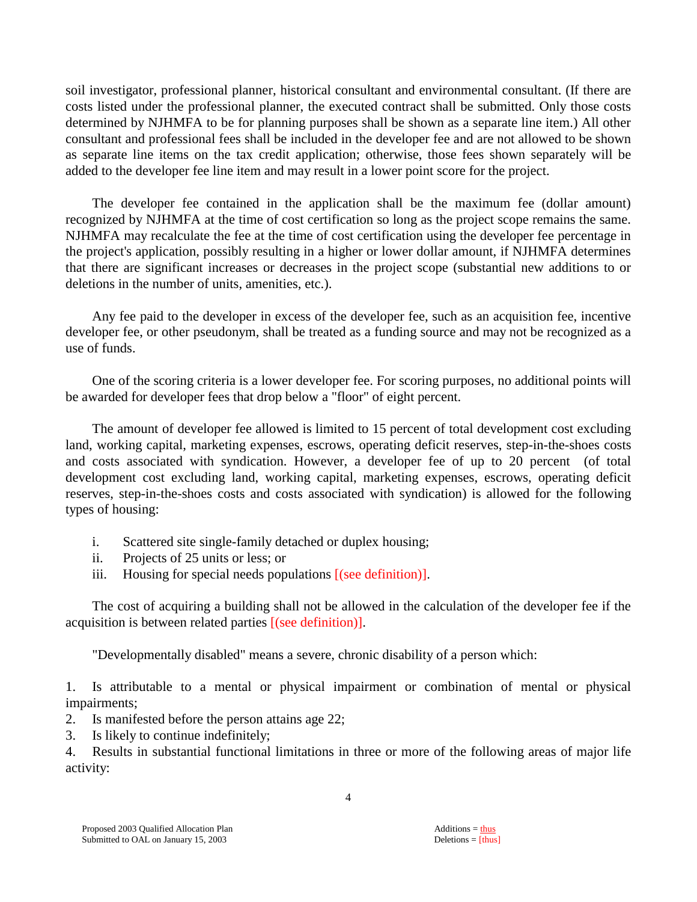soil investigator, professional planner, historical consultant and environmental consultant. (If there are costs listed under the professional planner, the executed contract shall be submitted. Only those costs determined by NJHMFA to be for planning purposes shall be shown as a separate line item.) All other consultant and professional fees shall be included in the developer fee and are not allowed to be shown as separate line items on the tax credit application; otherwise, those fees shown separately will be added to the developer fee line item and may result in a lower point score for the project.

The developer fee contained in the application shall be the maximum fee (dollar amount) recognized by NJHMFA at the time of cost certification so long as the project scope remains the same. NJHMFA may recalculate the fee at the time of cost certification using the developer fee percentage in the project's application, possibly resulting in a higher or lower dollar amount, if NJHMFA determines that there are significant increases or decreases in the project scope (substantial new additions to or deletions in the number of units, amenities, etc.).

Any fee paid to the developer in excess of the developer fee, such as an acquisition fee, incentive developer fee, or other pseudonym, shall be treated as a funding source and may not be recognized as a use of funds.

One of the scoring criteria is a lower developer fee. For scoring purposes, no additional points will be awarded for developer fees that drop below a "floor" of eight percent.

The amount of developer fee allowed is limited to 15 percent of total development cost excluding land, working capital, marketing expenses, escrows, operating deficit reserves, step-in-the-shoes costs and costs associated with syndication. However, a developer fee of up to 20 percent (of total development cost excluding land, working capital, marketing expenses, escrows, operating deficit reserves, step-in-the-shoes costs and costs associated with syndication) is allowed for the following types of housing:

i. Scattered site single-family detached or duplex housing;
ii. Projects of 25 units or less; or
iii. Housing for special needs populations [(see definition)].

The cost of acquiring a building shall not be allowed in the calculation of the developer fee if the acquisition is between related parties [(see definition)].

"Developmentally disabled" means a severe, chronic disability of a person which:

1. Is attributable to a mental or physical impairment or combination of mental or physical impairments;
2. Is manifested before the person attains age 22;
3. Is likely to continue indefinitely;
4. Results in substantial functional limitations in three or more of the following areas of major life activity: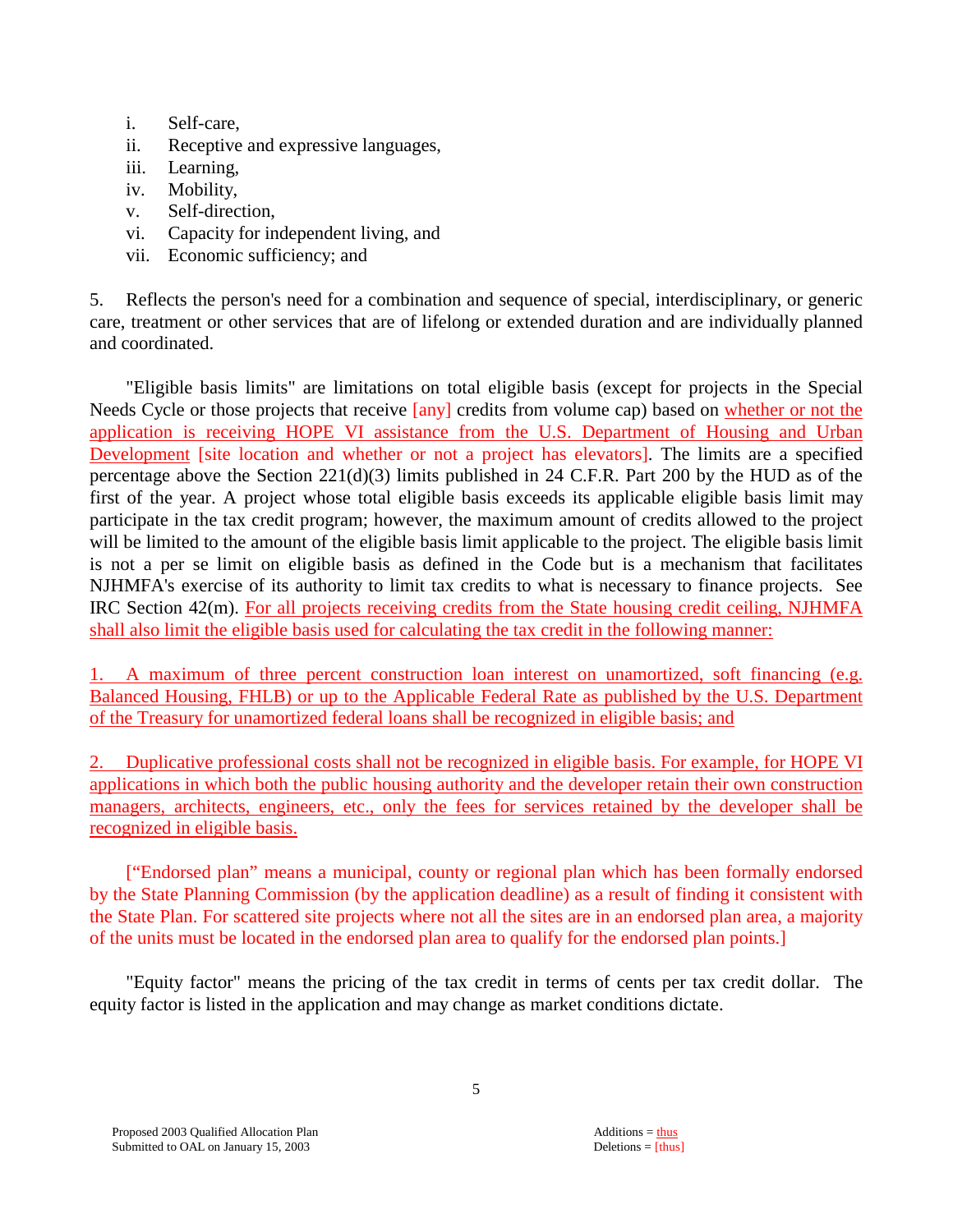i. Self-care,
ii. Receptive and expressive languages,
iii. Learning,
iv. Mobility,
v. Self-direction,
vi. Capacity for independent living, and
vii. Economic sufficiency; and

5. Reflects the person's need for a combination and sequence of special, interdisciplinary, or generic care, treatment or other services that are of lifelong or extended duration and are individually planned and coordinated.

"Eligible basis limits" are limitations on total eligible basis (except for projects in the Special Needs Cycle or those projects that receive [any] credits from volume cap) based on whether or not the application is receiving HOPE VI assistance from the U.S. Department of Housing and Urban Development [site location and whether or not a project has elevators]. The limits are a specified percentage above the Section 221(d)(3) limits published in 24 C.F.R. Part 200 by the HUD as of the first of the year. A project whose total eligible basis exceeds its applicable eligible basis limit may participate in the tax credit program; however, the maximum amount of credits allowed to the project will be limited to the amount of the eligible basis limit applicable to the project. The eligible basis limit is not a per se limit on eligible basis as defined in the Code but is a mechanism that facilitates NJHMFA's exercise of its authority to limit tax credits to what is necessary to finance projects. See IRC Section 42(m). For all projects receiving credits from the State housing credit ceiling, NJHMFA shall also limit the eligible basis used for calculating the tax credit in the following manner:

1. A maximum of three percent construction loan interest on unamortized, soft financing (e.g. Balanced Housing, FHLB) or up to the Applicable Federal Rate as published by the U.S. Department of the Treasury for unamortized federal loans shall be recognized in eligible basis; and

2. Duplicative professional costs shall not be recognized in eligible basis. For example, for HOPE VI applications in which both the public housing authority and the developer retain their own construction managers, architects, engineers, etc., only the fees for services retained by the developer shall be recognized in eligible basis.

[“Endorsed plan” means a municipal, county or regional plan which has been formally endorsed by the State Planning Commission (by the application deadline) as a result of finding it consistent with the State Plan. For scattered site projects where not all the sites are in an endorsed plan area, a majority of the units must be located in the endorsed plan area to qualify for the endorsed plan points.]

"Equity factor" means the pricing of the tax credit in terms of cents per tax credit dollar. The equity factor is listed in the application and may change as market conditions dictate.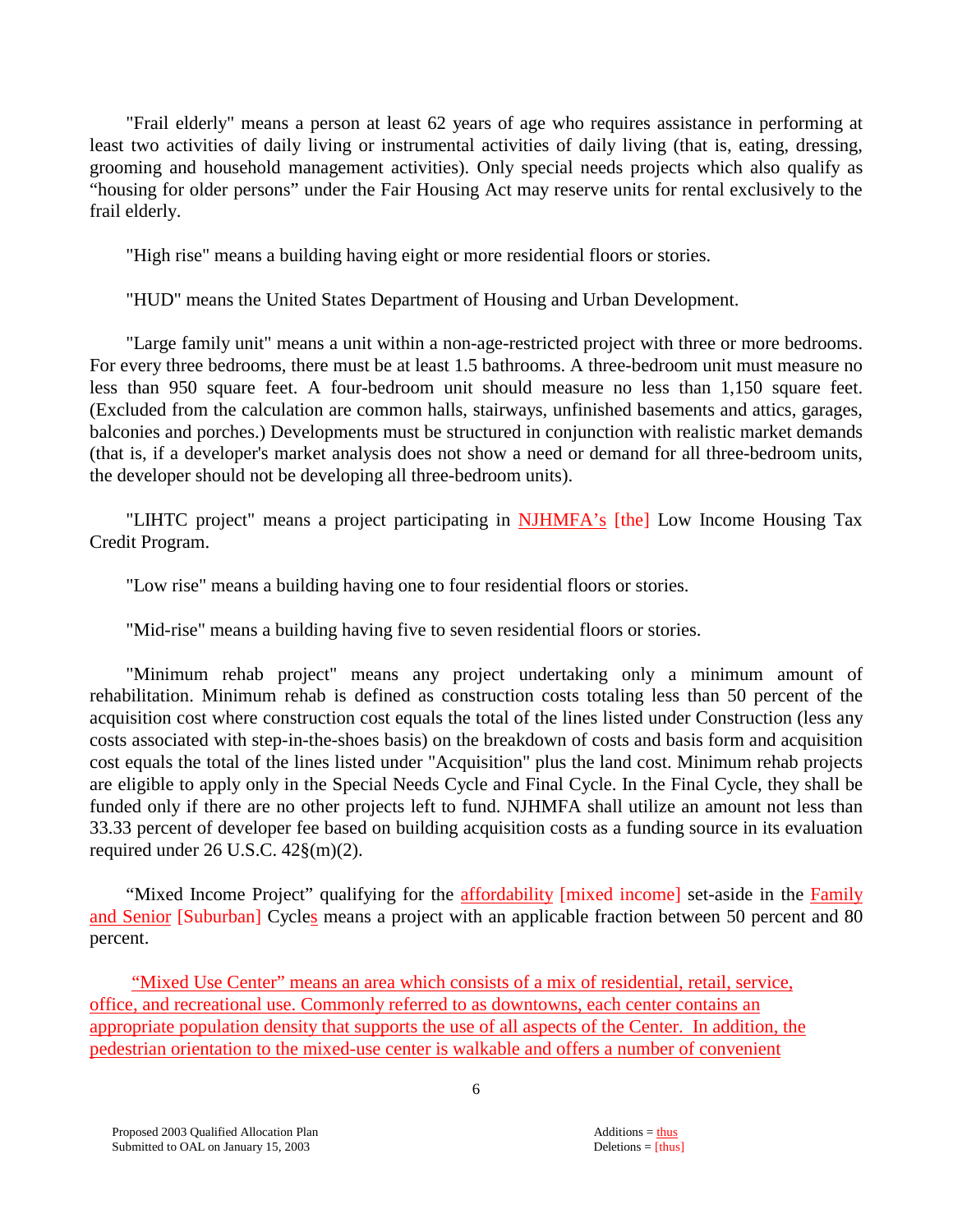"Frail elderly" means a person at least 62 years of age who requires assistance in performing at least two activities of daily living or instrumental activities of daily living (that is, eating, dressing, grooming and household management activities). Only special needs projects which also qualify as "housing for older persons" under the Fair Housing Act may reserve units for rental exclusively to the frail elderly.

"High rise" means a building having eight or more residential floors or stories.

"HUD" means the United States Department of Housing and Urban Development.

"Large family unit" means a unit within a non-age-restricted project with three or more bedrooms. For every three bedrooms, there must be at least 1.5 bathrooms. A three-bedroom unit must measure no less than 950 square feet. A four-bedroom unit should measure no less than 1,150 square feet. (Excluded from the calculation are common halls, stairways, unfinished basements and attics, garages, balconies and porches.) Developments must be structured in conjunction with realistic market demands (that is, if a developer's market analysis does not show a need or demand for all three-bedroom units, the developer should not be developing all three-bedroom units).

"LIHTC project" means a project participating in <u>NJHMFA's</u> [the] Low Income Housing Tax Credit Program.

"Low rise" means a building having one to four residential floors or stories.

"Mid-rise" means a building having five to seven residential floors or stories.

"Minimum rehab project" means any project undertaking only a minimum amount of rehabilitation. Minimum rehab is defined as construction costs totaling less than 50 percent of the acquisition cost where construction cost equals the total of the lines listed under Construction (less any costs associated with step-in-the-shoes basis) on the breakdown of costs and basis form and acquisition cost equals the total of the lines listed under "Acquisition" plus the land cost. Minimum rehab projects are eligible to apply only in the Special Needs Cycle and Final Cycle. In the Final Cycle, they shall be funded only if there are no other projects left to fund. NJHMFA shall utilize an amount not less than 33.33 percent of developer fee based on building acquisition costs as a funding source in its evaluation required under 26 U.S.C. 42§(m)(2).

"Mixed Income Project" qualifying for the <u>affordability</u> [mixed income] set-aside in the <u>Family and Senior</u> [Suburban] Cycle<u>s</u> means a project with an applicable fraction between 50 percent and 80 percent.

<u>"Mixed Use Center" means an area which consists of a mix of residential, retail, service, office, and recreational use. Commonly referred to as downtowns, each center contains an appropriate population density that supports the use of all aspects of the Center. In addition, the pedestrian orientation to the mixed-use center is walkable and offers a number of convenient</u>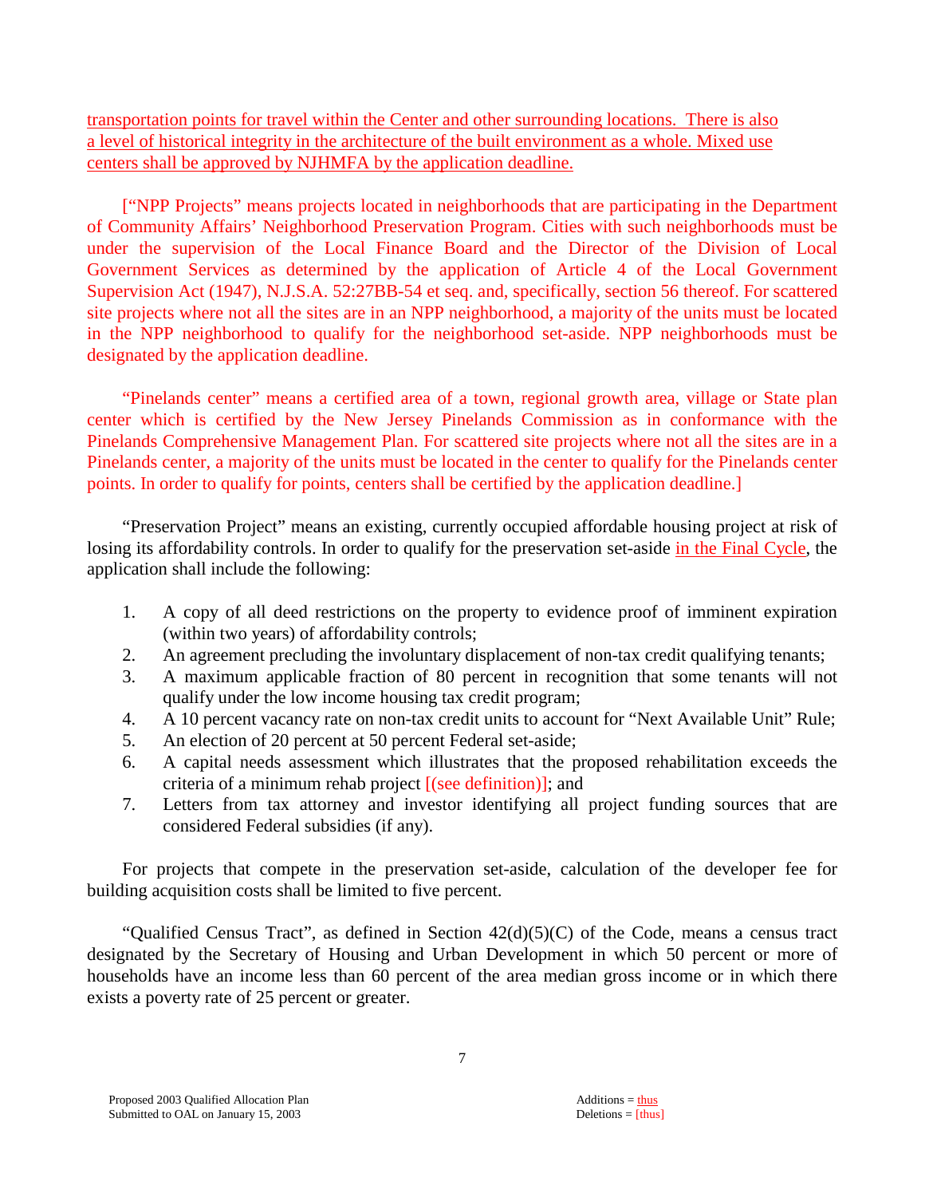transportation points for travel within the Center and other surrounding locations. There is also a level of historical integrity in the architecture of the built environment as a whole. Mixed use centers shall be approved by NJHMFA by the application deadline.

["NPP Projects" means projects located in neighborhoods that are participating in the Department of Community Affairs' Neighborhood Preservation Program. Cities with such neighborhoods must be under the supervision of the Local Finance Board and the Director of the Division of Local Government Services as determined by the application of Article 4 of the Local Government Supervision Act (1947), N.J.S.A. 52:27BB-54 et seq. and, specifically, section 56 thereof. For scattered site projects where not all the sites are in an NPP neighborhood, a majority of the units must be located in the NPP neighborhood to qualify for the neighborhood set-aside. NPP neighborhoods must be designated by the application deadline.

"Pinelands center" means a certified area of a town, regional growth area, village or State plan center which is certified by the New Jersey Pinelands Commission as in conformance with the Pinelands Comprehensive Management Plan. For scattered site projects where not all the sites are in a Pinelands center, a majority of the units must be located in the center to qualify for the Pinelands center points. In order to qualify for points, centers shall be certified by the application deadline.]

"Preservation Project" means an existing, currently occupied affordable housing project at risk of losing its affordability controls. In order to qualify for the preservation set-aside in the Final Cycle, the application shall include the following:

1. A copy of all deed restrictions on the property to evidence proof of imminent expiration (within two years) of affordability controls;
2. An agreement precluding the involuntary displacement of non-tax credit qualifying tenants;
3. A maximum applicable fraction of 80 percent in recognition that some tenants will not qualify under the low income housing tax credit program;
4. A 10 percent vacancy rate on non-tax credit units to account for "Next Available Unit" Rule;
5. An election of 20 percent at 50 percent Federal set-aside;
6. A capital needs assessment which illustrates that the proposed rehabilitation exceeds the criteria of a minimum rehab project [(see definition)]; and
7. Letters from tax attorney and investor identifying all project funding sources that are considered Federal subsidies (if any).

For projects that compete in the preservation set-aside, calculation of the developer fee for building acquisition costs shall be limited to five percent.

"Qualified Census Tract", as defined in Section 42(d)(5)(C) of the Code, means a census tract designated by the Secretary of Housing and Urban Development in which 50 percent or more of households have an income less than 60 percent of the area median gross income or in which there exists a poverty rate of 25 percent or greater.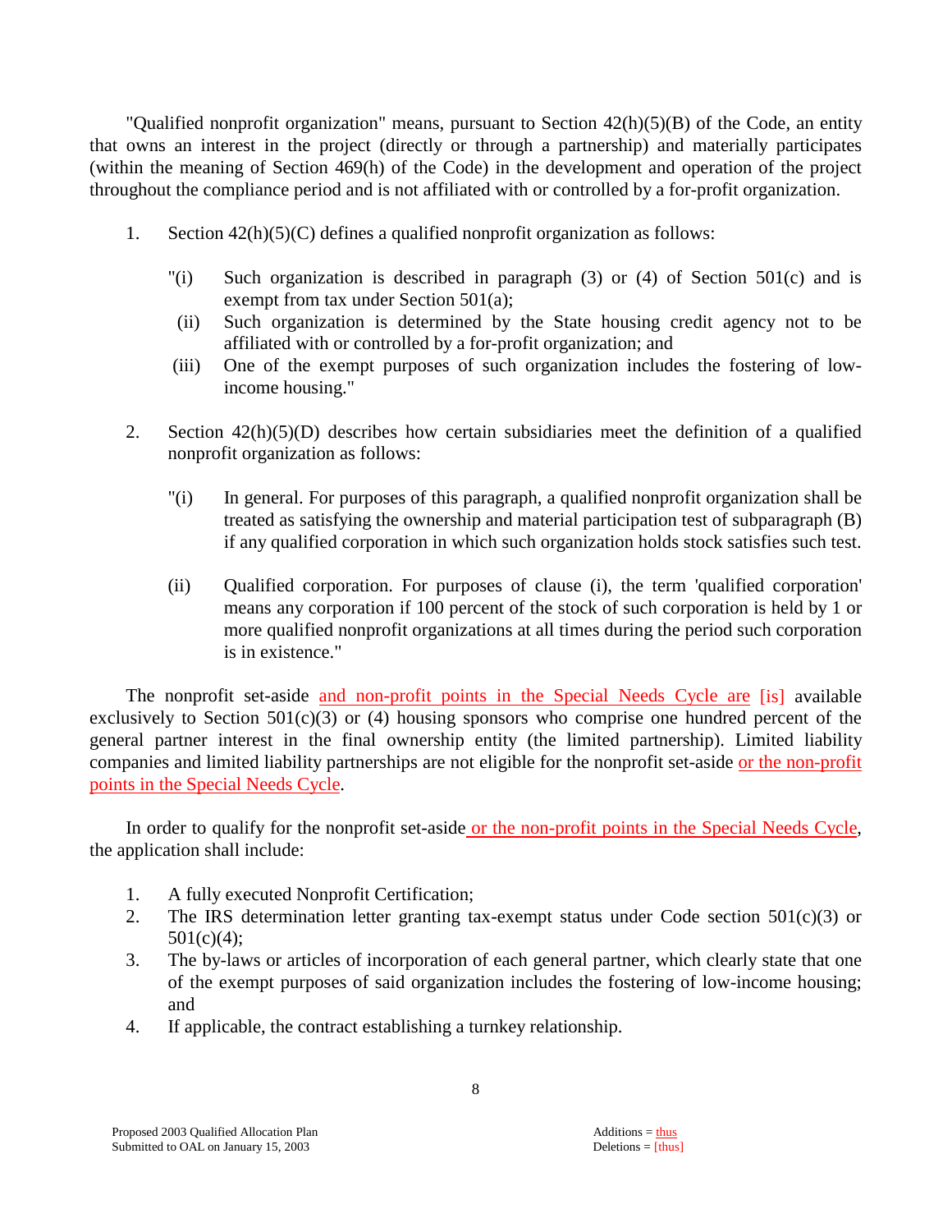"Qualified nonprofit organization" means, pursuant to Section 42(h)(5)(B) of the Code, an entity that owns an interest in the project (directly or through a partnership) and materially participates (within the meaning of Section 469(h) of the Code) in the development and operation of the project throughout the compliance period and is not affiliated with or controlled by a for-profit organization.

1. Section 42(h)(5)(C) defines a qualified nonprofit organization as follows:

   "(i) Such organization is described in paragraph (3) or (4) of Section 501(c) and is exempt from tax under Section 501(a);

   (ii) Such organization is determined by the State housing credit agency not to be affiliated with or controlled by a for-profit organization; and

   (iii) One of the exempt purposes of such organization includes the fostering of low-income housing."

2. Section 42(h)(5)(D) describes how certain subsidiaries meet the definition of a qualified nonprofit organization as follows:

   "(i) In general. For purposes of this paragraph, a qualified nonprofit organization shall be treated as satisfying the ownership and material participation test of subparagraph (B) if any qualified corporation in which such organization holds stock satisfies such test.

   (ii) Qualified corporation. For purposes of clause (i), the term 'qualified corporation' means any corporation if 100 percent of the stock of such corporation is held by 1 or more qualified nonprofit organizations at all times during the period such corporation is in existence."

The nonprofit set-aside <u>and non-profit points in the Special Needs Cycle are</u> [is] available exclusively to Section 501(c)(3) or (4) housing sponsors who comprise one hundred percent of the general partner interest in the final ownership entity (the limited partnership). Limited liability companies and limited liability partnerships are not eligible for the nonprofit set-aside <u>or the non-profit points in the Special Needs Cycle</u>.

In order to qualify for the nonprofit set-aside<u> or the non-profit points in the Special Needs Cycle</u>, the application shall include:

1. A fully executed Nonprofit Certification;
2. The IRS determination letter granting tax-exempt status under Code section 501(c)(3) or 501(c)(4);
3. The by-laws or articles of incorporation of each general partner, which clearly state that one of the exempt purposes of said organization includes the fostering of low-income housing; and
4. If applicable, the contract establishing a turnkey relationship.

Proposed 2003 Qualified Allocation Plan
Submitted to OAL on January 15, 2003

Additions = <u>thus</u>
Deletions = [thus]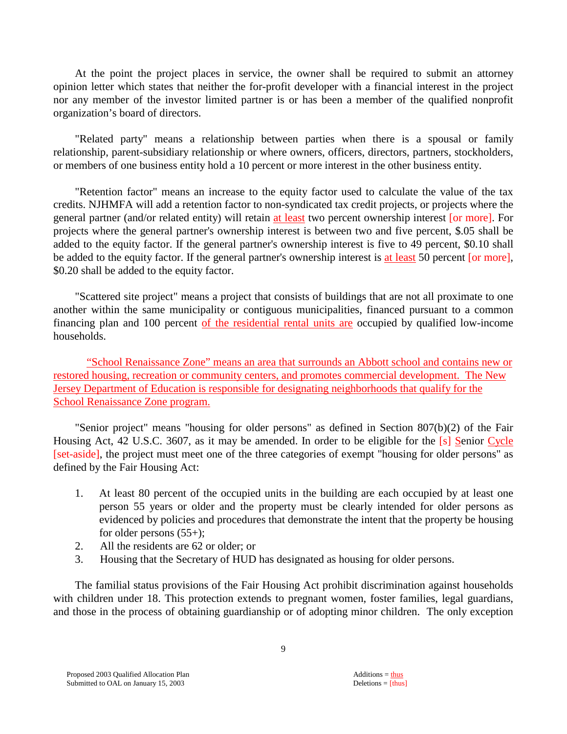At the point the project places in service, the owner shall be required to submit an attorney opinion letter which states that neither the for-profit developer with a financial interest in the project nor any member of the investor limited partner is or has been a member of the qualified nonprofit organization's board of directors.

"Related party" means a relationship between parties when there is a spousal or family relationship, parent-subsidiary relationship or where owners, officers, directors, partners, stockholders, or members of one business entity hold a 10 percent or more interest in the other business entity.

"Retention factor" means an increase to the equity factor used to calculate the value of the tax credits. NJHMFA will add a retention factor to non-syndicated tax credit projects, or projects where the general partner (and/or related entity) will retain at least two percent ownership interest [or more]. For projects where the general partner's ownership interest is between two and five percent, $.05 shall be added to the equity factor. If the general partner's ownership interest is five to 49 percent, $0.10 shall be added to the equity factor. If the general partner's ownership interest is at least 50 percent [or more], $0.20 shall be added to the equity factor.

"Scattered site project" means a project that consists of buildings that are not all proximate to one another within the same municipality or contiguous municipalities, financed pursuant to a common financing plan and 100 percent of the residential rental units are occupied by qualified low-income households.

"School Renaissance Zone" means an area that surrounds an Abbott school and contains new or restored housing, recreation or community centers, and promotes commercial development. The New Jersey Department of Education is responsible for designating neighborhoods that qualify for the School Renaissance Zone program.

"Senior project" means "housing for older persons" as defined in Section 807(b)(2) of the Fair Housing Act, 42 U.S.C. 3607, as it may be amended. In order to be eligible for the [s] Senior Cycle [set-aside], the project must meet one of the three categories of exempt "housing for older persons" as defined by the Fair Housing Act:

1. At least 80 percent of the occupied units in the building are each occupied by at least one person 55 years or older and the property must be clearly intended for older persons as evidenced by policies and procedures that demonstrate the intent that the property be housing for older persons (55+);
2. All the residents are 62 or older; or
3. Housing that the Secretary of HUD has designated as housing for older persons.

The familial status provisions of the Fair Housing Act prohibit discrimination against households with children under 18. This protection extends to pregnant women, foster families, legal guardians, and those in the process of obtaining guardianship or of adopting minor children. The only exception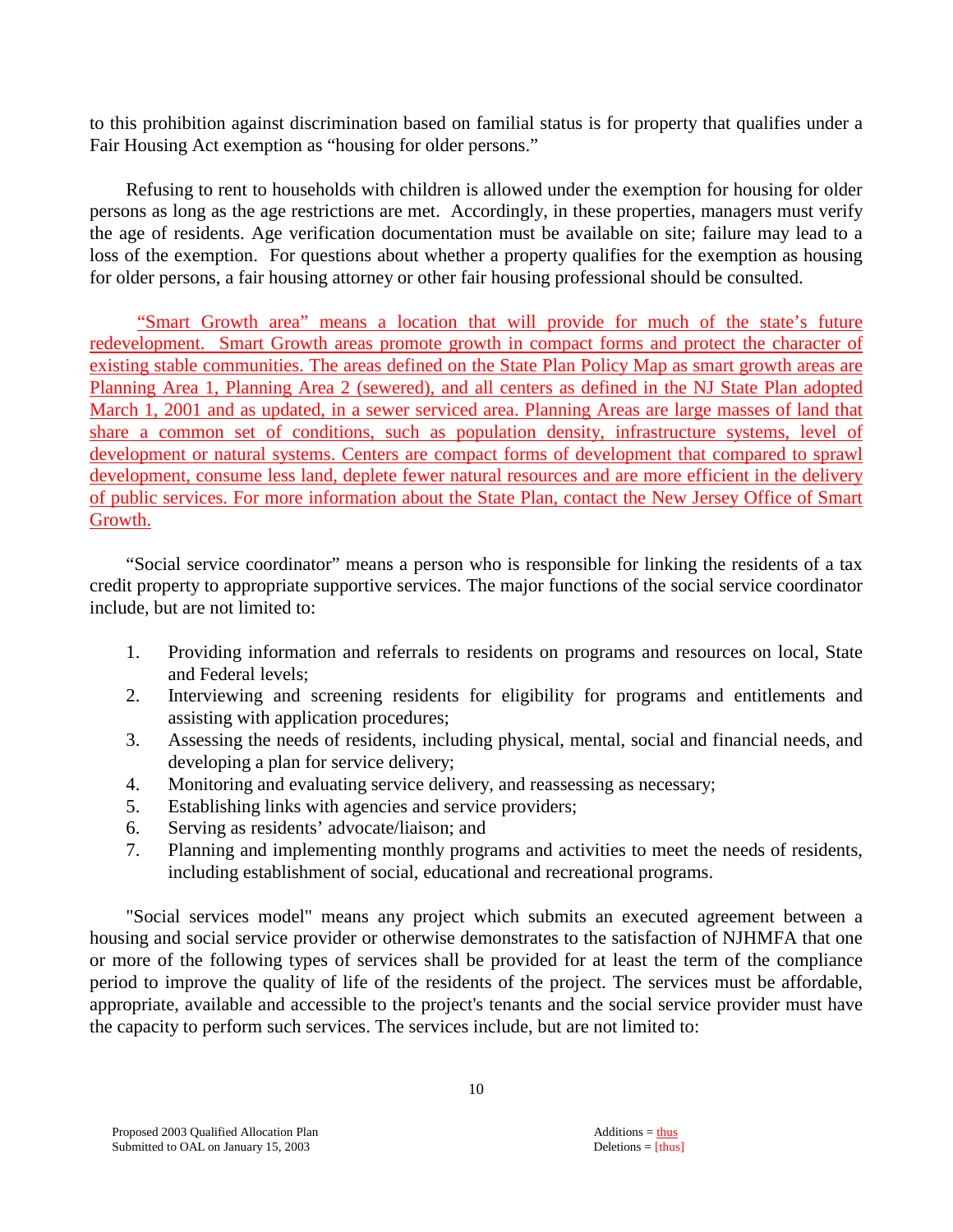to this prohibition against discrimination based on familial status is for property that qualifies under a Fair Housing Act exemption as "housing for older persons."

Refusing to rent to households with children is allowed under the exemption for housing for older persons as long as the age restrictions are met. Accordingly, in these properties, managers must verify the age of residents. Age verification documentation must be available on site; failure may lead to a loss of the exemption. For questions about whether a property qualifies for the exemption as housing for older persons, a fair housing attorney or other fair housing professional should be consulted.

<u>"Smart Growth area" means a location that will provide for much of the state's future redevelopment. Smart Growth areas promote growth in compact forms and protect the character of existing stable communities. The areas defined on the State Plan Policy Map as smart growth areas are Planning Area 1, Planning Area 2 (sewered), and all centers as defined in the NJ State Plan adopted March 1, 2001 and as updated, in a sewer serviced area. Planning Areas are large masses of land that share a common set of conditions, such as population density, infrastructure systems, level of development or natural systems. Centers are compact forms of development that compared to sprawl development, consume less land, deplete fewer natural resources and are more efficient in the delivery of public services. For more information about the State Plan, contact the New Jersey Office of Smart Growth.</u>

"Social service coordinator" means a person who is responsible for linking the residents of a tax credit property to appropriate supportive services. The major functions of the social service coordinator include, but are not limited to:

1. Providing information and referrals to residents on programs and resources on local, State and Federal levels;
2. Interviewing and screening residents for eligibility for programs and entitlements and assisting with application procedures;
3. Assessing the needs of residents, including physical, mental, social and financial needs, and developing a plan for service delivery;
4. Monitoring and evaluating service delivery, and reassessing as necessary;
5. Establishing links with agencies and service providers;
6. Serving as residents' advocate/liaison; and
7. Planning and implementing monthly programs and activities to meet the needs of residents, including establishment of social, educational and recreational programs.

"Social services model" means any project which submits an executed agreement between a housing and social service provider or otherwise demonstrates to the satisfaction of NJHMFA that one or more of the following types of services shall be provided for at least the term of the compliance period to improve the quality of life of the residents of the project. The services must be affordable, appropriate, available and accessible to the project's tenants and the social service provider must have the capacity to perform such services. The services include, but are not limited to: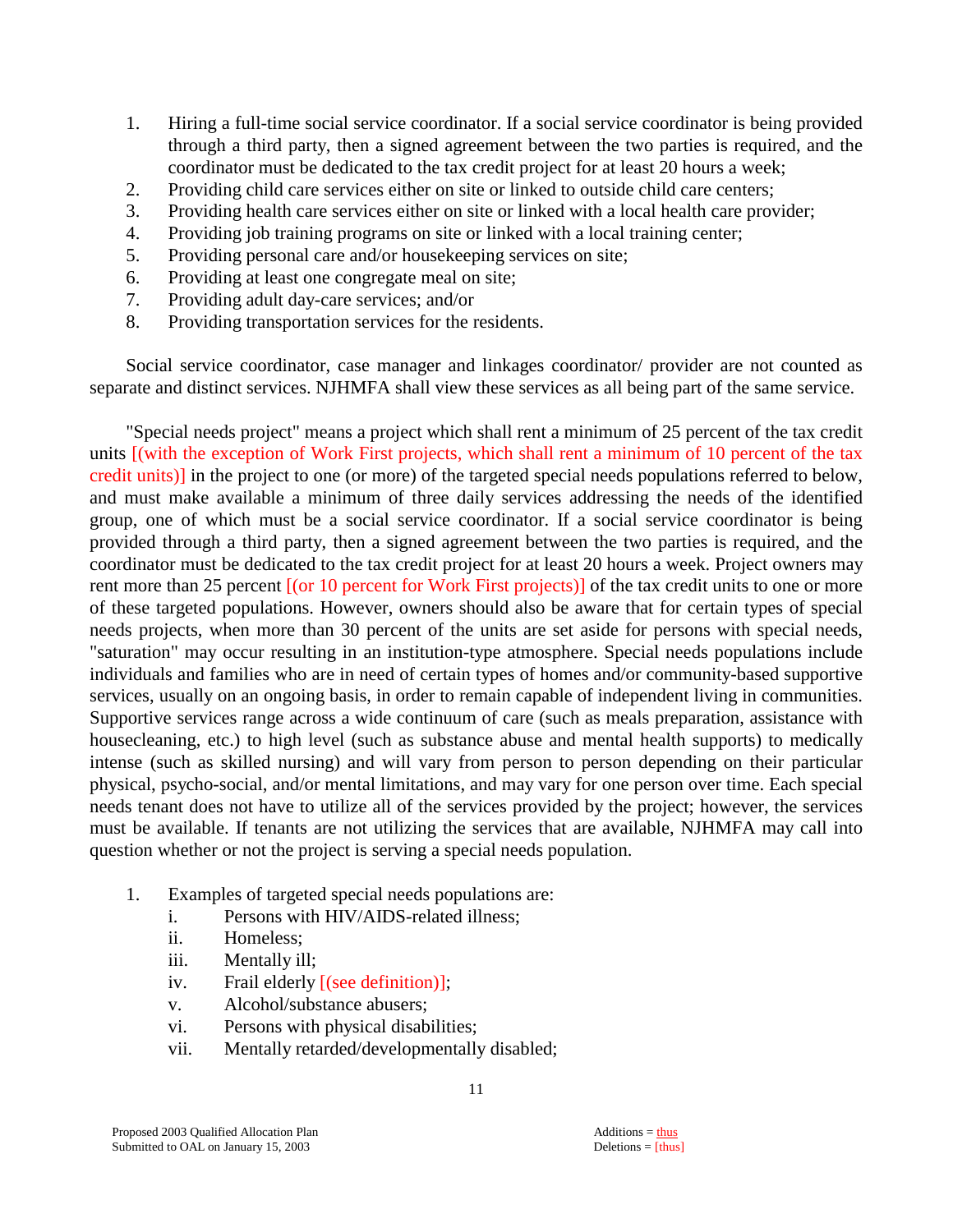1. Hiring a full-time social service coordinator. If a social service coordinator is being provided through a third party, then a signed agreement between the two parties is required, and the coordinator must be dedicated to the tax credit project for at least 20 hours a week;
2. Providing child care services either on site or linked to outside child care centers;
3. Providing health care services either on site or linked with a local health care provider;
4. Providing job training programs on site or linked with a local training center;
5. Providing personal care and/or housekeeping services on site;
6. Providing at least one congregate meal on site;
7. Providing adult day-care services; and/or
8. Providing transportation services for the residents.

Social service coordinator, case manager and linkages coordinator/ provider are not counted as separate and distinct services. NJHMFA shall view these services as all being part of the same service.

"Special needs project" means a project which shall rent a minimum of 25 percent of the tax credit units [(with the exception of Work First projects, which shall rent a minimum of 10 percent of the tax credit units)] in the project to one (or more) of the targeted special needs populations referred to below, and must make available a minimum of three daily services addressing the needs of the identified group, one of which must be a social service coordinator. If a social service coordinator is being provided through a third party, then a signed agreement between the two parties is required, and the coordinator must be dedicated to the tax credit project for at least 20 hours a week. Project owners may rent more than 25 percent [(or 10 percent for Work First projects)] of the tax credit units to one or more of these targeted populations. However, owners should also be aware that for certain types of special needs projects, when more than 30 percent of the units are set aside for persons with special needs, "saturation" may occur resulting in an institution-type atmosphere. Special needs populations include individuals and families who are in need of certain types of homes and/or community-based supportive services, usually on an ongoing basis, in order to remain capable of independent living in communities. Supportive services range across a wide continuum of care (such as meals preparation, assistance with housecleaning, etc.) to high level (such as substance abuse and mental health supports) to medically intense (such as skilled nursing) and will vary from person to person depending on their particular physical, psycho-social, and/or mental limitations, and may vary for one person over time. Each special needs tenant does not have to utilize all of the services provided by the project; however, the services must be available. If tenants are not utilizing the services that are available, NJHMFA may call into question whether or not the project is serving a special needs population.

1. Examples of targeted special needs populations are:
   - i. Persons with HIV/AIDS-related illness;
   - ii. Homeless;
   - iii. Mentally ill;
   - iv. Frail elderly [(see definition)];
   - v. Alcohol/substance abusers;
   - vi. Persons with physical disabilities;
   - vii. Mentally retarded/developmentally disabled;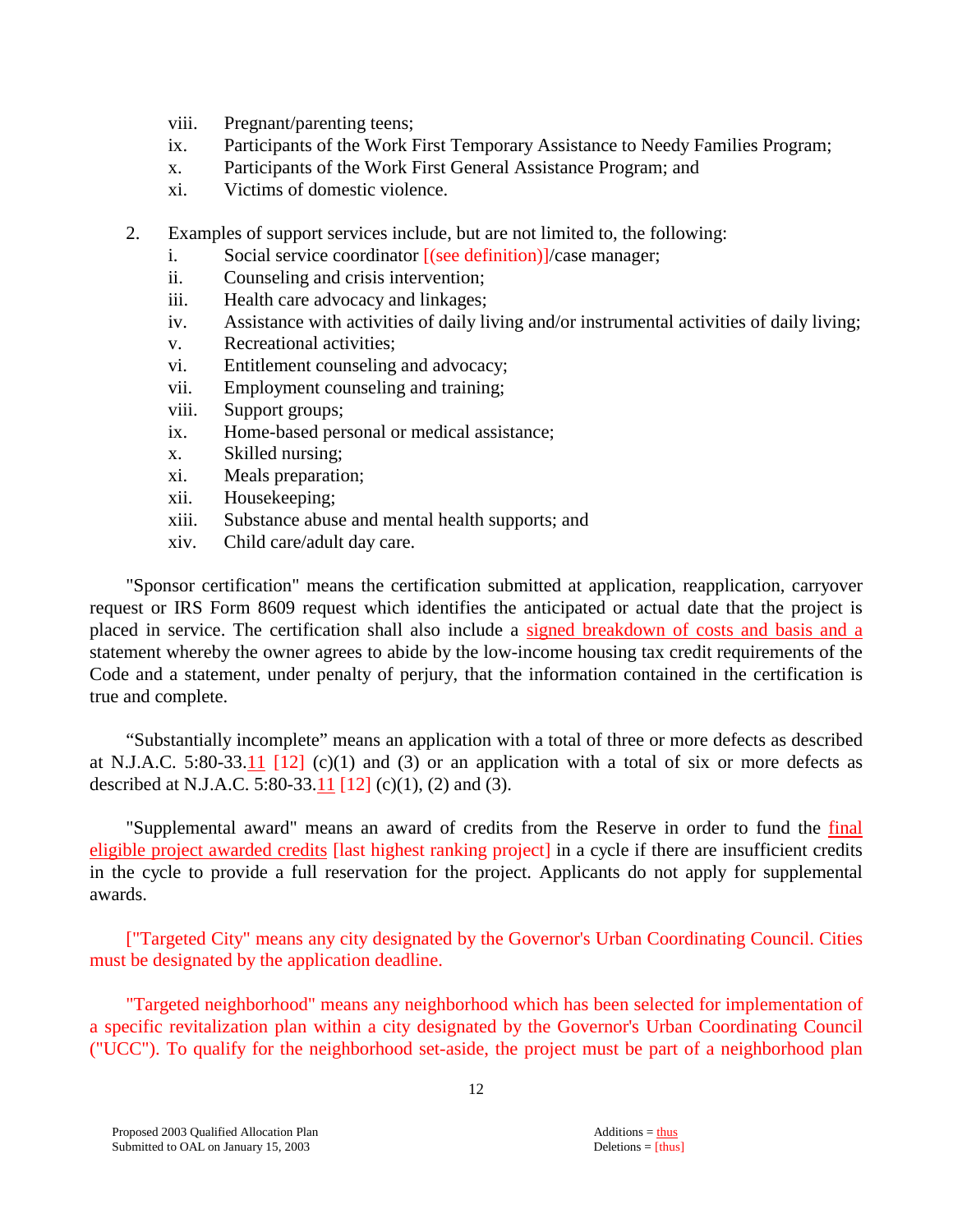viii. Pregnant/parenting teens;
ix. Participants of the Work First Temporary Assistance to Needy Families Program;
x. Participants of the Work First General Assistance Program; and
xi. Victims of domestic violence.

2. Examples of support services include, but are not limited to, the following:
   i. Social service coordinator [(see definition)]/case manager;
   ii. Counseling and crisis intervention;
   iii. Health care advocacy and linkages;
   iv. Assistance with activities of daily living and/or instrumental activities of daily living;
   v. Recreational activities;
   vi. Entitlement counseling and advocacy;
   vii. Employment counseling and training;
   viii. Support groups;
   ix. Home-based personal or medical assistance;
   x. Skilled nursing;
   xi. Meals preparation;
   xii. Housekeeping;
   xiii. Substance abuse and mental health supports; and
   xiv. Child care/adult day care.

"Sponsor certification" means the certification submitted at application, reapplication, carryover request or IRS Form 8609 request which identifies the anticipated or actual date that the project is placed in service. The certification shall also include a signed breakdown of costs and basis and a statement whereby the owner agrees to abide by the low-income housing tax credit requirements of the Code and a statement, under penalty of perjury, that the information contained in the certification is true and complete.

"Substantially incomplete" means an application with a total of three or more defects as described at N.J.A.C. 5:80-33.11 [12] (c)(1) and (3) or an application with a total of six or more defects as described at N.J.A.C. 5:80-33.11 [12] (c)(1), (2) and (3).

"Supplemental award" means an award of credits from the Reserve in order to fund the final eligible project awarded credits [last highest ranking project] in a cycle if there are insufficient credits in the cycle to provide a full reservation for the project. Applicants do not apply for supplemental awards.

["Targeted City" means any city designated by the Governor's Urban Coordinating Council. Cities must be designated by the application deadline.

"Targeted neighborhood" means any neighborhood which has been selected for implementation of a specific revitalization plan within a city designated by the Governor's Urban Coordinating Council ("UCC"). To qualify for the neighborhood set-aside, the project must be part of a neighborhood plan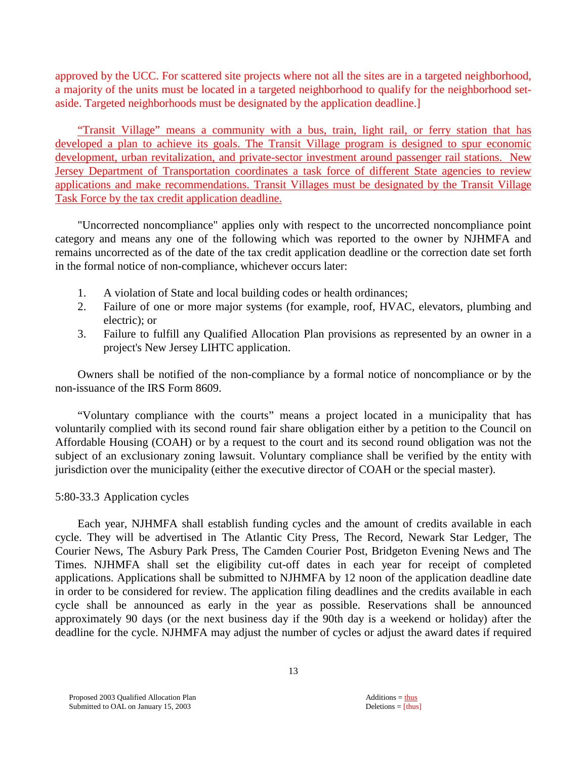approved by the UCC. For scattered site projects where not all the sites are in a targeted neighborhood, a majority of the units must be located in a targeted neighborhood to qualify for the neighborhood set-aside. Targeted neighborhoods must be designated by the application deadline.]

"Transit Village" means a community with a bus, train, light rail, or ferry station that has developed a plan to achieve its goals. The Transit Village program is designed to spur economic development, urban revitalization, and private-sector investment around passenger rail stations. New Jersey Department of Transportation coordinates a task force of different State agencies to review applications and make recommendations. Transit Villages must be designated by the Transit Village Task Force by the tax credit application deadline.

"Uncorrected noncompliance" applies only with respect to the uncorrected noncompliance point category and means any one of the following which was reported to the owner by NJHMFA and remains uncorrected as of the date of the tax credit application deadline or the correction date set forth in the formal notice of non-compliance, whichever occurs later:

1. A violation of State and local building codes or health ordinances;
2. Failure of one or more major systems (for example, roof, HVAC, elevators, plumbing and electric); or
3. Failure to fulfill any Qualified Allocation Plan provisions as represented by an owner in a project's New Jersey LIHTC application.

Owners shall be notified of the non-compliance by a formal notice of noncompliance or by the non-issuance of the IRS Form 8609.

"Voluntary compliance with the courts" means a project located in a municipality that has voluntarily complied with its second round fair share obligation either by a petition to the Council on Affordable Housing (COAH) or by a request to the court and its second round obligation was not the subject of an exclusionary zoning lawsuit. Voluntary compliance shall be verified by the entity with jurisdiction over the municipality (either the executive director of COAH or the special master).

5:80-33.3 Application cycles

Each year, NJHMFA shall establish funding cycles and the amount of credits available in each cycle. They will be advertised in The Atlantic City Press, The Record, Newark Star Ledger, The Courier News, The Asbury Park Press, The Camden Courier Post, Bridgeton Evening News and The Times. NJHMFA shall set the eligibility cut-off dates in each year for receipt of completed applications. Applications shall be submitted to NJHMFA by 12 noon of the application deadline date in order to be considered for review. The application filing deadlines and the credits available in each cycle shall be announced as early in the year as possible. Reservations shall be announced approximately 90 days (or the next business day if the 90th day is a weekend or holiday) after the deadline for the cycle. NJHMFA may adjust the number of cycles or adjust the award dates if required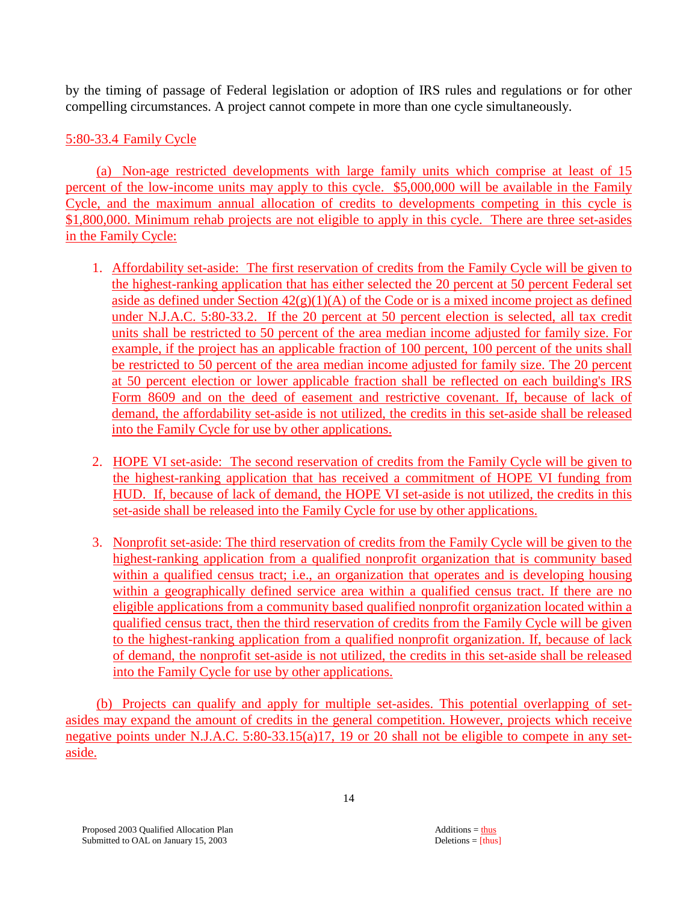by the timing of passage of Federal legislation or adoption of IRS rules and regulations or for other compelling circumstances. A project cannot compete in more than one cycle simultaneously.

5:80-33.4 Family Cycle

(a) Non-age restricted developments with large family units which comprise at least of 15 percent of the low-income units may apply to this cycle. $5,000,000 will be available in the Family Cycle, and the maximum annual allocation of credits to developments competing in this cycle is $1,800,000. Minimum rehab projects are not eligible to apply in this cycle. There are three set-asides in the Family Cycle:

1. Affordability set-aside: The first reservation of credits from the Family Cycle will be given to the highest-ranking application that has either selected the 20 percent at 50 percent Federal set aside as defined under Section 42(g)(1)(A) of the Code or is a mixed income project as defined under N.J.A.C. 5:80-33.2. If the 20 percent at 50 percent election is selected, all tax credit units shall be restricted to 50 percent of the area median income adjusted for family size. For example, if the project has an applicable fraction of 100 percent, 100 percent of the units shall be restricted to 50 percent of the area median income adjusted for family size. The 20 percent at 50 percent election or lower applicable fraction shall be reflected on each building's IRS Form 8609 and on the deed of easement and restrictive covenant. If, because of lack of demand, the affordability set-aside is not utilized, the credits in this set-aside shall be released into the Family Cycle for use by other applications.

2. HOPE VI set-aside: The second reservation of credits from the Family Cycle will be given to the highest-ranking application that has received a commitment of HOPE VI funding from HUD. If, because of lack of demand, the HOPE VI set-aside is not utilized, the credits in this set-aside shall be released into the Family Cycle for use by other applications.

3. Nonprofit set-aside: The third reservation of credits from the Family Cycle will be given to the highest-ranking application from a qualified nonprofit organization that is community based within a qualified census tract; i.e., an organization that operates and is developing housing within a geographically defined service area within a qualified census tract. If there are no eligible applications from a community based qualified nonprofit organization located within a qualified census tract, then the third reservation of credits from the Family Cycle will be given to the highest-ranking application from a qualified nonprofit organization. If, because of lack of demand, the nonprofit set-aside is not utilized, the credits in this set-aside shall be released into the Family Cycle for use by other applications.

(b) Projects can qualify and apply for multiple set-asides. This potential overlapping of set-asides may expand the amount of credits in the general competition. However, projects which receive negative points under N.J.A.C. 5:80-33.15(a)17, 19 or 20 shall not be eligible to compete in any set-aside.

Proposed 2003 Qualified Allocation Plan
Submitted to OAL on January 15, 2003

Additions = thus
Deletions = [thus]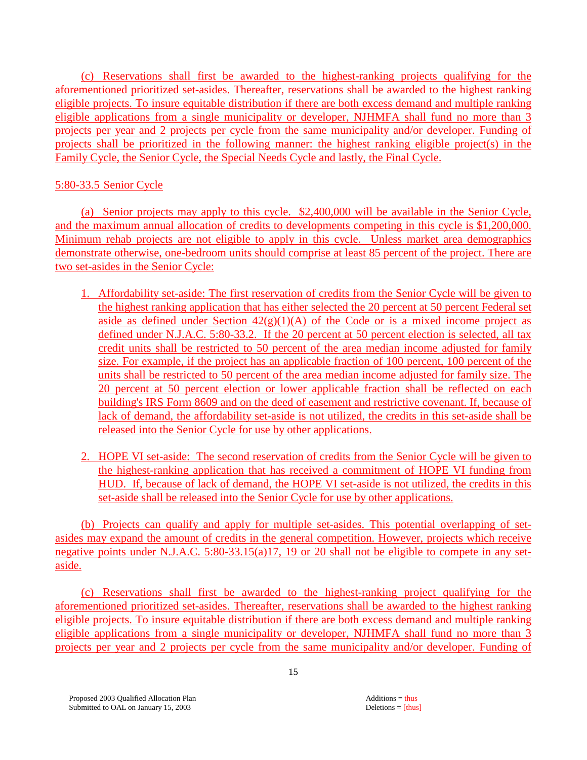(c) Reservations shall first be awarded to the highest-ranking projects qualifying for the aforementioned prioritized set-asides. Thereafter, reservations shall be awarded to the highest ranking eligible projects. To insure equitable distribution if there are both excess demand and multiple ranking eligible applications from a single municipality or developer, NJHMFA shall fund no more than 3 projects per year and 2 projects per cycle from the same municipality and/or developer. Funding of projects shall be prioritized in the following manner: the highest ranking eligible project(s) in the Family Cycle, the Senior Cycle, the Special Needs Cycle and lastly, the Final Cycle.

5:80-33.5 Senior Cycle

(a) Senior projects may apply to this cycle. $2,400,000 will be available in the Senior Cycle, and the maximum annual allocation of credits to developments competing in this cycle is $1,200,000. Minimum rehab projects are not eligible to apply in this cycle. Unless market area demographics demonstrate otherwise, one-bedroom units should comprise at least 85 percent of the project. There are two set-asides in the Senior Cycle:

1. Affordability set-aside: The first reservation of credits from the Senior Cycle will be given to the highest ranking application that has either selected the 20 percent at 50 percent Federal set aside as defined under Section 42(g)(1)(A) of the Code or is a mixed income project as defined under N.J.A.C. 5:80-33.2. If the 20 percent at 50 percent election is selected, all tax credit units shall be restricted to 50 percent of the area median income adjusted for family size. For example, if the project has an applicable fraction of 100 percent, 100 percent of the units shall be restricted to 50 percent of the area median income adjusted for family size. The 20 percent at 50 percent election or lower applicable fraction shall be reflected on each building's IRS Form 8609 and on the deed of easement and restrictive covenant. If, because of lack of demand, the affordability set-aside is not utilized, the credits in this set-aside shall be released into the Senior Cycle for use by other applications.

2. HOPE VI set-aside: The second reservation of credits from the Senior Cycle will be given to the highest-ranking application that has received a commitment of HOPE VI funding from HUD. If, because of lack of demand, the HOPE VI set-aside is not utilized, the credits in this set-aside shall be released into the Senior Cycle for use by other applications.

(b) Projects can qualify and apply for multiple set-asides. This potential overlapping of set-asides may expand the amount of credits in the general competition. However, projects which receive negative points under N.J.A.C. 5:80-33.15(a)17, 19 or 20 shall not be eligible to compete in any set-aside.

(c) Reservations shall first be awarded to the highest-ranking project qualifying for the aforementioned prioritized set-asides. Thereafter, reservations shall be awarded to the highest ranking eligible projects. To insure equitable distribution if there are both excess demand and multiple ranking eligible applications from a single municipality or developer, NJHMFA shall fund no more than 3 projects per year and 2 projects per cycle from the same municipality and/or developer. Funding of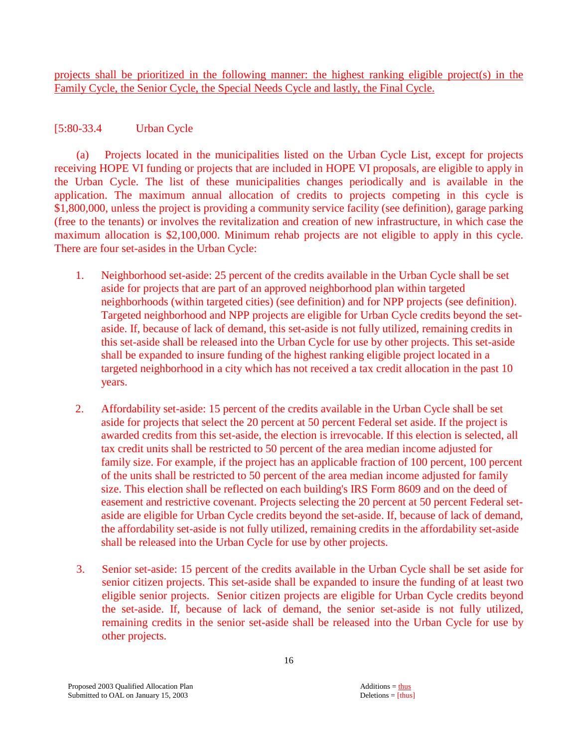projects shall be prioritized in the following manner: the highest ranking eligible project(s) in the Family Cycle, the Senior Cycle, the Special Needs Cycle and lastly, the Final Cycle.

[5:80-33.4 Urban Cycle

(a) Projects located in the municipalities listed on the Urban Cycle List, except for projects receiving HOPE VI funding or projects that are included in HOPE VI proposals, are eligible to apply in the Urban Cycle. The list of these municipalities changes periodically and is available in the application. The maximum annual allocation of credits to projects competing in this cycle is $1,800,000, unless the project is providing a community service facility (see definition), garage parking (free to the tenants) or involves the revitalization and creation of new infrastructure, in which case the maximum allocation is $2,100,000. Minimum rehab projects are not eligible to apply in this cycle. There are four set-asides in the Urban Cycle:

1. Neighborhood set-aside: 25 percent of the credits available in the Urban Cycle shall be set aside for projects that are part of an approved neighborhood plan within targeted neighborhoods (within targeted cities) (see definition) and for NPP projects (see definition). Targeted neighborhood and NPP projects are eligible for Urban Cycle credits beyond the set-aside. If, because of lack of demand, this set-aside is not fully utilized, remaining credits in this set-aside shall be released into the Urban Cycle for use by other projects. This set-aside shall be expanded to insure funding of the highest ranking eligible project located in a targeted neighborhood in a city which has not received a tax credit allocation in the past 10 years.

2. Affordability set-aside: 15 percent of the credits available in the Urban Cycle shall be set aside for projects that select the 20 percent at 50 percent Federal set aside. If the project is awarded credits from this set-aside, the election is irrevocable. If this election is selected, all tax credit units shall be restricted to 50 percent of the area median income adjusted for family size. For example, if the project has an applicable fraction of 100 percent, 100 percent of the units shall be restricted to 50 percent of the area median income adjusted for family size. This election shall be reflected on each building's IRS Form 8609 and on the deed of easement and restrictive covenant. Projects selecting the 20 percent at 50 percent Federal set-aside are eligible for Urban Cycle credits beyond the set-aside. If, because of lack of demand, the affordability set-aside is not fully utilized, remaining credits in the affordability set-aside shall be released into the Urban Cycle for use by other projects.

3. Senior set-aside: 15 percent of the credits available in the Urban Cycle shall be set aside for senior citizen projects. This set-aside shall be expanded to insure the funding of at least two eligible senior projects. Senior citizen projects are eligible for Urban Cycle credits beyond the set-aside. If, because of lack of demand, the senior set-aside is not fully utilized, remaining credits in the senior set-aside shall be released into the Urban Cycle for use by other projects.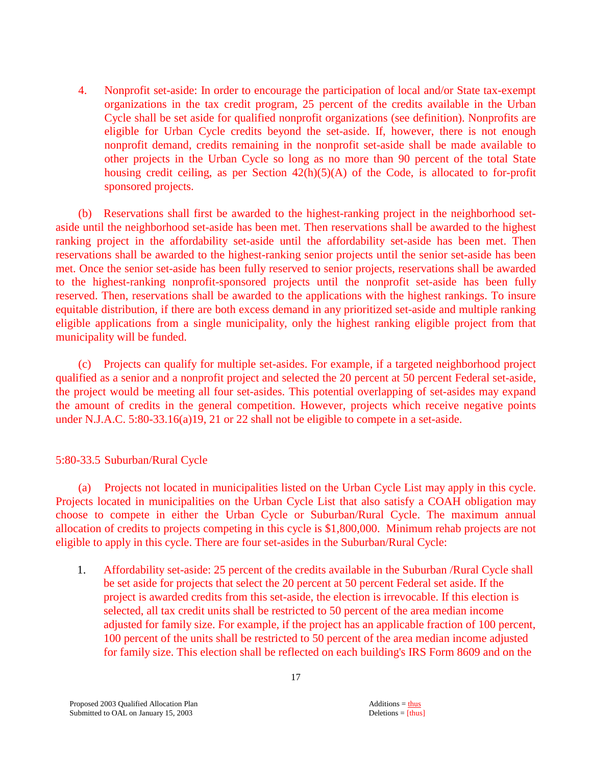4. Nonprofit set-aside: In order to encourage the participation of local and/or State tax-exempt organizations in the tax credit program, 25 percent of the credits available in the Urban Cycle shall be set aside for qualified nonprofit organizations (see definition). Nonprofits are eligible for Urban Cycle credits beyond the set-aside. If, however, there is not enough nonprofit demand, credits remaining in the nonprofit set-aside shall be made available to other projects in the Urban Cycle so long as no more than 90 percent of the total State housing credit ceiling, as per Section 42(h)(5)(A) of the Code, is allocated to for-profit sponsored projects.

(b) Reservations shall first be awarded to the highest-ranking project in the neighborhood set-aside until the neighborhood set-aside has been met. Then reservations shall be awarded to the highest ranking project in the affordability set-aside until the affordability set-aside has been met. Then reservations shall be awarded to the highest-ranking senior projects until the senior set-aside has been met. Once the senior set-aside has been fully reserved to senior projects, reservations shall be awarded to the highest-ranking nonprofit-sponsored projects until the nonprofit set-aside has been fully reserved. Then, reservations shall be awarded to the applications with the highest rankings. To insure equitable distribution, if there are both excess demand in any prioritized set-aside and multiple ranking eligible applications from a single municipality, only the highest ranking eligible project from that municipality will be funded.

(c) Projects can qualify for multiple set-asides. For example, if a targeted neighborhood project qualified as a senior and a nonprofit project and selected the 20 percent at 50 percent Federal set-aside, the project would be meeting all four set-asides. This potential overlapping of set-asides may expand the amount of credits in the general competition. However, projects which receive negative points under N.J.A.C. 5:80-33.16(a)19, 21 or 22 shall not be eligible to compete in a set-aside.

5:80-33.5 Suburban/Rural Cycle

(a) Projects not located in municipalities listed on the Urban Cycle List may apply in this cycle. Projects located in municipalities on the Urban Cycle List that also satisfy a COAH obligation may choose to compete in either the Urban Cycle or Suburban/Rural Cycle. The maximum annual allocation of credits to projects competing in this cycle is $1,800,000. Minimum rehab projects are not eligible to apply in this cycle. There are four set-asides in the Suburban/Rural Cycle:

1. Affordability set-aside: 25 percent of the credits available in the Suburban /Rural Cycle shall be set aside for projects that select the 20 percent at 50 percent Federal set aside. If the project is awarded credits from this set-aside, the election is irrevocable. If this election is selected, all tax credit units shall be restricted to 50 percent of the area median income adjusted for family size. For example, if the project has an applicable fraction of 100 percent, 100 percent of the units shall be restricted to 50 percent of the area median income adjusted for family size. This election shall be reflected on each building's IRS Form 8609 and on the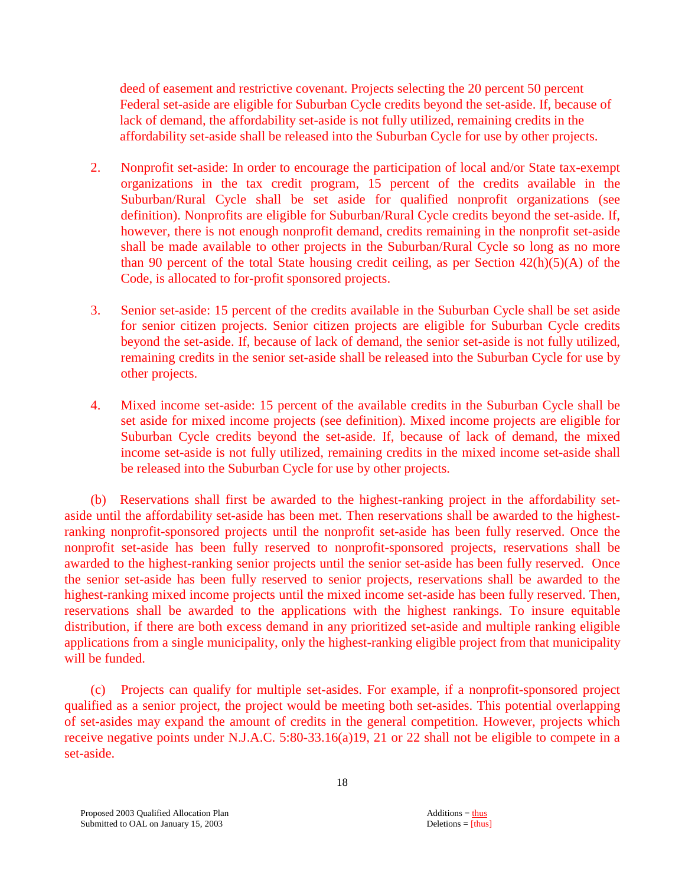deed of easement and restrictive covenant. Projects selecting the 20 percent 50 percent Federal set-aside are eligible for Suburban Cycle credits beyond the set-aside. If, because of lack of demand, the affordability set-aside is not fully utilized, remaining credits in the affordability set-aside shall be released into the Suburban Cycle for use by other projects.

2. Nonprofit set-aside: In order to encourage the participation of local and/or State tax-exempt organizations in the tax credit program, 15 percent of the credits available in the Suburban/Rural Cycle shall be set aside for qualified nonprofit organizations (see definition). Nonprofits are eligible for Suburban/Rural Cycle credits beyond the set-aside. If, however, there is not enough nonprofit demand, credits remaining in the nonprofit set-aside shall be made available to other projects in the Suburban/Rural Cycle so long as no more than 90 percent of the total State housing credit ceiling, as per Section 42(h)(5)(A) of the Code, is allocated to for-profit sponsored projects.

3. Senior set-aside: 15 percent of the credits available in the Suburban Cycle shall be set aside for senior citizen projects. Senior citizen projects are eligible for Suburban Cycle credits beyond the set-aside. If, because of lack of demand, the senior set-aside is not fully utilized, remaining credits in the senior set-aside shall be released into the Suburban Cycle for use by other projects.

4. Mixed income set-aside: 15 percent of the available credits in the Suburban Cycle shall be set aside for mixed income projects (see definition). Mixed income projects are eligible for Suburban Cycle credits beyond the set-aside. If, because of lack of demand, the mixed income set-aside is not fully utilized, remaining credits in the mixed income set-aside shall be released into the Suburban Cycle for use by other projects.

(b) Reservations shall first be awarded to the highest-ranking project in the affordability set-aside until the affordability set-aside has been met. Then reservations shall be awarded to the highest-ranking nonprofit-sponsored projects until the nonprofit set-aside has been fully reserved. Once the nonprofit set-aside has been fully reserved to nonprofit-sponsored projects, reservations shall be awarded to the highest-ranking senior projects until the senior set-aside has been fully reserved. Once the senior set-aside has been fully reserved to senior projects, reservations shall be awarded to the highest-ranking mixed income projects until the mixed income set-aside has been fully reserved. Then, reservations shall be awarded to the applications with the highest rankings. To insure equitable distribution, if there are both excess demand in any prioritized set-aside and multiple ranking eligible applications from a single municipality, only the highest-ranking eligible project from that municipality will be funded.

(c) Projects can qualify for multiple set-asides. For example, if a nonprofit-sponsored project qualified as a senior project, the project would be meeting both set-asides. This potential overlapping of set-asides may expand the amount of credits in the general competition. However, projects which receive negative points under N.J.A.C. 5:80-33.16(a)19, 21 or 22 shall not be eligible to compete in a set-aside.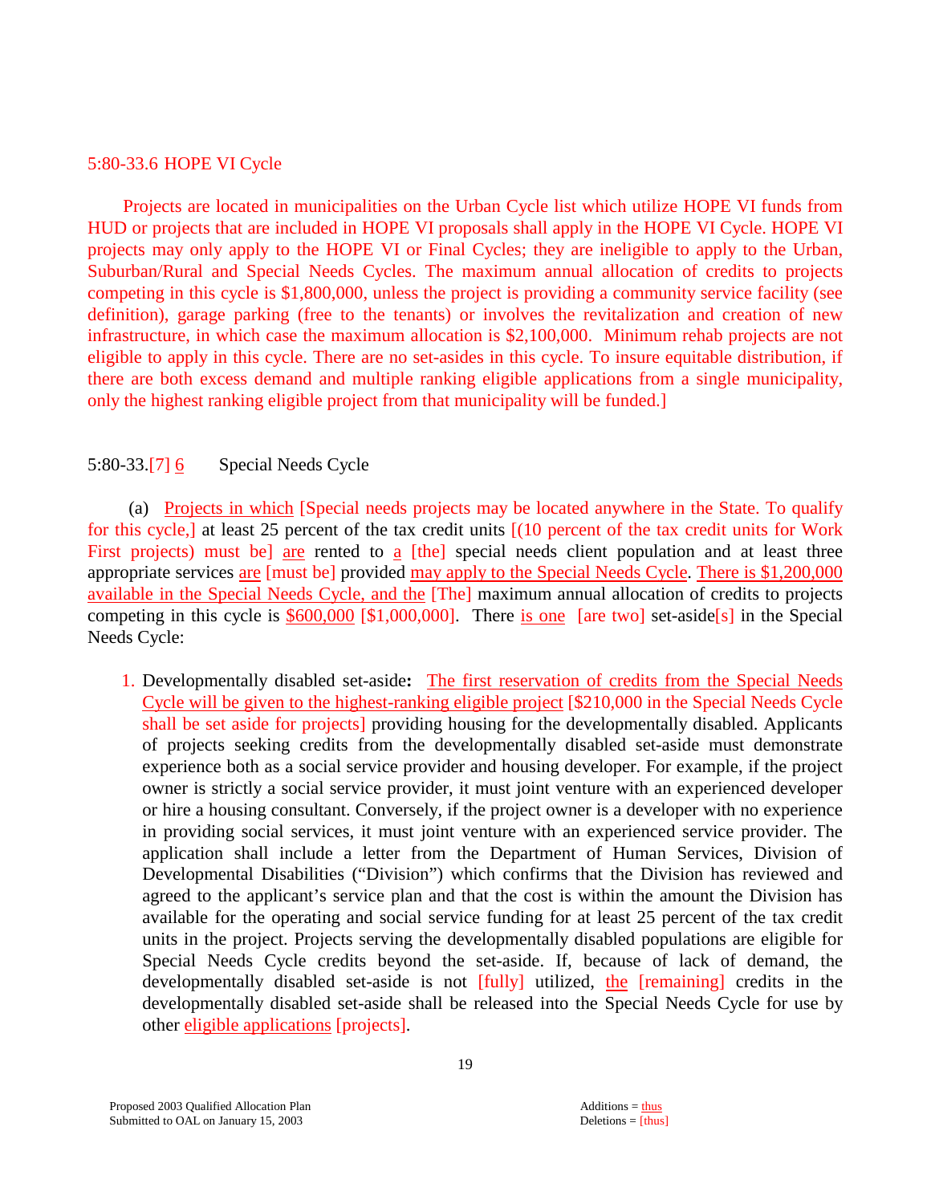5:80-33.6 HOPE VI Cycle

Projects are located in municipalities on the Urban Cycle list which utilize HOPE VI funds from HUD or projects that are included in HOPE VI proposals shall apply in the HOPE VI Cycle. HOPE VI projects may only apply to the HOPE VI or Final Cycles; they are ineligible to apply to the Urban, Suburban/Rural and Special Needs Cycles. The maximum annual allocation of credits to projects competing in this cycle is $1,800,000, unless the project is providing a community service facility (see definition), garage parking (free to the tenants) or involves the revitalization and creation of new infrastructure, in which case the maximum allocation is $2,100,000. Minimum rehab projects are not eligible to apply in this cycle. There are no set-asides in this cycle. To insure equitable distribution, if there are both excess demand and multiple ranking eligible applications from a single municipality, only the highest ranking eligible project from that municipality will be funded.]

5:80-33.[7] 6 Special Needs Cycle

(a) Projects in which [Special needs projects may be located anywhere in the State. To qualify for this cycle,] at least 25 percent of the tax credit units [(10 percent of the tax credit units for Work First projects) must be] are rented to a [the] special needs client population and at least three appropriate services are [must be] provided may apply to the Special Needs Cycle. There is $1,200,000 available in the Special Needs Cycle, and the [The] maximum annual allocation of credits to projects competing in this cycle is $600,000 [$1,000,000]. There is one [are two] set-aside[s] in the Special Needs Cycle:

1. Developmentally disabled set-aside**:** The first reservation of credits from the Special Needs Cycle will be given to the highest-ranking eligible project [$210,000 in the Special Needs Cycle shall be set aside for projects] providing housing for the developmentally disabled. Applicants of projects seeking credits from the developmentally disabled set-aside must demonstrate experience both as a social service provider and housing developer. For example, if the project owner is strictly a social service provider, it must joint venture with an experienced developer or hire a housing consultant. Conversely, if the project owner is a developer with no experience in providing social services, it must joint venture with an experienced service provider. The application shall include a letter from the Department of Human Services, Division of Developmental Disabilities ("Division") which confirms that the Division has reviewed and agreed to the applicant's service plan and that the cost is within the amount the Division has available for the operating and social service funding for at least 25 percent of the tax credit units in the project. Projects serving the developmentally disabled populations are eligible for Special Needs Cycle credits beyond the set-aside. If, because of lack of demand, the developmentally disabled set-aside is not [fully] utilized, the [remaining] credits in the developmentally disabled set-aside shall be released into the Special Needs Cycle for use by other eligible applications [projects].

Proposed 2003 Qualified Allocation Plan
Submitted to OAL on January 15, 2003

Additions = thus
Deletions = [thus]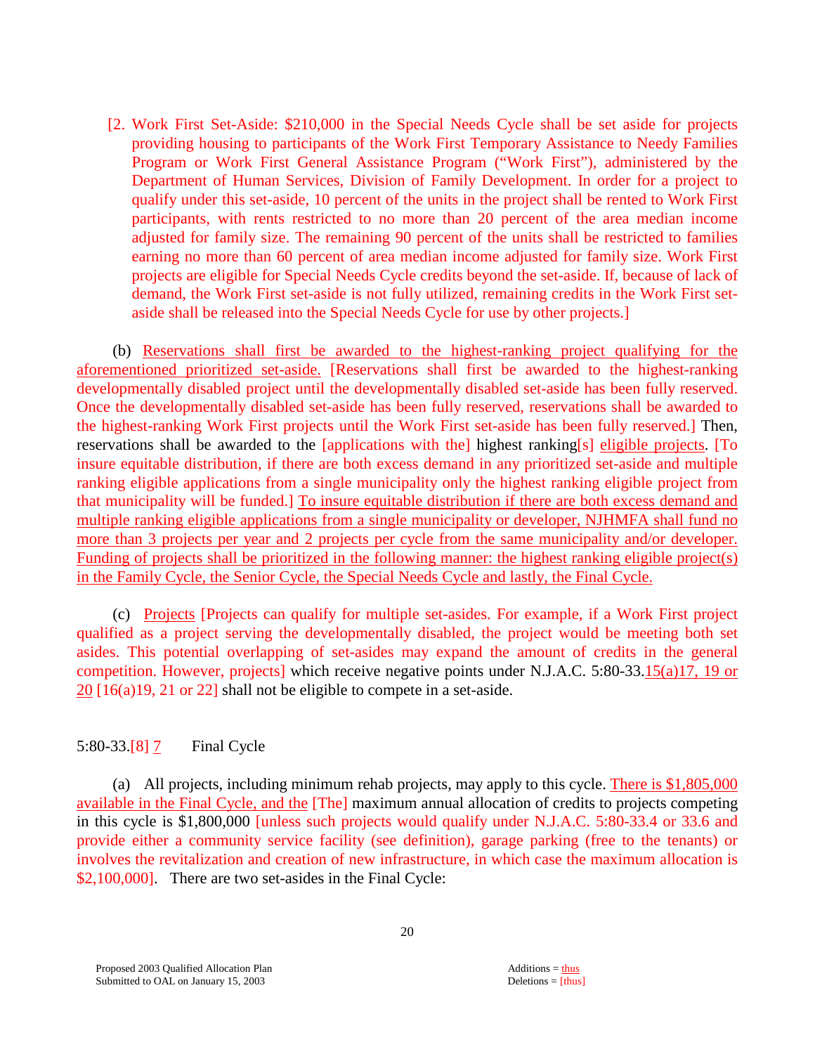[2. Work First Set-Aside: $210,000 in the Special Needs Cycle shall be set aside for projects providing housing to participants of the Work First Temporary Assistance to Needy Families Program or Work First General Assistance Program ("Work First"), administered by the Department of Human Services, Division of Family Development. In order for a project to qualify under this set-aside, 10 percent of the units in the project shall be rented to Work First participants, with rents restricted to no more than 20 percent of the area median income adjusted for family size. The remaining 90 percent of the units shall be restricted to families earning no more than 60 percent of area median income adjusted for family size. Work First projects are eligible for Special Needs Cycle credits beyond the set-aside. If, because of lack of demand, the Work First set-aside is not fully utilized, remaining credits in the Work First set-aside shall be released into the Special Needs Cycle for use by other projects.]

(b) Reservations shall first be awarded to the highest-ranking project qualifying for the aforementioned prioritized set-aside. [Reservations shall first be awarded to the highest-ranking developmentally disabled project until the developmentally disabled set-aside has been fully reserved. Once the developmentally disabled set-aside has been fully reserved, reservations shall be awarded to the highest-ranking Work First projects until the Work First set-aside has been fully reserved.] Then, reservations shall be awarded to the [applications with the] highest ranking[s] eligible projects. [To insure equitable distribution, if there are both excess demand in any prioritized set-aside and multiple ranking eligible applications from a single municipality only the highest ranking eligible project from that municipality will be funded.] To insure equitable distribution if there are both excess demand and multiple ranking eligible applications from a single municipality or developer, NJHMFA shall fund no more than 3 projects per year and 2 projects per cycle from the same municipality and/or developer. Funding of projects shall be prioritized in the following manner: the highest ranking eligible project(s) in the Family Cycle, the Senior Cycle, the Special Needs Cycle and lastly, the Final Cycle.

(c) Projects [Projects can qualify for multiple set-asides. For example, if a Work First project qualified as a project serving the developmentally disabled, the project would be meeting both set asides. This potential overlapping of set-asides may expand the amount of credits in the general competition. However, projects] which receive negative points under N.J.A.C. 5:80-33.15(a)17, 19 or 20 [16(a)19, 21 or 22] shall not be eligible to compete in a set-aside.

5:80-33.[8] 7 Final Cycle

(a) All projects, including minimum rehab projects, may apply to this cycle. There is $1,805,000 available in the Final Cycle, and the [The] maximum annual allocation of credits to projects competing in this cycle is $1,800,000 [unless such projects would qualify under N.J.A.C. 5:80-33.4 or 33.6 and provide either a community service facility (see definition), garage parking (free to the tenants) or involves the revitalization and creation of new infrastructure, in which case the maximum allocation is $2,100,000]. There are two set-asides in the Final Cycle: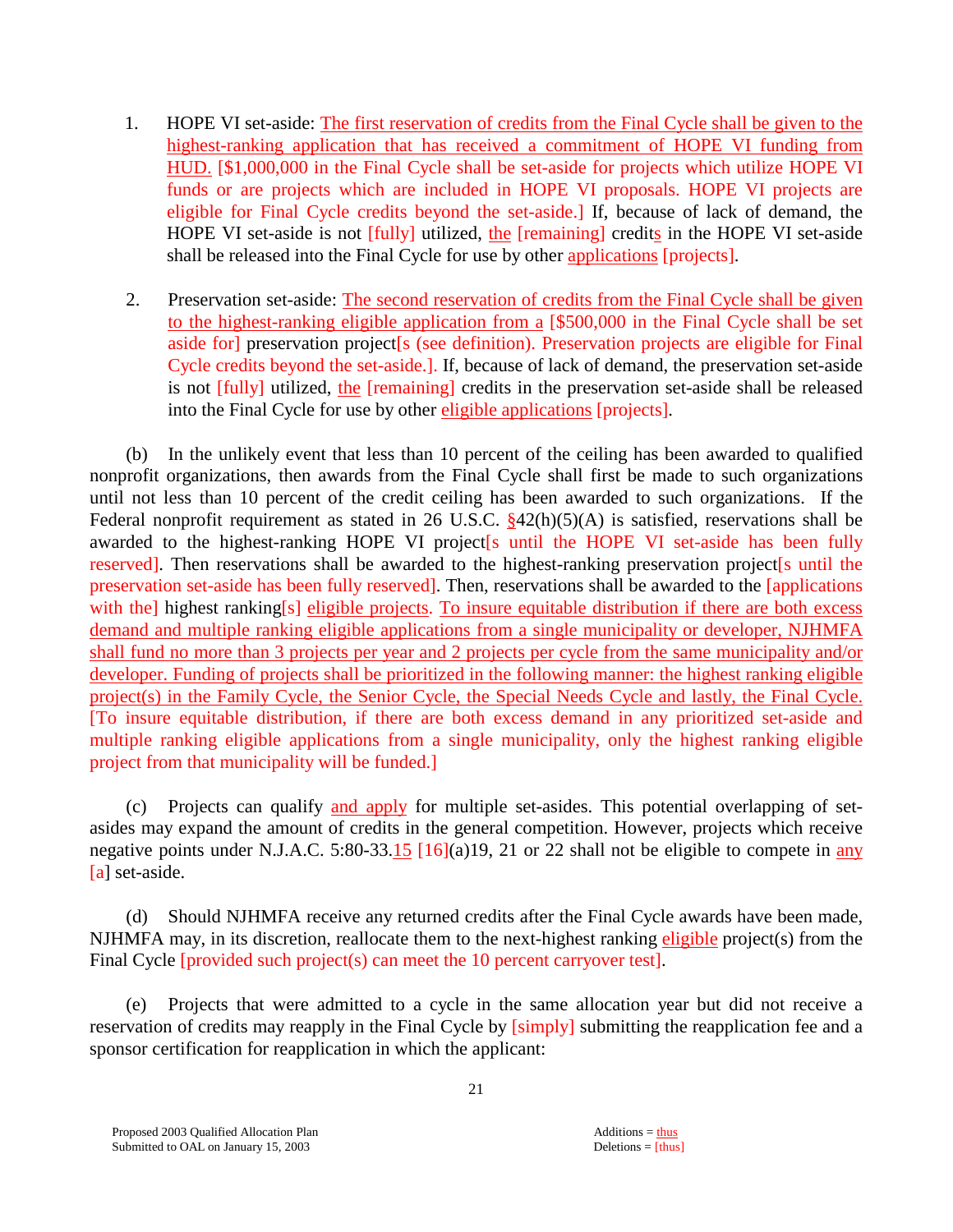1. HOPE VI set-aside: The first reservation of credits from the Final Cycle shall be given to the highest-ranking application that has received a commitment of HOPE VI funding from HUD. [$1,000,000 in the Final Cycle shall be set-aside for projects which utilize HOPE VI funds or are projects which are included in HOPE VI proposals. HOPE VI projects are eligible for Final Cycle credits beyond the set-aside.] If, because of lack of demand, the HOPE VI set-aside is not [fully] utilized, the [remaining] credits in the HOPE VI set-aside shall be released into the Final Cycle for use by other applications [projects].

2. Preservation set-aside: The second reservation of credits from the Final Cycle shall be given to the highest-ranking eligible application from a [$500,000 in the Final Cycle shall be set aside for] preservation project[s (see definition). Preservation projects are eligible for Final Cycle credits beyond the set-aside.]. If, because of lack of demand, the preservation set-aside is not [fully] utilized, the [remaining] credits in the preservation set-aside shall be released into the Final Cycle for use by other eligible applications [projects].

(b) In the unlikely event that less than 10 percent of the ceiling has been awarded to qualified nonprofit organizations, then awards from the Final Cycle shall first be made to such organizations until not less than 10 percent of the credit ceiling has been awarded to such organizations. If the Federal nonprofit requirement as stated in 26 U.S.C. §42(h)(5)(A) is satisfied, reservations shall be awarded to the highest-ranking HOPE VI project[s until the HOPE VI set-aside has been fully reserved]. Then reservations shall be awarded to the highest-ranking preservation project[s until the preservation set-aside has been fully reserved]. Then, reservations shall be awarded to the [applications with the] highest ranking[s] eligible projects. To insure equitable distribution if there are both excess demand and multiple ranking eligible applications from a single municipality or developer, NJHMFA shall fund no more than 3 projects per year and 2 projects per cycle from the same municipality and/or developer. Funding of projects shall be prioritized in the following manner: the highest ranking eligible project(s) in the Family Cycle, the Senior Cycle, the Special Needs Cycle and lastly, the Final Cycle. [To insure equitable distribution, if there are both excess demand in any prioritized set-aside and multiple ranking eligible applications from a single municipality, only the highest ranking eligible project from that municipality will be funded.]

(c) Projects can qualify and apply for multiple set-asides. This potential overlapping of set-asides may expand the amount of credits in the general competition. However, projects which receive negative points under N.J.A.C. 5:80-33.15 [16](a)19, 21 or 22 shall not be eligible to compete in any [a] set-aside.

(d) Should NJHMFA receive any returned credits after the Final Cycle awards have been made, NJHMFA may, in its discretion, reallocate them to the next-highest ranking eligible project(s) from the Final Cycle [provided such project(s) can meet the 10 percent carryover test].

(e) Projects that were admitted to a cycle in the same allocation year but did not receive a reservation of credits may reapply in the Final Cycle by [simply] submitting the reapplication fee and a sponsor certification for reapplication in which the applicant: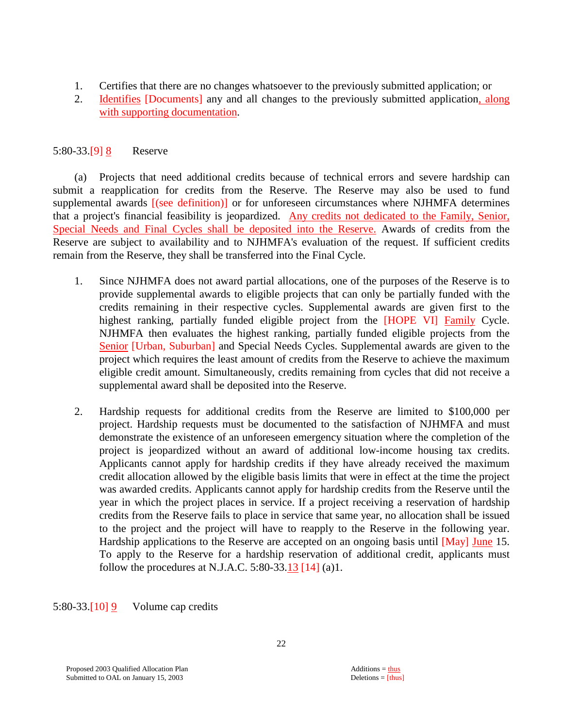1. Certifies that there are no changes whatsoever to the previously submitted application; or
2. Identifies [Documents] any and all changes to the previously submitted application, along with supporting documentation.

5:80-33.[9] 8 Reserve

(a) Projects that need additional credits because of technical errors and severe hardship can submit a reapplication for credits from the Reserve. The Reserve may also be used to fund supplemental awards [(see definition)] or for unforeseen circumstances where NJHMFA determines that a project's financial feasibility is jeopardized. Any credits not dedicated to the Family, Senior, Special Needs and Final Cycles shall be deposited into the Reserve. Awards of credits from the Reserve are subject to availability and to NJHMFA's evaluation of the request. If sufficient credits remain from the Reserve, they shall be transferred into the Final Cycle.

1. Since NJHMFA does not award partial allocations, one of the purposes of the Reserve is to provide supplemental awards to eligible projects that can only be partially funded with the credits remaining in their respective cycles. Supplemental awards are given first to the highest ranking, partially funded eligible project from the [HOPE VI] Family Cycle. NJHMFA then evaluates the highest ranking, partially funded eligible projects from the Senior [Urban, Suburban] and Special Needs Cycles. Supplemental awards are given to the project which requires the least amount of credits from the Reserve to achieve the maximum eligible credit amount. Simultaneously, credits remaining from cycles that did not receive a supplemental award shall be deposited into the Reserve.

2. Hardship requests for additional credits from the Reserve are limited to $100,000 per project. Hardship requests must be documented to the satisfaction of NJHMFA and must demonstrate the existence of an unforeseen emergency situation where the completion of the project is jeopardized without an award of additional low-income housing tax credits. Applicants cannot apply for hardship credits if they have already received the maximum credit allocation allowed by the eligible basis limits that were in effect at the time the project was awarded credits. Applicants cannot apply for hardship credits from the Reserve until the year in which the project places in service. If a project receiving a reservation of hardship credits from the Reserve fails to place in service that same year, no allocation shall be issued to the project and the project will have to reapply to the Reserve in the following year. Hardship applications to the Reserve are accepted on an ongoing basis until [May] June 15. To apply to the Reserve for a hardship reservation of additional credit, applicants must follow the procedures at N.J.A.C. 5:80-33.13 [14] (a)1.

5:80-33.[10] 9 Volume cap credits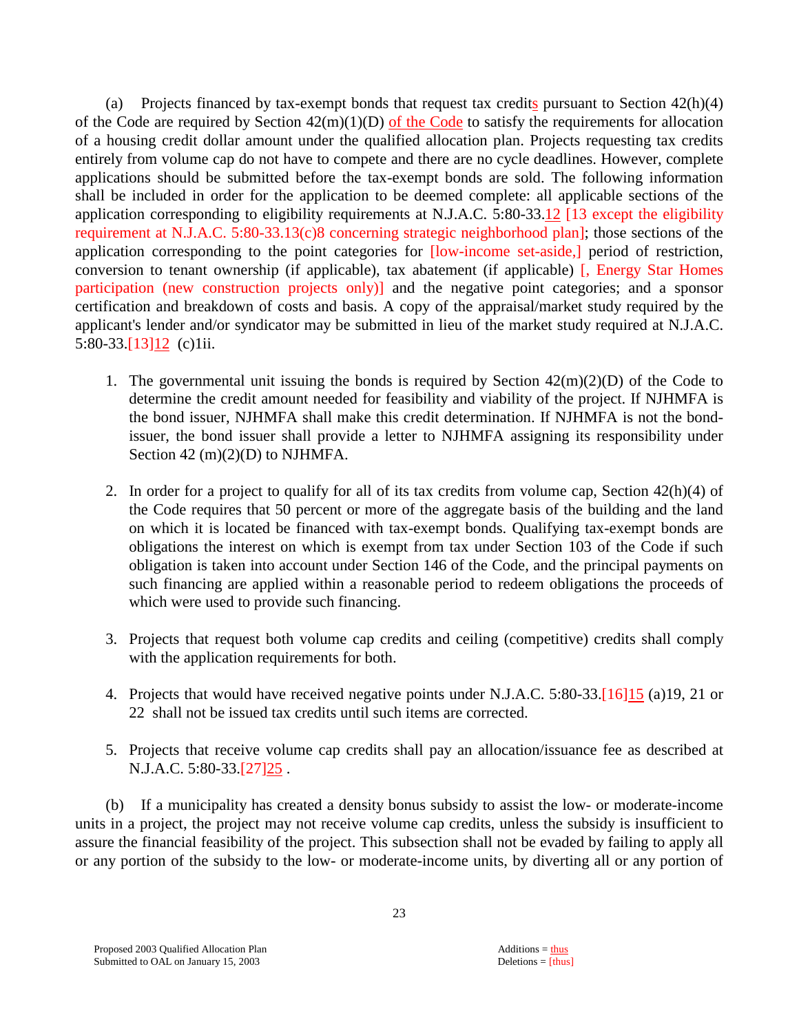(a) Projects financed by tax-exempt bonds that request tax credits pursuant to Section 42(h)(4) of the Code are required by Section 42(m)(1)(D) of the Code to satisfy the requirements for allocation of a housing credit dollar amount under the qualified allocation plan. Projects requesting tax credits entirely from volume cap do not have to compete and there are no cycle deadlines. However, complete applications should be submitted before the tax-exempt bonds are sold. The following information shall be included in order for the application to be deemed complete: all applicable sections of the application corresponding to eligibility requirements at N.J.A.C. 5:80-33.12 [13 except the eligibility requirement at N.J.A.C. 5:80-33.13(c)8 concerning strategic neighborhood plan]; those sections of the application corresponding to the point categories for [low-income set-aside,] period of restriction, conversion to tenant ownership (if applicable), tax abatement (if applicable) [, Energy Star Homes participation (new construction projects only)] and the negative point categories; and a sponsor certification and breakdown of costs and basis. A copy of the appraisal/market study required by the applicant's lender and/or syndicator may be submitted in lieu of the market study required at N.J.A.C. 5:80-33.[13]12 (c)1ii.

1. The governmental unit issuing the bonds is required by Section 42(m)(2)(D) of the Code to determine the credit amount needed for feasibility and viability of the project. If NJHMFA is the bond issuer, NJHMFA shall make this credit determination. If NJHMFA is not the bond-issuer, the bond issuer shall provide a letter to NJHMFA assigning its responsibility under Section 42 (m)(2)(D) to NJHMFA.

2. In order for a project to qualify for all of its tax credits from volume cap, Section 42(h)(4) of the Code requires that 50 percent or more of the aggregate basis of the building and the land on which it is located be financed with tax-exempt bonds. Qualifying tax-exempt bonds are obligations the interest on which is exempt from tax under Section 103 of the Code if such obligation is taken into account under Section 146 of the Code, and the principal payments on such financing are applied within a reasonable period to redeem obligations the proceeds of which were used to provide such financing.

3. Projects that request both volume cap credits and ceiling (competitive) credits shall comply with the application requirements for both.

4. Projects that would have received negative points under N.J.A.C. 5:80-33.[16]15 (a)19, 21 or 22 shall not be issued tax credits until such items are corrected.

5. Projects that receive volume cap credits shall pay an allocation/issuance fee as described at N.J.A.C. 5:80-33.[27]25 .

(b) If a municipality has created a density bonus subsidy to assist the low- or moderate-income units in a project, the project may not receive volume cap credits, unless the subsidy is insufficient to assure the financial feasibility of the project. This subsection shall not be evaded by failing to apply all or any portion of the subsidy to the low- or moderate-income units, by diverting all or any portion of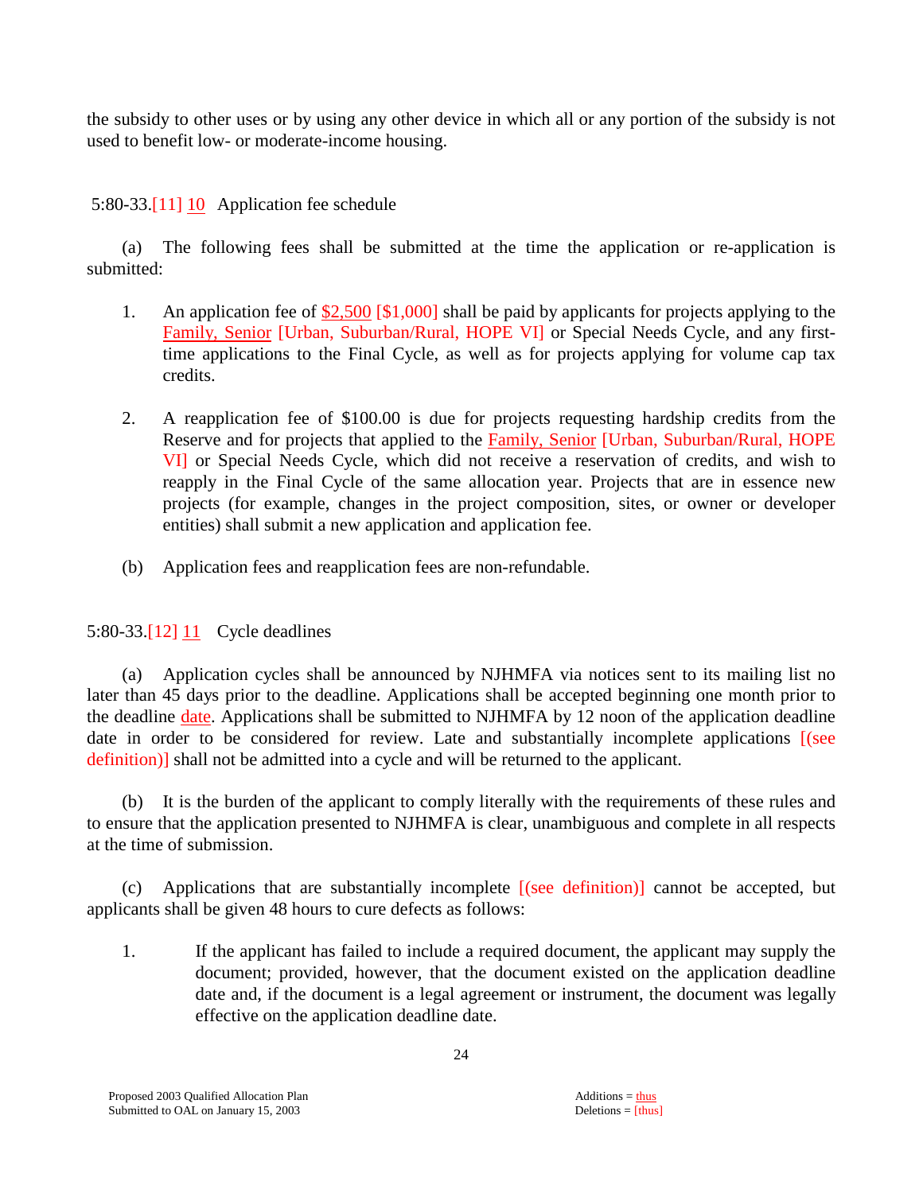the subsidy to other uses or by using any other device in which all or any portion of the subsidy is not used to benefit low- or moderate-income housing.

5:80-33.[11] 10 Application fee schedule

(a) The following fees shall be submitted at the time the application or re-application is submitted:

1. An application fee of $2,500 [$1,000] shall be paid by applicants for projects applying to the Family, Senior [Urban, Suburban/Rural, HOPE VI] or Special Needs Cycle, and any first-time applications to the Final Cycle, as well as for projects applying for volume cap tax credits.

2. A reapplication fee of $100.00 is due for projects requesting hardship credits from the Reserve and for projects that applied to the Family, Senior [Urban, Suburban/Rural, HOPE VI] or Special Needs Cycle, which did not receive a reservation of credits, and wish to reapply in the Final Cycle of the same allocation year. Projects that are in essence new projects (for example, changes in the project composition, sites, or owner or developer entities) shall submit a new application and application fee.

(b) Application fees and reapplication fees are non-refundable.

5:80-33.[12] 11 Cycle deadlines

(a) Application cycles shall be announced by NJHMFA via notices sent to its mailing list no later than 45 days prior to the deadline. Applications shall be accepted beginning one month prior to the deadline date. Applications shall be submitted to NJHMFA by 12 noon of the application deadline date in order to be considered for review. Late and substantially incomplete applications [(see definition)] shall not be admitted into a cycle and will be returned to the applicant.

(b) It is the burden of the applicant to comply literally with the requirements of these rules and to ensure that the application presented to NJHMFA is clear, unambiguous and complete in all respects at the time of submission.

(c) Applications that are substantially incomplete [(see definition)] cannot be accepted, but applicants shall be given 48 hours to cure defects as follows:

1. If the applicant has failed to include a required document, the applicant may supply the document; provided, however, that the document existed on the application deadline date and, if the document is a legal agreement or instrument, the document was legally effective on the application deadline date.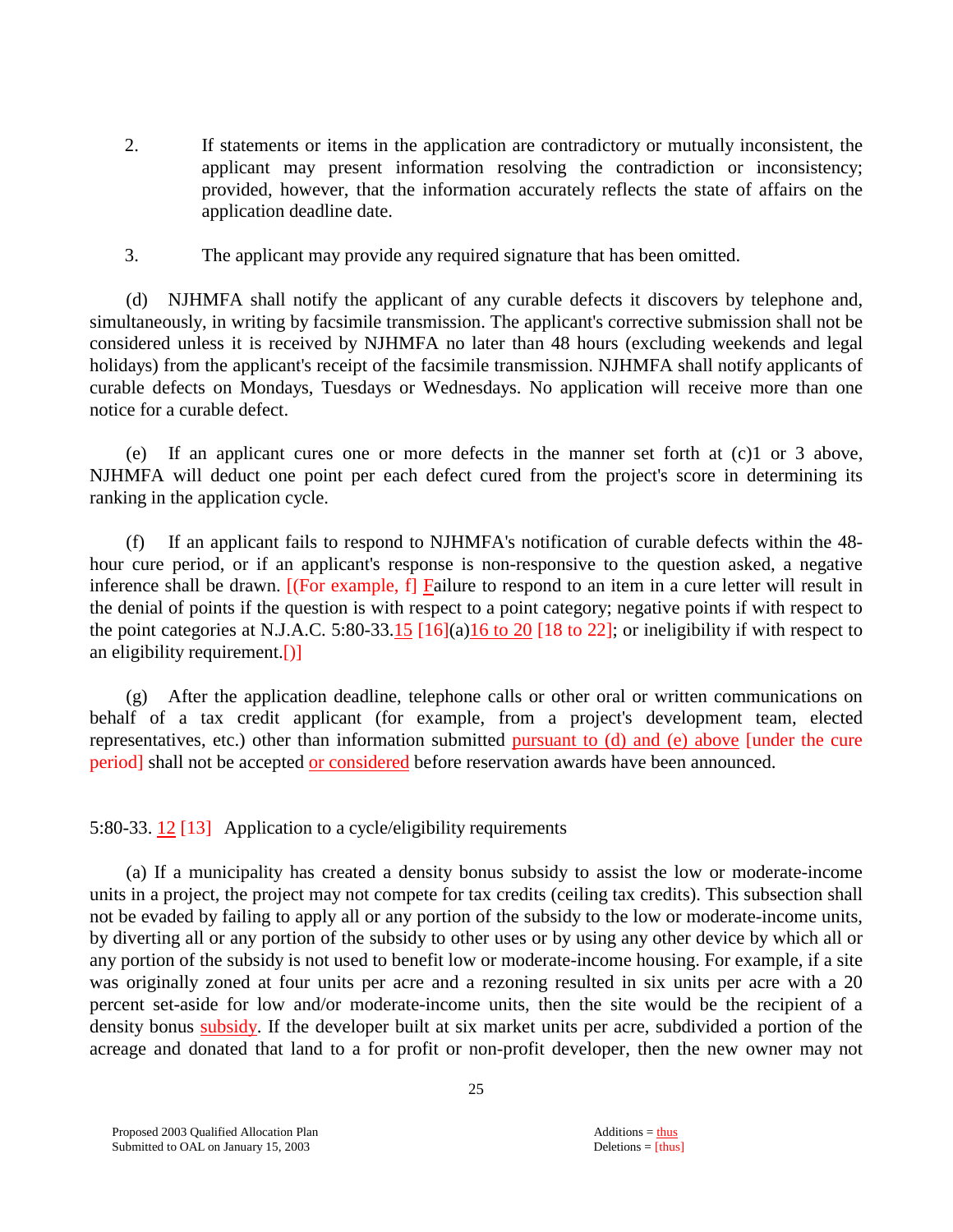2. If statements or items in the application are contradictory or mutually inconsistent, the applicant may present information resolving the contradiction or inconsistency; provided, however, that the information accurately reflects the state of affairs on the application deadline date.

3. The applicant may provide any required signature that has been omitted.

(d) NJHMFA shall notify the applicant of any curable defects it discovers by telephone and, simultaneously, in writing by facsimile transmission. The applicant's corrective submission shall not be considered unless it is received by NJHMFA no later than 48 hours (excluding weekends and legal holidays) from the applicant's receipt of the facsimile transmission. NJHMFA shall notify applicants of curable defects on Mondays, Tuesdays or Wednesdays. No application will receive more than one notice for a curable defect.

(e) If an applicant cures one or more defects in the manner set forth at (c)1 or 3 above, NJHMFA will deduct one point per each defect cured from the project's score in determining its ranking in the application cycle.

(f) If an applicant fails to respond to NJHMFA's notification of curable defects within the 48-hour cure period, or if an applicant's response is non-responsive to the question asked, a negative inference shall be drawn. [(For example, f] Failure to respond to an item in a cure letter will result in the denial of points if the question is with respect to a point category; negative points if with respect to the point categories at N.J.A.C. 5:80-33.15 [16](a)16 to 20 [18 to 22]; or ineligibility if with respect to an eligibility requirement.[)]

(g) After the application deadline, telephone calls or other oral or written communications on behalf of a tax credit applicant (for example, from a project's development team, elected representatives, etc.) other than information submitted pursuant to (d) and (e) above [under the cure period] shall not be accepted or considered before reservation awards have been announced.

5:80-33. 12 [13] Application to a cycle/eligibility requirements

(a) If a municipality has created a density bonus subsidy to assist the low or moderate-income units in a project, the project may not compete for tax credits (ceiling tax credits). This subsection shall not be evaded by failing to apply all or any portion of the subsidy to the low or moderate-income units, by diverting all or any portion of the subsidy to other uses or by using any other device by which all or any portion of the subsidy is not used to benefit low or moderate-income housing. For example, if a site was originally zoned at four units per acre and a rezoning resulted in six units per acre with a 20 percent set-aside for low and/or moderate-income units, then the site would be the recipient of a density bonus subsidy. If the developer built at six market units per acre, subdivided a portion of the acreage and donated that land to a for profit or non-profit developer, then the new owner may not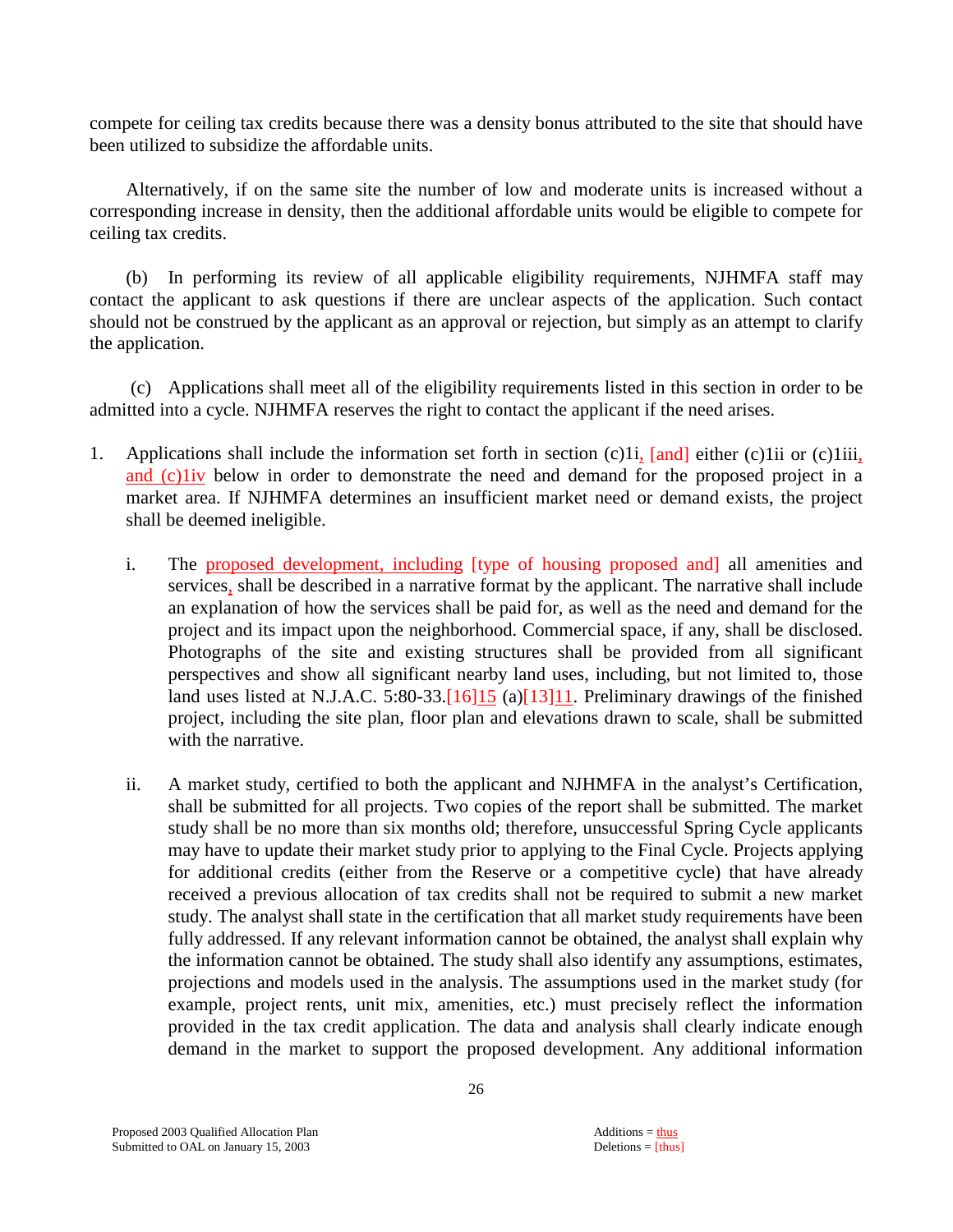compete for ceiling tax credits because there was a density bonus attributed to the site that should have been utilized to subsidize the affordable units.

Alternatively, if on the same site the number of low and moderate units is increased without a corresponding increase in density, then the additional affordable units would be eligible to compete for ceiling tax credits.

(b) In performing its review of all applicable eligibility requirements, NJHMFA staff may contact the applicant to ask questions if there are unclear aspects of the application. Such contact should not be construed by the applicant as an approval or rejection, but simply as an attempt to clarify the application.

(c) Applications shall meet all of the eligibility requirements listed in this section in order to be admitted into a cycle. NJHMFA reserves the right to contact the applicant if the need arises.

1. Applications shall include the information set forth in section (c)1i, [and] either (c)1ii or (c)1iii, and (c)1iv below in order to demonstrate the need and demand for the proposed project in a market area. If NJHMFA determines an insufficient market need or demand exists, the project shall be deemed ineligible.

   i. The proposed development, including [type of housing proposed and] all amenities and services, shall be described in a narrative format by the applicant. The narrative shall include an explanation of how the services shall be paid for, as well as the need and demand for the project and its impact upon the neighborhood. Commercial space, if any, shall be disclosed. Photographs of the site and existing structures shall be provided from all significant perspectives and show all significant nearby land uses, including, but not limited to, those land uses listed at N.J.A.C. 5:80-33.[16]15 (a)[13]11. Preliminary drawings of the finished project, including the site plan, floor plan and elevations drawn to scale, shall be submitted with the narrative.

   ii. A market study, certified to both the applicant and NJHMFA in the analyst's Certification, shall be submitted for all projects. Two copies of the report shall be submitted. The market study shall be no more than six months old; therefore, unsuccessful Spring Cycle applicants may have to update their market study prior to applying to the Final Cycle. Projects applying for additional credits (either from the Reserve or a competitive cycle) that have already received a previous allocation of tax credits shall not be required to submit a new market study. The analyst shall state in the certification that all market study requirements have been fully addressed. If any relevant information cannot be obtained, the analyst shall explain why the information cannot be obtained. The study shall also identify any assumptions, estimates, projections and models used in the analysis. The assumptions used in the market study (for example, project rents, unit mix, amenities, etc.) must precisely reflect the information provided in the tax credit application. The data and analysis shall clearly indicate enough demand in the market to support the proposed development. Any additional information

Proposed 2003 Qualified Allocation Plan
Submitted to OAL on January 15, 2003

Additions = thus
Deletions = [thus]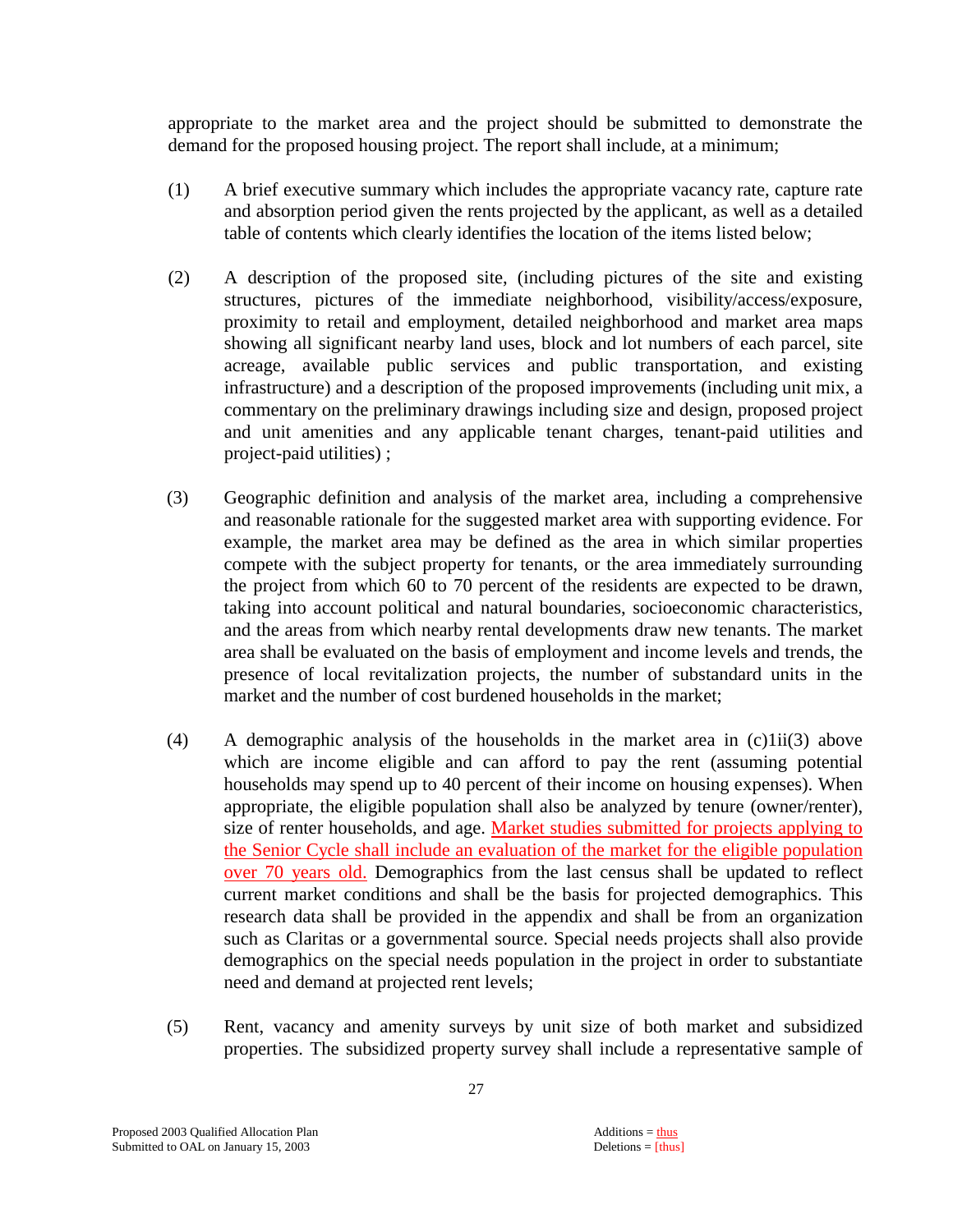appropriate to the market area and the project should be submitted to demonstrate the demand for the proposed housing project. The report shall include, at a minimum;

(1) A brief executive summary which includes the appropriate vacancy rate, capture rate and absorption period given the rents projected by the applicant, as well as a detailed table of contents which clearly identifies the location of the items listed below;

(2) A description of the proposed site, (including pictures of the site and existing structures, pictures of the immediate neighborhood, visibility/access/exposure, proximity to retail and employment, detailed neighborhood and market area maps showing all significant nearby land uses, block and lot numbers of each parcel, site acreage, available public services and public transportation, and existing infrastructure) and a description of the proposed improvements (including unit mix, a commentary on the preliminary drawings including size and design, proposed project and unit amenities and any applicable tenant charges, tenant-paid utilities and project-paid utilities) ;

(3) Geographic definition and analysis of the market area, including a comprehensive and reasonable rationale for the suggested market area with supporting evidence. For example, the market area may be defined as the area in which similar properties compete with the subject property for tenants, or the area immediately surrounding the project from which 60 to 70 percent of the residents are expected to be drawn, taking into account political and natural boundaries, socioeconomic characteristics, and the areas from which nearby rental developments draw new tenants. The market area shall be evaluated on the basis of employment and income levels and trends, the presence of local revitalization projects, the number of substandard units in the market and the number of cost burdened households in the market;

(4) A demographic analysis of the households in the market area in (c)1ii(3) above which are income eligible and can afford to pay the rent (assuming potential households may spend up to 40 percent of their income on housing expenses). When appropriate, the eligible population shall also be analyzed by tenure (owner/renter), size of renter households, and age. <u>Market studies submitted for projects applying to the Senior Cycle shall include an evaluation of the market for the eligible population over 70 years old.</u> Demographics from the last census shall be updated to reflect current market conditions and shall be the basis for projected demographics. This research data shall be provided in the appendix and shall be from an organization such as Claritas or a governmental source. Special needs projects shall also provide demographics on the special needs population in the project in order to substantiate need and demand at projected rent levels;

(5) Rent, vacancy and amenity surveys by unit size of both market and subsidized properties. The subsidized property survey shall include a representative sample of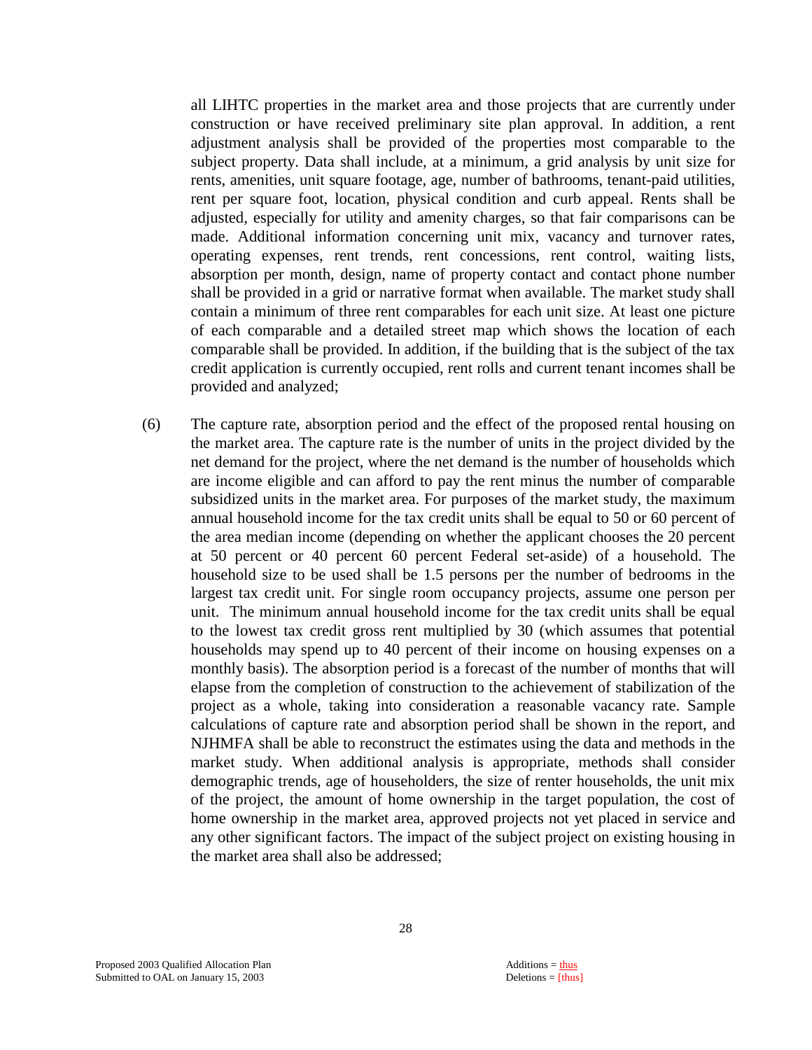all LIHTC properties in the market area and those projects that are currently under construction or have received preliminary site plan approval. In addition, a rent adjustment analysis shall be provided of the properties most comparable to the subject property. Data shall include, at a minimum, a grid analysis by unit size for rents, amenities, unit square footage, age, number of bathrooms, tenant-paid utilities, rent per square foot, location, physical condition and curb appeal. Rents shall be adjusted, especially for utility and amenity charges, so that fair comparisons can be made. Additional information concerning unit mix, vacancy and turnover rates, operating expenses, rent trends, rent concessions, rent control, waiting lists, absorption per month, design, name of property contact and contact phone number shall be provided in a grid or narrative format when available. The market study shall contain a minimum of three rent comparables for each unit size. At least one picture of each comparable and a detailed street map which shows the location of each comparable shall be provided. In addition, if the building that is the subject of the tax credit application is currently occupied, rent rolls and current tenant incomes shall be provided and analyzed;

(6) The capture rate, absorption period and the effect of the proposed rental housing on the market area. The capture rate is the number of units in the project divided by the net demand for the project, where the net demand is the number of households which are income eligible and can afford to pay the rent minus the number of comparable subsidized units in the market area. For purposes of the market study, the maximum annual household income for the tax credit units shall be equal to 50 or 60 percent of the area median income (depending on whether the applicant chooses the 20 percent at 50 percent or 40 percent 60 percent Federal set-aside) of a household. The household size to be used shall be 1.5 persons per the number of bedrooms in the largest tax credit unit. For single room occupancy projects, assume one person per unit. The minimum annual household income for the tax credit units shall be equal to the lowest tax credit gross rent multiplied by 30 (which assumes that potential households may spend up to 40 percent of their income on housing expenses on a monthly basis). The absorption period is a forecast of the number of months that will elapse from the completion of construction to the achievement of stabilization of the project as a whole, taking into consideration a reasonable vacancy rate. Sample calculations of capture rate and absorption period shall be shown in the report, and NJHMFA shall be able to reconstruct the estimates using the data and methods in the market study. When additional analysis is appropriate, methods shall consider demographic trends, age of householders, the size of renter households, the unit mix of the project, the amount of home ownership in the target population, the cost of home ownership in the market area, approved projects not yet placed in service and any other significant factors. The impact of the subject project on existing housing in the market area shall also be addressed;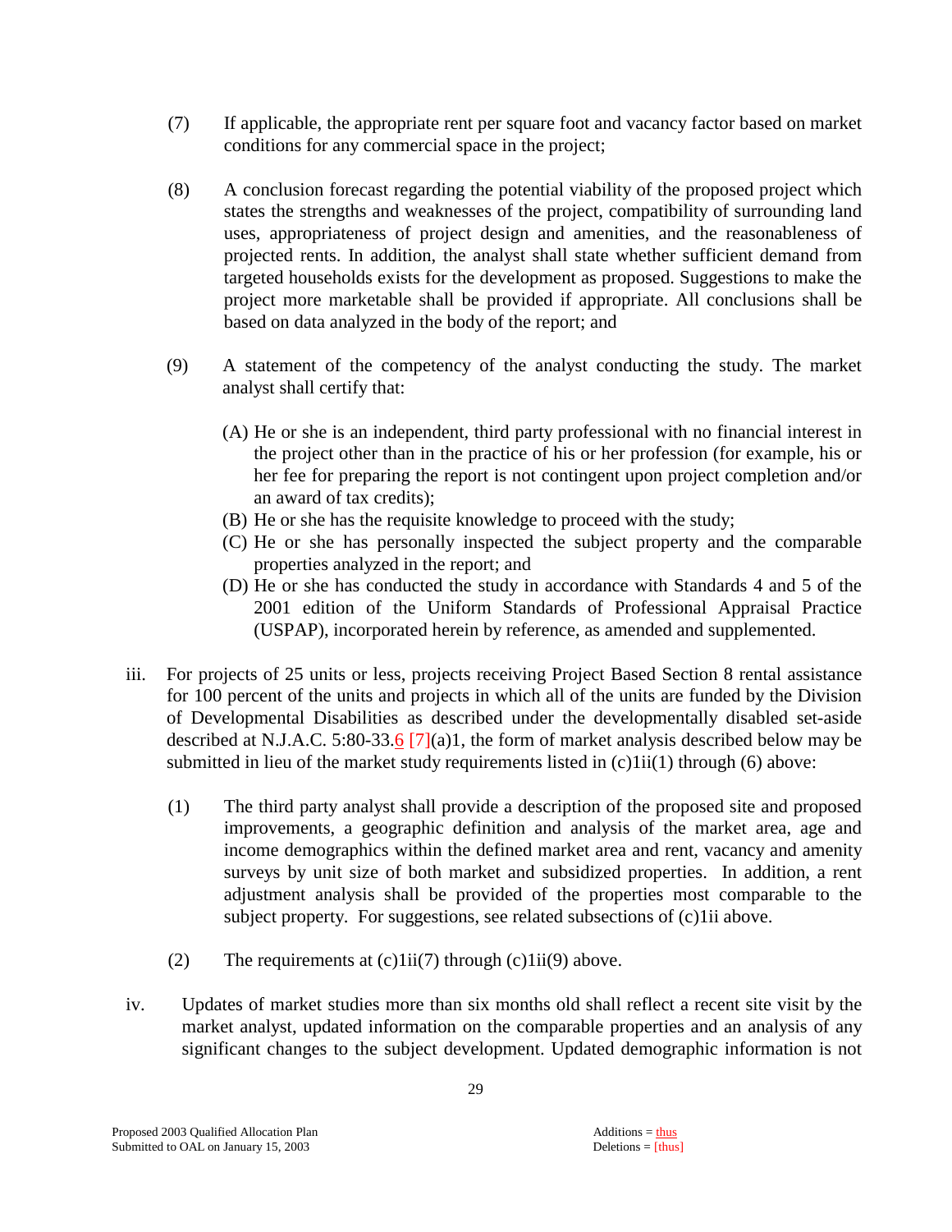(7) If applicable, the appropriate rent per square foot and vacancy factor based on market conditions for any commercial space in the project;

(8) A conclusion forecast regarding the potential viability of the proposed project which states the strengths and weaknesses of the project, compatibility of surrounding land uses, appropriateness of project design and amenities, and the reasonableness of projected rents. In addition, the analyst shall state whether sufficient demand from targeted households exists for the development as proposed. Suggestions to make the project more marketable shall be provided if appropriate. All conclusions shall be based on data analyzed in the body of the report; and

(9) A statement of the competency of the analyst conducting the study. The market analyst shall certify that:

(A) He or she is an independent, third party professional with no financial interest in the project other than in the practice of his or her profession (for example, his or her fee for preparing the report is not contingent upon project completion and/or an award of tax credits);
(B) He or she has the requisite knowledge to proceed with the study;
(C) He or she has personally inspected the subject property and the comparable properties analyzed in the report; and
(D) He or she has conducted the study in accordance with Standards 4 and 5 of the 2001 edition of the Uniform Standards of Professional Appraisal Practice (USPAP), incorporated herein by reference, as amended and supplemented.

iii. For projects of 25 units or less, projects receiving Project Based Section 8 rental assistance for 100 percent of the units and projects in which all of the units are funded by the Division of Developmental Disabilities as described under the developmentally disabled set-aside described at N.J.A.C. 5:80-33.6 [7](a)1, the form of market analysis described below may be submitted in lieu of the market study requirements listed in (c)1ii(1) through (6) above:

(1) The third party analyst shall provide a description of the proposed site and proposed improvements, a geographic definition and analysis of the market area, age and income demographics within the defined market area and rent, vacancy and amenity surveys by unit size of both market and subsidized properties. In addition, a rent adjustment analysis shall be provided of the properties most comparable to the subject property. For suggestions, see related subsections of (c)1ii above.

(2) The requirements at (c)1ii(7) through (c)1ii(9) above.

iv. Updates of market studies more than six months old shall reflect a recent site visit by the market analyst, updated information on the comparable properties and an analysis of any significant changes to the subject development. Updated demographic information is not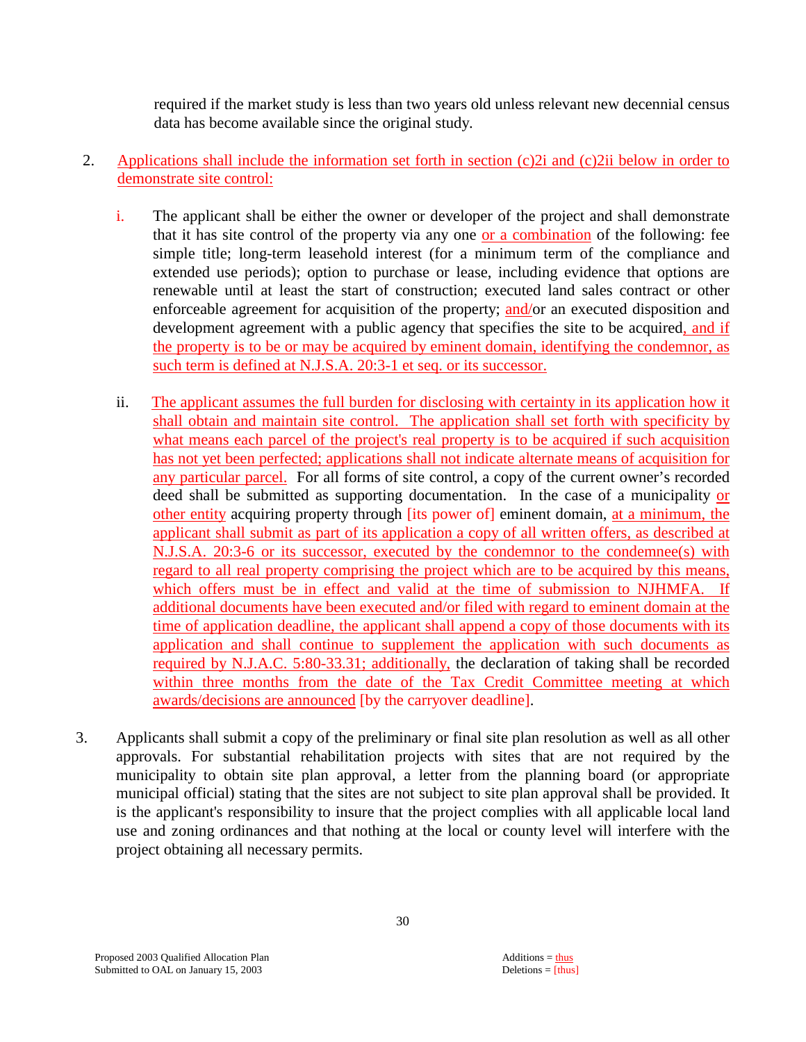required if the market study is less than two years old unless relevant new decennial census data has become available since the original study.

2. Applications shall include the information set forth in section (c)2i and (c)2ii below in order to demonstrate site control:

   i. The applicant shall be either the owner or developer of the project and shall demonstrate that it has site control of the property via any one or a combination of the following: fee simple title; long-term leasehold interest (for a minimum term of the compliance and extended use periods); option to purchase or lease, including evidence that options are renewable until at least the start of construction; executed land sales contract or other enforceable agreement for acquisition of the property; and/or an executed disposition and development agreement with a public agency that specifies the site to be acquired, and if the property is to be or may be acquired by eminent domain, identifying the condemnor, as such term is defined at N.J.S.A. 20:3-1 et seq. or its successor.

   ii. The applicant assumes the full burden for disclosing with certainty in its application how it shall obtain and maintain site control. The application shall set forth with specificity by what means each parcel of the project's real property is to be acquired if such acquisition has not yet been perfected; applications shall not indicate alternate means of acquisition for any particular parcel. For all forms of site control, a copy of the current owner's recorded deed shall be submitted as supporting documentation. In the case of a municipality or other entity acquiring property through [its power of] eminent domain, at a minimum, the applicant shall submit as part of its application a copy of all written offers, as described at N.J.S.A. 20:3-6 or its successor, executed by the condemnor to the condemnee(s) with regard to all real property comprising the project which are to be acquired by this means, which offers must be in effect and valid at the time of submission to NJHMFA. If additional documents have been executed and/or filed with regard to eminent domain at the time of application deadline, the applicant shall append a copy of those documents with its application and shall continue to supplement the application with such documents as required by N.J.A.C. 5:80-33.31; additionally, the declaration of taking shall be recorded within three months from the date of the Tax Credit Committee meeting at which awards/decisions are announced [by the carryover deadline].

3. Applicants shall submit a copy of the preliminary or final site plan resolution as well as all other approvals. For substantial rehabilitation projects with sites that are not required by the municipality to obtain site plan approval, a letter from the planning board (or appropriate municipal official) stating that the sites are not subject to site plan approval shall be provided. It is the applicant's responsibility to insure that the project complies with all applicable local land use and zoning ordinances and that nothing at the local or county level will interfere with the project obtaining all necessary permits.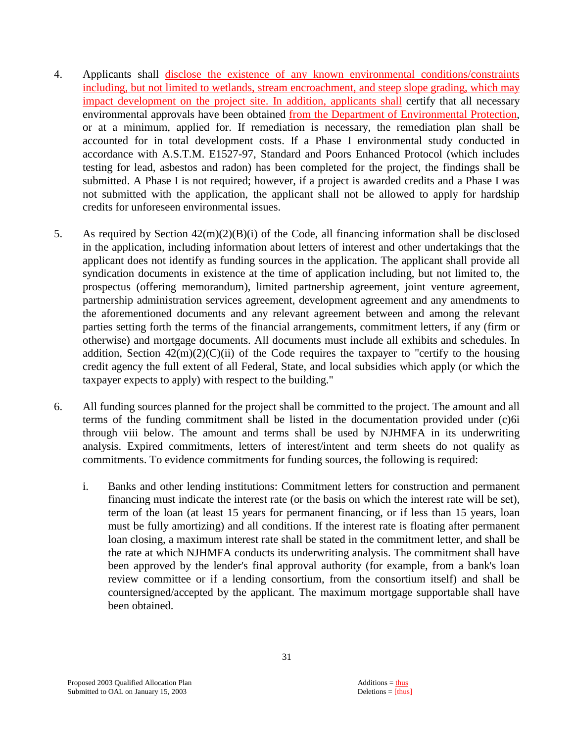4. Applicants shall disclose the existence of any known environmental conditions/constraints including, but not limited to wetlands, stream encroachment, and steep slope grading, which may impact development on the project site. In addition, applicants shall certify that all necessary environmental approvals have been obtained from the Department of Environmental Protection, or at a minimum, applied for. If remediation is necessary, the remediation plan shall be accounted for in total development costs. If a Phase I environmental study conducted in accordance with A.S.T.M. E1527-97, Standard and Poors Enhanced Protocol (which includes testing for lead, asbestos and radon) has been completed for the project, the findings shall be submitted. A Phase I is not required; however, if a project is awarded credits and a Phase I was not submitted with the application, the applicant shall not be allowed to apply for hardship credits for unforeseen environmental issues.

5. As required by Section 42(m)(2)(B)(i) of the Code, all financing information shall be disclosed in the application, including information about letters of interest and other undertakings that the applicant does not identify as funding sources in the application. The applicant shall provide all syndication documents in existence at the time of application including, but not limited to, the prospectus (offering memorandum), limited partnership agreement, joint venture agreement, partnership administration services agreement, development agreement and any amendments to the aforementioned documents and any relevant agreement between and among the relevant parties setting forth the terms of the financial arrangements, commitment letters, if any (firm or otherwise) and mortgage documents. All documents must include all exhibits and schedules. In addition, Section 42(m)(2)(C)(ii) of the Code requires the taxpayer to "certify to the housing credit agency the full extent of all Federal, State, and local subsidies which apply (or which the taxpayer expects to apply) with respect to the building."

6. All funding sources planned for the project shall be committed to the project. The amount and all terms of the funding commitment shall be listed in the documentation provided under (c)6i through viii below. The amount and terms shall be used by NJHMFA in its underwriting analysis. Expired commitments, letters of interest/intent and term sheets do not qualify as commitments. To evidence commitments for funding sources, the following is required:

    i. Banks and other lending institutions: Commitment letters for construction and permanent financing must indicate the interest rate (or the basis on which the interest rate will be set), term of the loan (at least 15 years for permanent financing, or if less than 15 years, loan must be fully amortizing) and all conditions. If the interest rate is floating after permanent loan closing, a maximum interest rate shall be stated in the commitment letter, and shall be the rate at which NJHMFA conducts its underwriting analysis. The commitment shall have been approved by the lender's final approval authority (for example, from a bank's loan review committee or if a lending consortium, from the consortium itself) and shall be countersigned/accepted by the applicant. The maximum mortgage supportable shall have been obtained.

Proposed 2003 Qualified Allocation Plan
Submitted to OAL on January 15, 2003

Additions = thus
Deletions = [thus]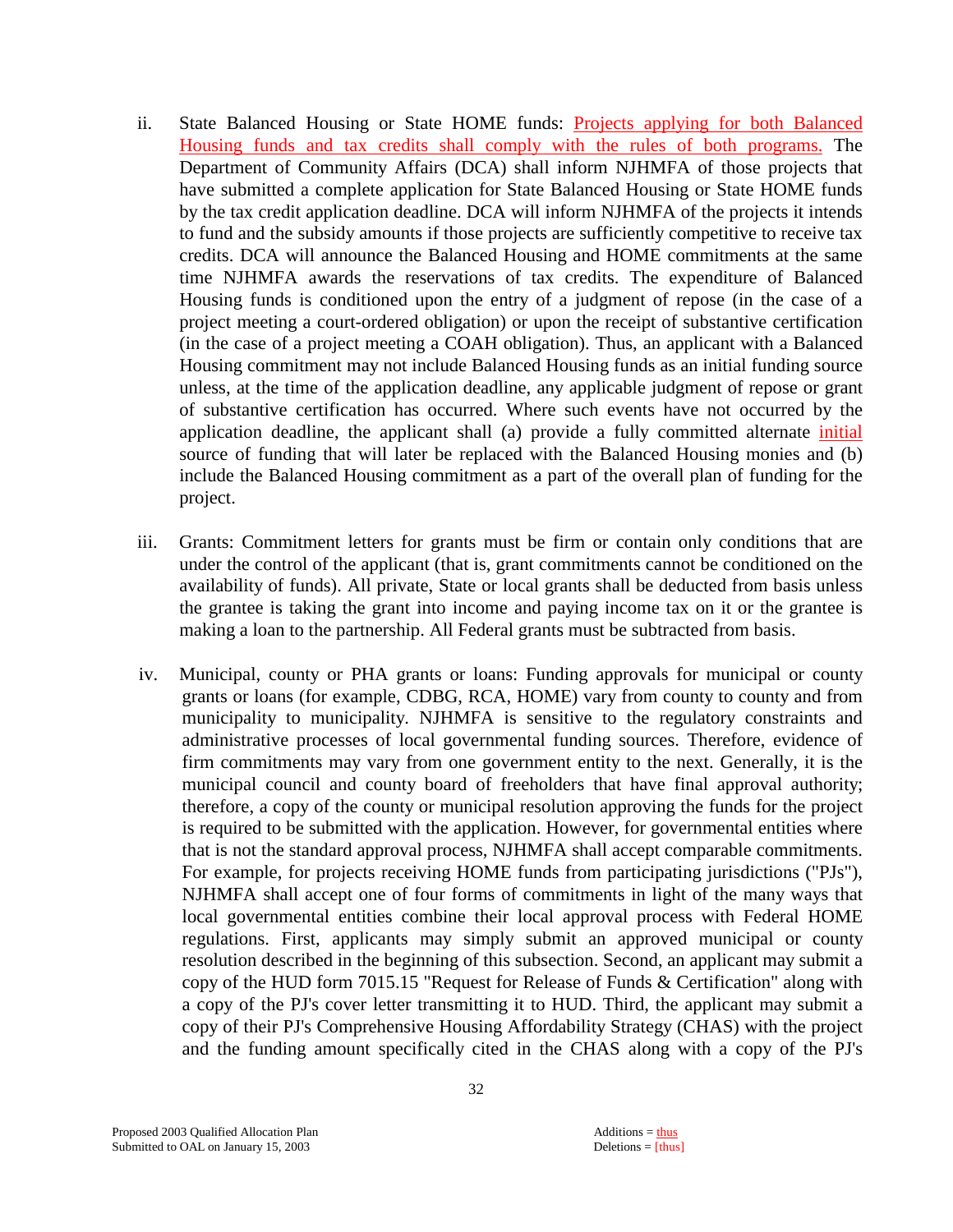ii. State Balanced Housing or State HOME funds: Projects applying for both Balanced Housing funds and tax credits shall comply with the rules of both programs. The Department of Community Affairs (DCA) shall inform NJHMFA of those projects that have submitted a complete application for State Balanced Housing or State HOME funds by the tax credit application deadline. DCA will inform NJHMFA of the projects it intends to fund and the subsidy amounts if those projects are sufficiently competitive to receive tax credits. DCA will announce the Balanced Housing and HOME commitments at the same time NJHMFA awards the reservations of tax credits. The expenditure of Balanced Housing funds is conditioned upon the entry of a judgment of repose (in the case of a project meeting a court-ordered obligation) or upon the receipt of substantive certification (in the case of a project meeting a COAH obligation). Thus, an applicant with a Balanced Housing commitment may not include Balanced Housing funds as an initial funding source unless, at the time of the application deadline, any applicable judgment of repose or grant of substantive certification has occurred. Where such events have not occurred by the application deadline, the applicant shall (a) provide a fully committed alternate initial source of funding that will later be replaced with the Balanced Housing monies and (b) include the Balanced Housing commitment as a part of the overall plan of funding for the project.

iii. Grants: Commitment letters for grants must be firm or contain only conditions that are under the control of the applicant (that is, grant commitments cannot be conditioned on the availability of funds). All private, State or local grants shall be deducted from basis unless the grantee is taking the grant into income and paying income tax on it or the grantee is making a loan to the partnership. All Federal grants must be subtracted from basis.

iv. Municipal, county or PHA grants or loans: Funding approvals for municipal or county grants or loans (for example, CDBG, RCA, HOME) vary from county to county and from municipality to municipality. NJHMFA is sensitive to the regulatory constraints and administrative processes of local governmental funding sources. Therefore, evidence of firm commitments may vary from one government entity to the next. Generally, it is the municipal council and county board of freeholders that have final approval authority; therefore, a copy of the county or municipal resolution approving the funds for the project is required to be submitted with the application. However, for governmental entities where that is not the standard approval process, NJHMFA shall accept comparable commitments. For example, for projects receiving HOME funds from participating jurisdictions ("PJs"), NJHMFA shall accept one of four forms of commitments in light of the many ways that local governmental entities combine their local approval process with Federal HOME regulations. First, applicants may simply submit an approved municipal or county resolution described in the beginning of this subsection. Second, an applicant may submit a copy of the HUD form 7015.15 "Request for Release of Funds & Certification" along with a copy of the PJ's cover letter transmitting it to HUD. Third, the applicant may submit a copy of their PJ's Comprehensive Housing Affordability Strategy (CHAS) with the project and the funding amount specifically cited in the CHAS along with a copy of the PJ's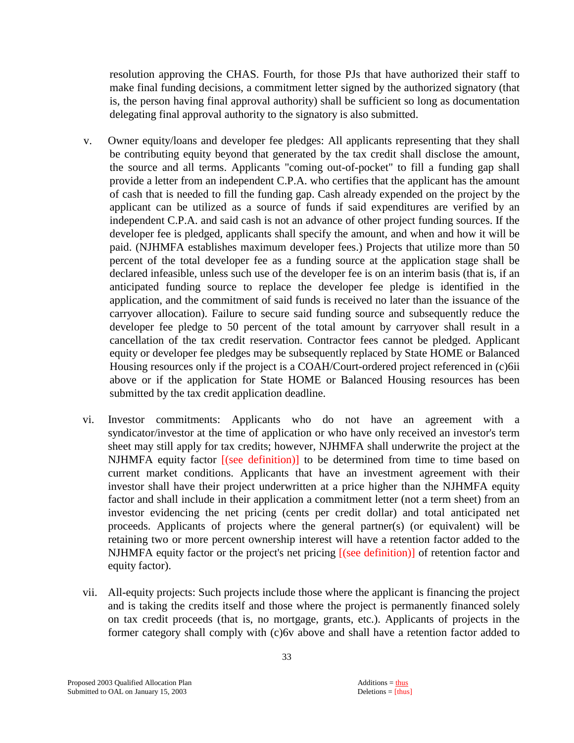resolution approving the CHAS. Fourth, for those PJs that have authorized their staff to make final funding decisions, a commitment letter signed by the authorized signatory (that is, the person having final approval authority) shall be sufficient so long as documentation delegating final approval authority to the signatory is also submitted.

v. Owner equity/loans and developer fee pledges: All applicants representing that they shall be contributing equity beyond that generated by the tax credit shall disclose the amount, the source and all terms. Applicants "coming out-of-pocket" to fill a funding gap shall provide a letter from an independent C.P.A. who certifies that the applicant has the amount of cash that is needed to fill the funding gap. Cash already expended on the project by the applicant can be utilized as a source of funds if said expenditures are verified by an independent C.P.A. and said cash is not an advance of other project funding sources. If the developer fee is pledged, applicants shall specify the amount, and when and how it will be paid. (NJHMFA establishes maximum developer fees.) Projects that utilize more than 50 percent of the total developer fee as a funding source at the application stage shall be declared infeasible, unless such use of the developer fee is on an interim basis (that is, if an anticipated funding source to replace the developer fee pledge is identified in the application, and the commitment of said funds is received no later than the issuance of the carryover allocation). Failure to secure said funding source and subsequently reduce the developer fee pledge to 50 percent of the total amount by carryover shall result in a cancellation of the tax credit reservation. Contractor fees cannot be pledged. Applicant equity or developer fee pledges may be subsequently replaced by State HOME or Balanced Housing resources only if the project is a COAH/Court-ordered project referenced in (c)6ii above or if the application for State HOME or Balanced Housing resources has been submitted by the tax credit application deadline.

vi. Investor commitments: Applicants who do not have an agreement with a syndicator/investor at the time of application or who have only received an investor's term sheet may still apply for tax credits; however, NJHMFA shall underwrite the project at the NJHMFA equity factor [(see definition)] to be determined from time to time based on current market conditions. Applicants that have an investment agreement with their investor shall have their project underwritten at a price higher than the NJHMFA equity factor and shall include in their application a commitment letter (not a term sheet) from an investor evidencing the net pricing (cents per credit dollar) and total anticipated net proceeds. Applicants of projects where the general partner(s) (or equivalent) will be retaining two or more percent ownership interest will have a retention factor added to the NJHMFA equity factor or the project's net pricing [(see definition)] of retention factor and equity factor).

vii. All-equity projects: Such projects include those where the applicant is financing the project and is taking the credits itself and those where the project is permanently financed solely on tax credit proceeds (that is, no mortgage, grants, etc.). Applicants of projects in the former category shall comply with (c)6v above and shall have a retention factor added to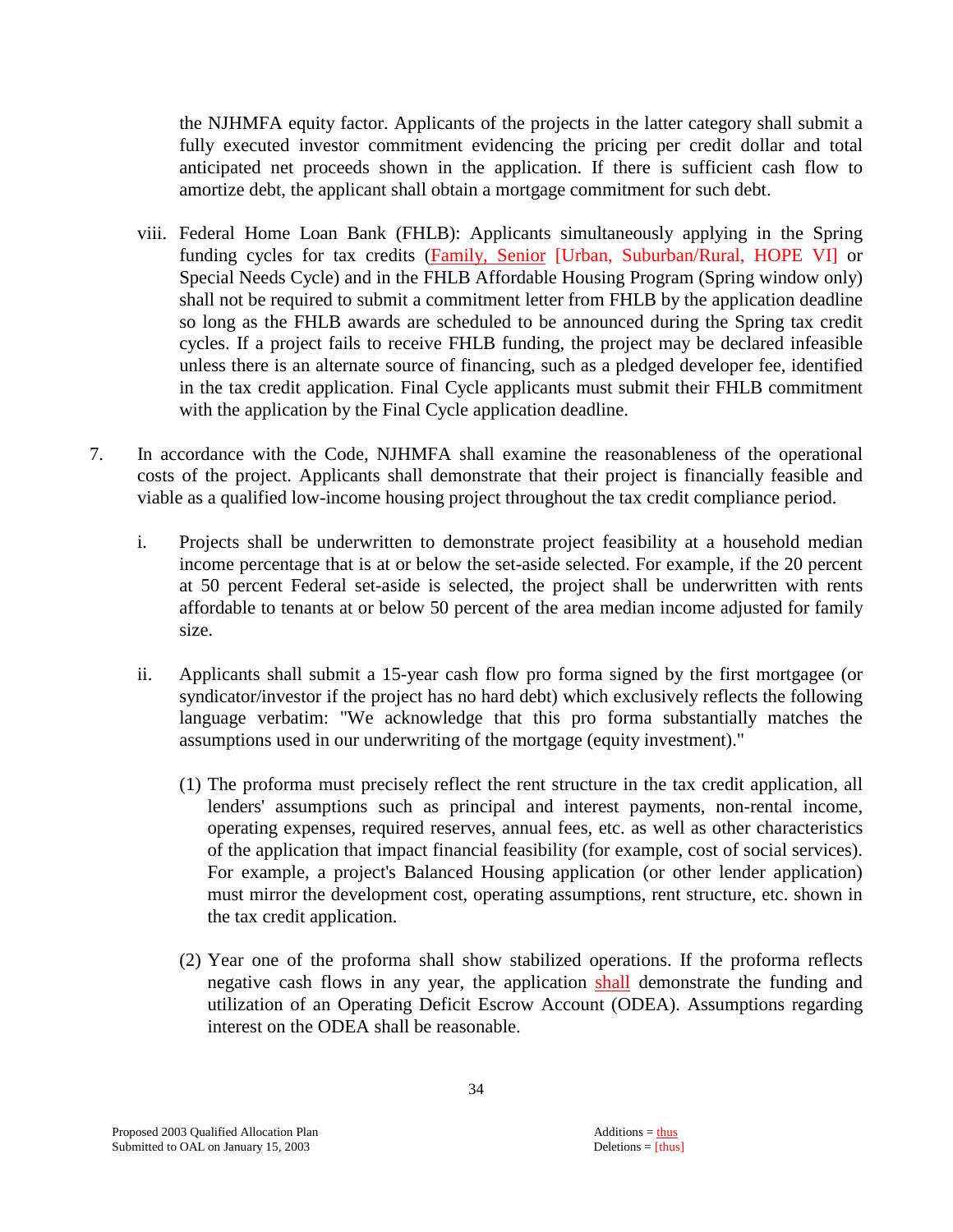the NJHMFA equity factor. Applicants of the projects in the latter category shall submit a fully executed investor commitment evidencing the pricing per credit dollar and total anticipated net proceeds shown in the application. If there is sufficient cash flow to amortize debt, the applicant shall obtain a mortgage commitment for such debt.

viii. Federal Home Loan Bank (FHLB): Applicants simultaneously applying in the Spring funding cycles for tax credits (Family, Senior [Urban, Suburban/Rural, HOPE VI] or Special Needs Cycle) and in the FHLB Affordable Housing Program (Spring window only) shall not be required to submit a commitment letter from FHLB by the application deadline so long as the FHLB awards are scheduled to be announced during the Spring tax credit cycles. If a project fails to receive FHLB funding, the project may be declared infeasible unless there is an alternate source of financing, such as a pledged developer fee, identified in the tax credit application. Final Cycle applicants must submit their FHLB commitment with the application by the Final Cycle application deadline.

7. In accordance with the Code, NJHMFA shall examine the reasonableness of the operational costs of the project. Applicants shall demonstrate that their project is financially feasible and viable as a qualified low-income housing project throughout the tax credit compliance period.

   i. Projects shall be underwritten to demonstrate project feasibility at a household median income percentage that is at or below the set-aside selected. For example, if the 20 percent at 50 percent Federal set-aside is selected, the project shall be underwritten with rents affordable to tenants at or below 50 percent of the area median income adjusted for family size.

   ii. Applicants shall submit a 15-year cash flow pro forma signed by the first mortgagee (or syndicator/investor if the project has no hard debt) which exclusively reflects the following language verbatim: "We acknowledge that this pro forma substantially matches the assumptions used in our underwriting of the mortgage (equity investment)."

      (1) The proforma must precisely reflect the rent structure in the tax credit application, all lenders' assumptions such as principal and interest payments, non-rental income, operating expenses, required reserves, annual fees, etc. as well as other characteristics of the application that impact financial feasibility (for example, cost of social services). For example, a project's Balanced Housing application (or other lender application) must mirror the development cost, operating assumptions, rent structure, etc. shown in the tax credit application.

      (2) Year one of the proforma shall show stabilized operations. If the proforma reflects negative cash flows in any year, the application shall demonstrate the funding and utilization of an Operating Deficit Escrow Account (ODEA). Assumptions regarding interest on the ODEA shall be reasonable.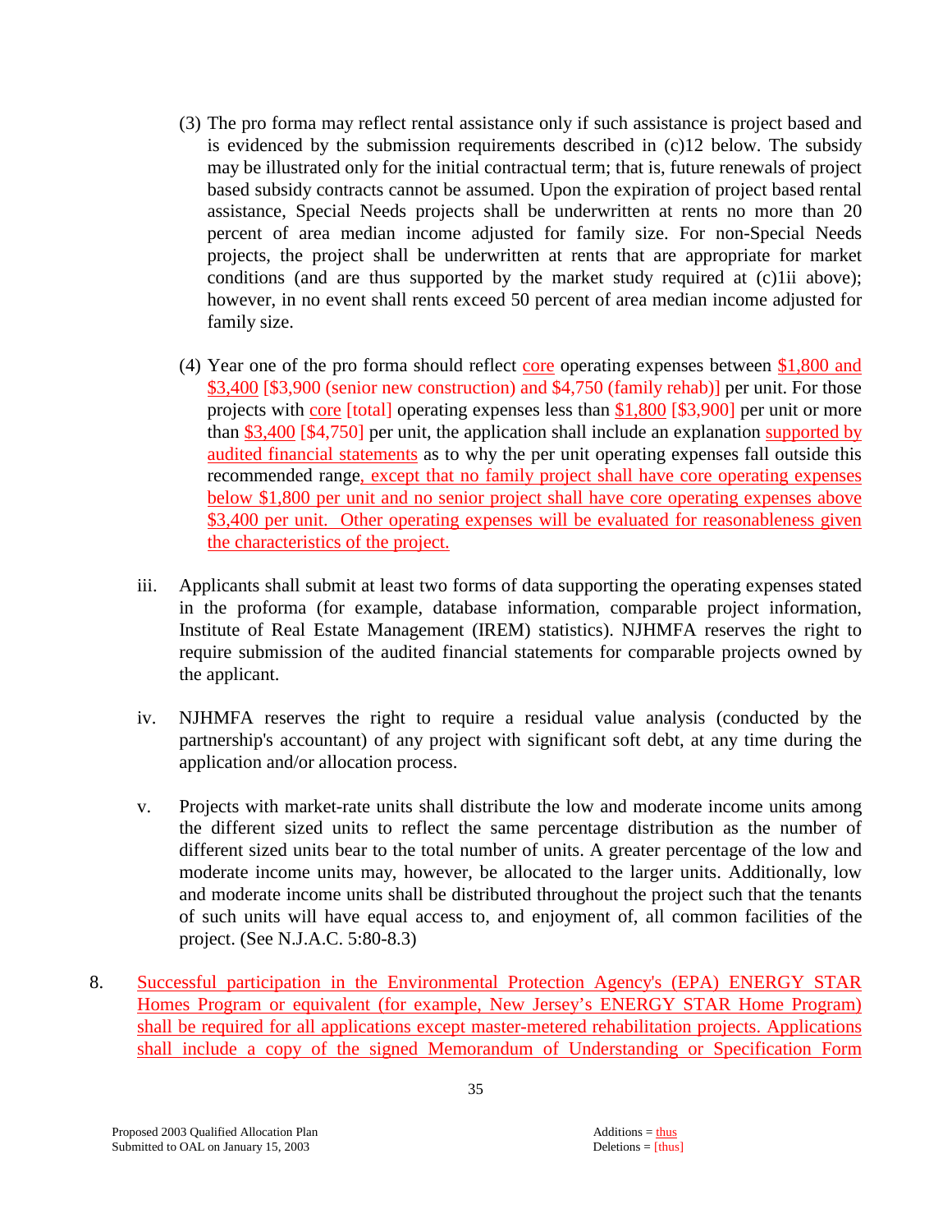(3) The pro forma may reflect rental assistance only if such assistance is project based and is evidenced by the submission requirements described in (c)12 below. The subsidy may be illustrated only for the initial contractual term; that is, future renewals of project based subsidy contracts cannot be assumed. Upon the expiration of project based rental assistance, Special Needs projects shall be underwritten at rents no more than 20 percent of area median income adjusted for family size. For non-Special Needs projects, the project shall be underwritten at rents that are appropriate for market conditions (and are thus supported by the market study required at (c)1ii above); however, in no event shall rents exceed 50 percent of area median income adjusted for family size.

(4) Year one of the pro forma should reflect core operating expenses between $1,800 and $3,400 [$3,900 (senior new construction) and $4,750 (family rehab)] per unit. For those projects with core [total] operating expenses less than $1,800 [$3,900] per unit or more than $3,400 [$4,750] per unit, the application shall include an explanation supported by audited financial statements as to why the per unit operating expenses fall outside this recommended range, except that no family project shall have core operating expenses below $1,800 per unit and no senior project shall have core operating expenses above $3,400 per unit. Other operating expenses will be evaluated for reasonableness given the characteristics of the project.

iii. Applicants shall submit at least two forms of data supporting the operating expenses stated in the proforma (for example, database information, comparable project information, Institute of Real Estate Management (IREM) statistics). NJHMFA reserves the right to require submission of the audited financial statements for comparable projects owned by the applicant.

iv. NJHMFA reserves the right to require a residual value analysis (conducted by the partnership's accountant) of any project with significant soft debt, at any time during the application and/or allocation process.

v. Projects with market-rate units shall distribute the low and moderate income units among the different sized units to reflect the same percentage distribution as the number of different sized units bear to the total number of units. A greater percentage of the low and moderate income units may, however, be allocated to the larger units. Additionally, low and moderate income units shall be distributed throughout the project such that the tenants of such units will have equal access to, and enjoyment of, all common facilities of the project. (See N.J.A.C. 5:80-8.3)

8. Successful participation in the Environmental Protection Agency's (EPA) ENERGY STAR Homes Program or equivalent (for example, New Jersey's ENERGY STAR Home Program) shall be required for all applications except master-metered rehabilitation projects. Applications shall include a copy of the signed Memorandum of Understanding or Specification Form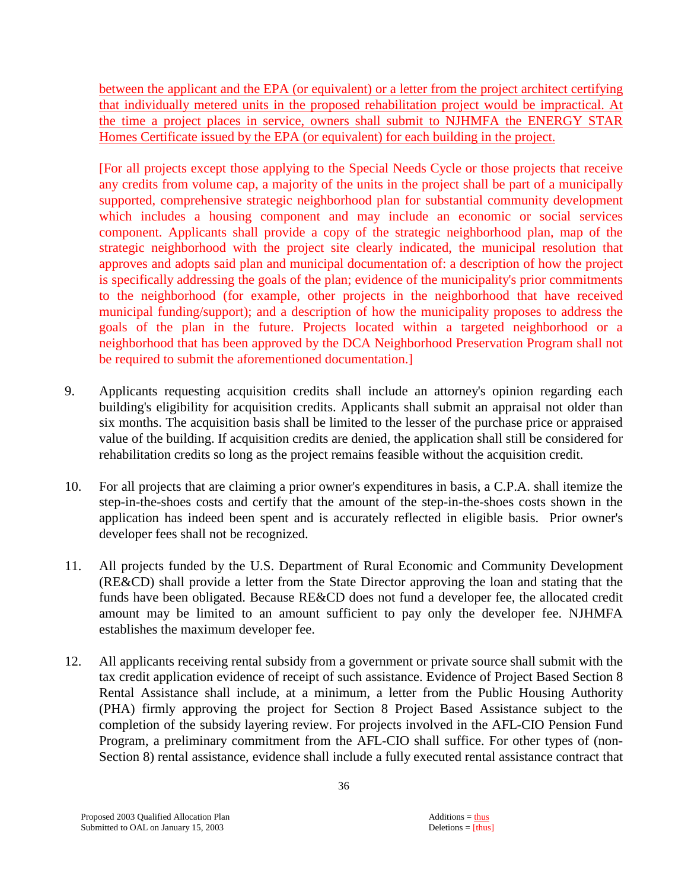between the applicant and the EPA (or equivalent) or a letter from the project architect certifying that individually metered units in the proposed rehabilitation project would be impractical. At the time a project places in service, owners shall submit to NJHMFA the ENERGY STAR Homes Certificate issued by the EPA (or equivalent) for each building in the project.

[For all projects except those applying to the Special Needs Cycle or those projects that receive any credits from volume cap, a majority of the units in the project shall be part of a municipally supported, comprehensive strategic neighborhood plan for substantial community development which includes a housing component and may include an economic or social services component. Applicants shall provide a copy of the strategic neighborhood plan, map of the strategic neighborhood with the project site clearly indicated, the municipal resolution that approves and adopts said plan and municipal documentation of: a description of how the project is specifically addressing the goals of the plan; evidence of the municipality's prior commitments to the neighborhood (for example, other projects in the neighborhood that have received municipal funding/support); and a description of how the municipality proposes to address the goals of the plan in the future. Projects located within a targeted neighborhood or a neighborhood that has been approved by the DCA Neighborhood Preservation Program shall not be required to submit the aforementioned documentation.]

9. Applicants requesting acquisition credits shall include an attorney's opinion regarding each building's eligibility for acquisition credits. Applicants shall submit an appraisal not older than six months. The acquisition basis shall be limited to the lesser of the purchase price or appraised value of the building. If acquisition credits are denied, the application shall still be considered for rehabilitation credits so long as the project remains feasible without the acquisition credit.

10. For all projects that are claiming a prior owner's expenditures in basis, a C.P.A. shall itemize the step-in-the-shoes costs and certify that the amount of the step-in-the-shoes costs shown in the application has indeed been spent and is accurately reflected in eligible basis. Prior owner's developer fees shall not be recognized.

11. All projects funded by the U.S. Department of Rural Economic and Community Development (RE&CD) shall provide a letter from the State Director approving the loan and stating that the funds have been obligated. Because RE&CD does not fund a developer fee, the allocated credit amount may be limited to an amount sufficient to pay only the developer fee. NJHMFA establishes the maximum developer fee.

12. All applicants receiving rental subsidy from a government or private source shall submit with the tax credit application evidence of receipt of such assistance. Evidence of Project Based Section 8 Rental Assistance shall include, at a minimum, a letter from the Public Housing Authority (PHA) firmly approving the project for Section 8 Project Based Assistance subject to the completion of the subsidy layering review. For projects involved in the AFL-CIO Pension Fund Program, a preliminary commitment from the AFL-CIO shall suffice. For other types of (non-Section 8) rental assistance, evidence shall include a fully executed rental assistance contract that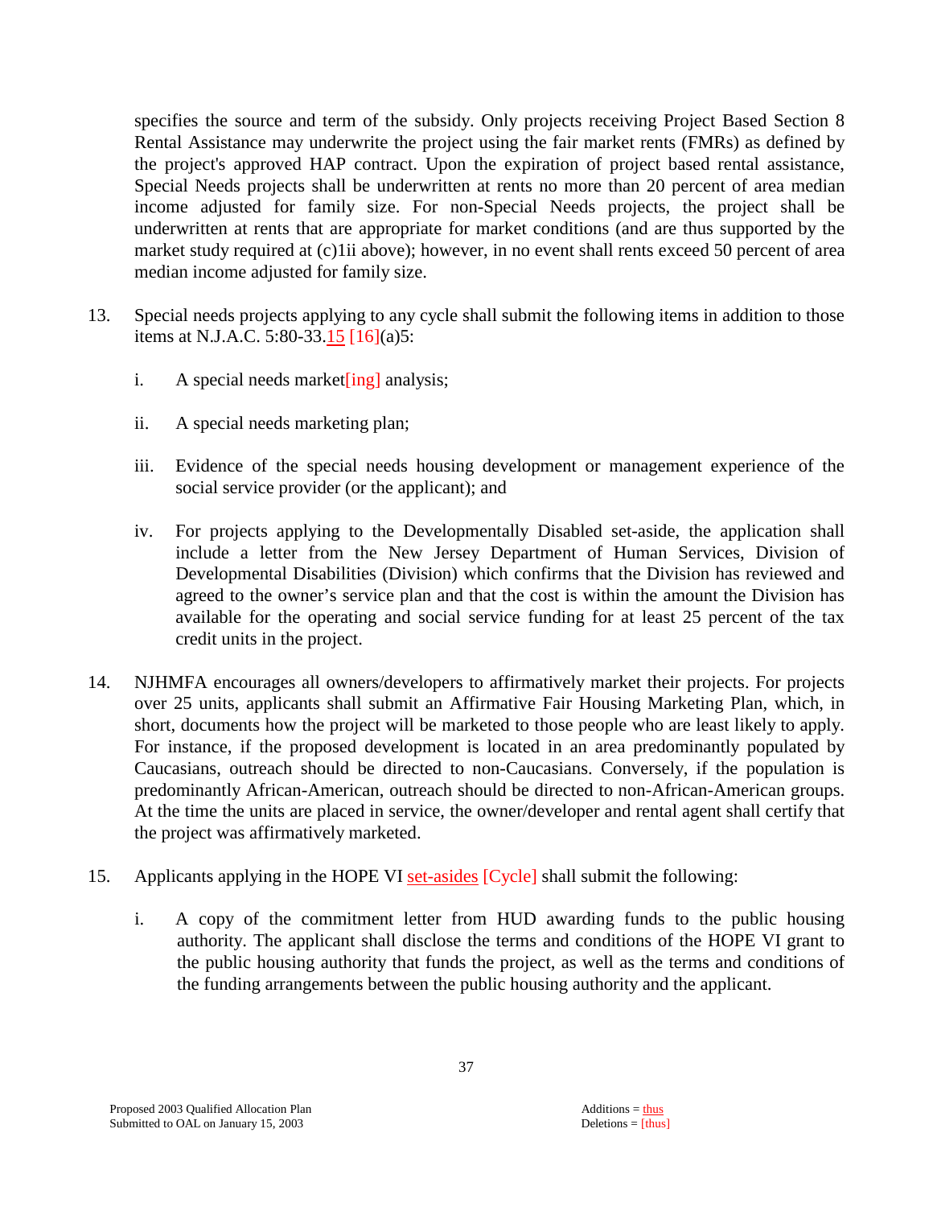specifies the source and term of the subsidy. Only projects receiving Project Based Section 8 Rental Assistance may underwrite the project using the fair market rents (FMRs) as defined by the project's approved HAP contract. Upon the expiration of project based rental assistance, Special Needs projects shall be underwritten at rents no more than 20 percent of area median income adjusted for family size. For non-Special Needs projects, the project shall be underwritten at rents that are appropriate for market conditions (and are thus supported by the market study required at (c)1ii above); however, in no event shall rents exceed 50 percent of area median income adjusted for family size.

13. Special needs projects applying to any cycle shall submit the following items in addition to those items at N.J.A.C. 5:80-33.15 [16](a)5:

    i. A special needs market[ing] analysis;

    ii. A special needs marketing plan;

    iii. Evidence of the special needs housing development or management experience of the social service provider (or the applicant); and

    iv. For projects applying to the Developmentally Disabled set-aside, the application shall include a letter from the New Jersey Department of Human Services, Division of Developmental Disabilities (Division) which confirms that the Division has reviewed and agreed to the owner's service plan and that the cost is within the amount the Division has available for the operating and social service funding for at least 25 percent of the tax credit units in the project.

14. NJHMFA encourages all owners/developers to affirmatively market their projects. For projects over 25 units, applicants shall submit an Affirmative Fair Housing Marketing Plan, which, in short, documents how the project will be marketed to those people who are least likely to apply. For instance, if the proposed development is located in an area predominantly populated by Caucasians, outreach should be directed to non-Caucasians. Conversely, if the population is predominantly African-American, outreach should be directed to non-African-American groups. At the time the units are placed in service, the owner/developer and rental agent shall certify that the project was affirmatively marketed.

15. Applicants applying in the HOPE VI set-asides [Cycle] shall submit the following:

    i. A copy of the commitment letter from HUD awarding funds to the public housing authority. The applicant shall disclose the terms and conditions of the HOPE VI grant to the public housing authority that funds the project, as well as the terms and conditions of the funding arrangements between the public housing authority and the applicant.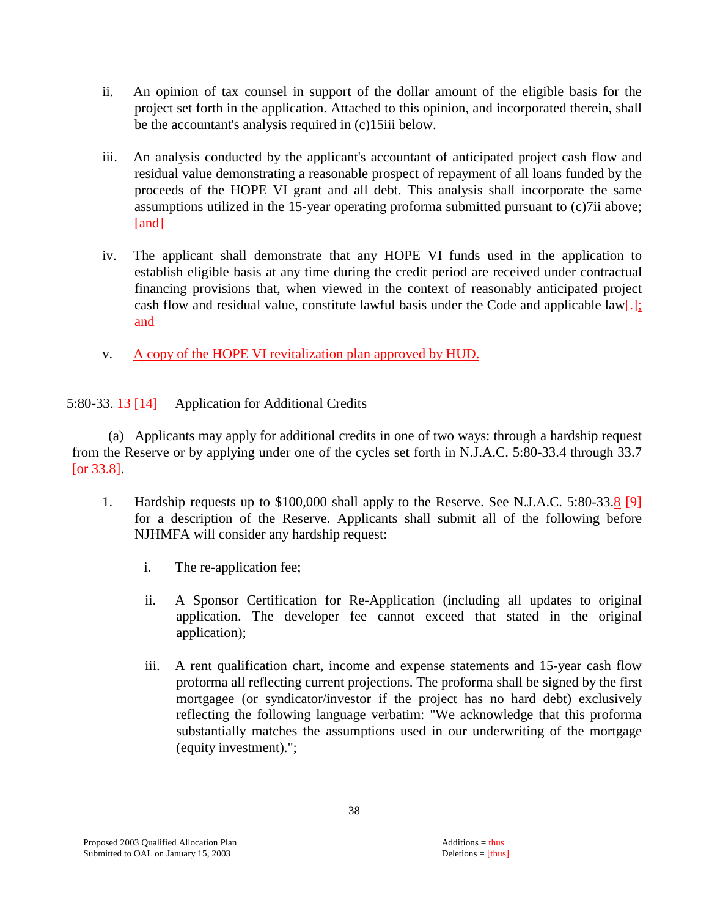ii. An opinion of tax counsel in support of the dollar amount of the eligible basis for the project set forth in the application. Attached to this opinion, and incorporated therein, shall be the accountant's analysis required in (c)15iii below.

iii. An analysis conducted by the applicant's accountant of anticipated project cash flow and residual value demonstrating a reasonable prospect of repayment of all loans funded by the proceeds of the HOPE VI grant and all debt. This analysis shall incorporate the same assumptions utilized in the 15-year operating proforma submitted pursuant to (c)7ii above; [and]

iv. The applicant shall demonstrate that any HOPE VI funds used in the application to establish eligible basis at any time during the credit period are received under contractual financing provisions that, when viewed in the context of reasonably anticipated project cash flow and residual value, constitute lawful basis under the Code and applicable law[.]; and

v. A copy of the HOPE VI revitalization plan approved by HUD.

5:80-33. 13 [14] Application for Additional Credits

(a) Applicants may apply for additional credits in one of two ways: through a hardship request from the Reserve or by applying under one of the cycles set forth in N.J.A.C. 5:80-33.4 through 33.7 [or 33.8].

1. Hardship requests up to $100,000 shall apply to the Reserve. See N.J.A.C. 5:80-33.8 [9] for a description of the Reserve. Applicants shall submit all of the following before NJHMFA will consider any hardship request:

   i. The re-application fee;

   ii. A Sponsor Certification for Re-Application (including all updates to original application. The developer fee cannot exceed that stated in the original application);

   iii. A rent qualification chart, income and expense statements and 15-year cash flow proforma all reflecting current projections. The proforma shall be signed by the first mortgagee (or syndicator/investor if the project has no hard debt) exclusively reflecting the following language verbatim: "We acknowledge that this proforma substantially matches the assumptions used in our underwriting of the mortgage (equity investment).";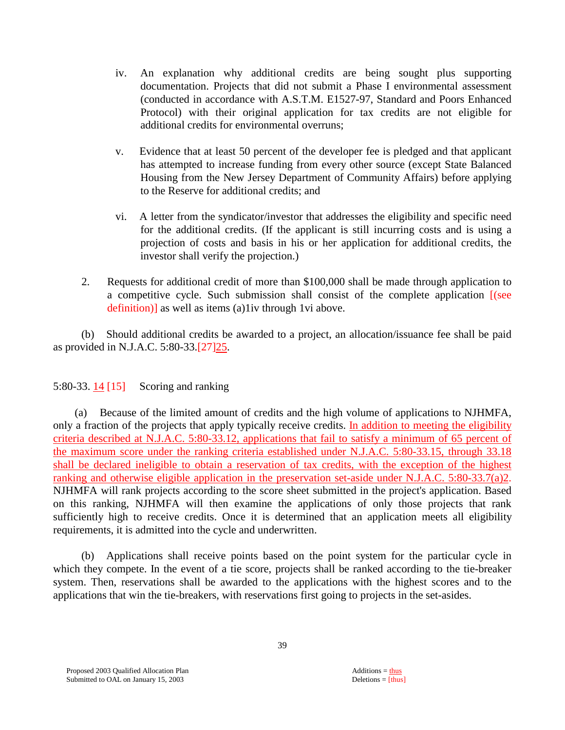iv. An explanation why additional credits are being sought plus supporting documentation. Projects that did not submit a Phase I environmental assessment (conducted in accordance with A.S.T.M. E1527-97, Standard and Poors Enhanced Protocol) with their original application for tax credits are not eligible for additional credits for environmental overruns;

v. Evidence that at least 50 percent of the developer fee is pledged and that applicant has attempted to increase funding from every other source (except State Balanced Housing from the New Jersey Department of Community Affairs) before applying to the Reserve for additional credits; and

vi. A letter from the syndicator/investor that addresses the eligibility and specific need for the additional credits. (If the applicant is still incurring costs and is using a projection of costs and basis in his or her application for additional credits, the investor shall verify the projection.)

2. Requests for additional credit of more than $100,000 shall be made through application to a competitive cycle. Such submission shall consist of the complete application [(see definition)] as well as items (a)1iv through 1vi above.

(b) Should additional credits be awarded to a project, an allocation/issuance fee shall be paid as provided in N.J.A.C. 5:80-33.[27]25.

5:80-33. 14 [15] Scoring and ranking

(a) Because of the limited amount of credits and the high volume of applications to NJHMFA, only a fraction of the projects that apply typically receive credits. In addition to meeting the eligibility criteria described at N.J.A.C. 5:80-33.12, applications that fail to satisfy a minimum of 65 percent of the maximum score under the ranking criteria established under N.J.A.C. 5:80-33.15, through 33.18 shall be declared ineligible to obtain a reservation of tax credits, with the exception of the highest ranking and otherwise eligible application in the preservation set-aside under N.J.A.C. 5:80-33.7(a)2. NJHMFA will rank projects according to the score sheet submitted in the project's application. Based on this ranking, NJHMFA will then examine the applications of only those projects that rank sufficiently high to receive credits. Once it is determined that an application meets all eligibility requirements, it is admitted into the cycle and underwritten.

(b) Applications shall receive points based on the point system for the particular cycle in which they compete. In the event of a tie score, projects shall be ranked according to the tie-breaker system. Then, reservations shall be awarded to the applications with the highest scores and to the applications that win the tie-breakers, with reservations first going to projects in the set-asides.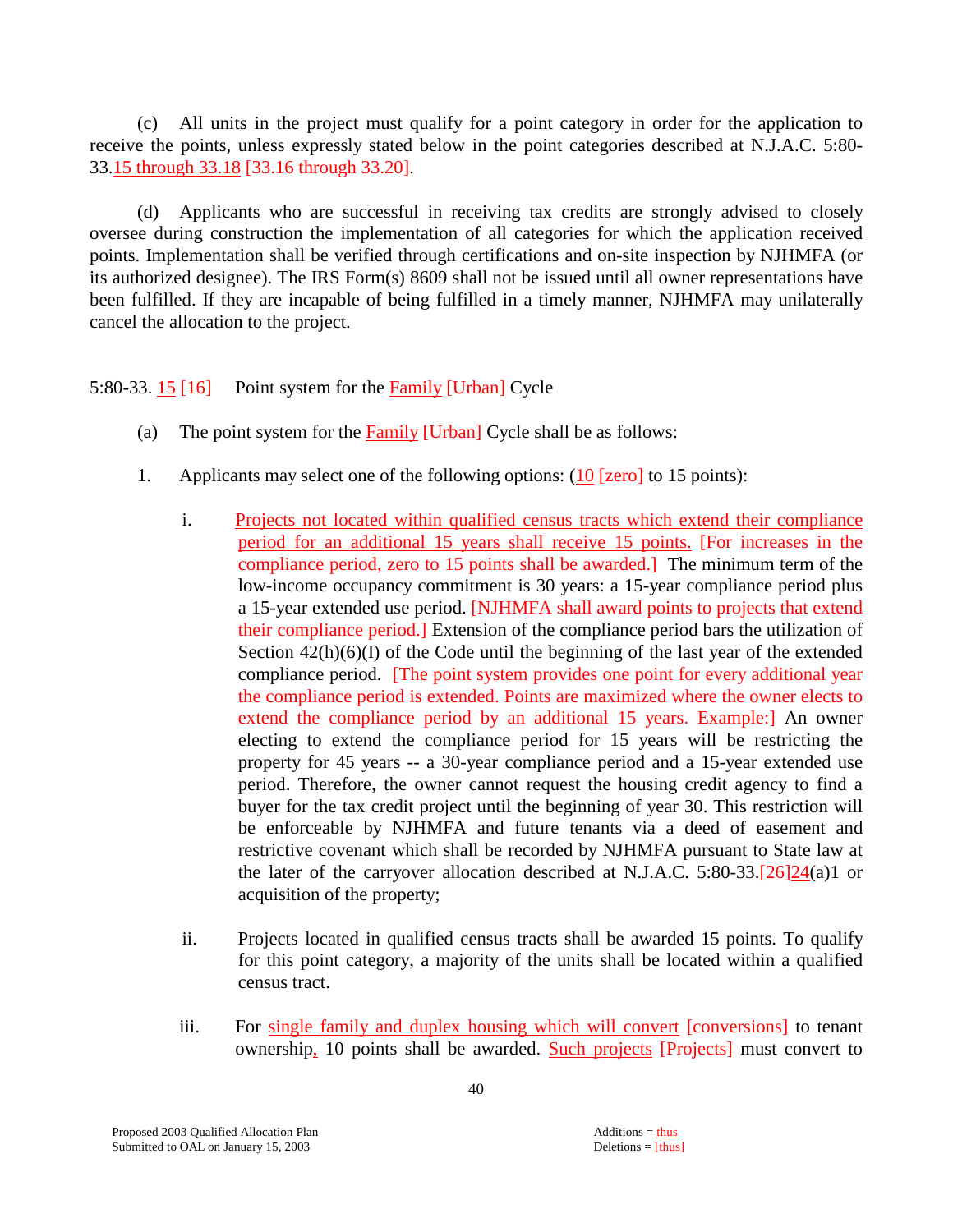(c) All units in the project must qualify for a point category in order for the application to receive the points, unless expressly stated below in the point categories described at N.J.A.C. 5:80-33.15 through 33.18 [33.16 through 33.20].

(d) Applicants who are successful in receiving tax credits are strongly advised to closely oversee during construction the implementation of all categories for which the application received points. Implementation shall be verified through certifications and on-site inspection by NJHMFA (or its authorized designee). The IRS Form(s) 8609 shall not be issued until all owner representations have been fulfilled. If they are incapable of being fulfilled in a timely manner, NJHMFA may unilaterally cancel the allocation to the project.

5:80-33. 15 [16] Point system for the Family [Urban] Cycle

(a) The point system for the Family [Urban] Cycle shall be as follows:

1. Applicants may select one of the following options: (10 [zero] to 15 points):

   i. Projects not located within qualified census tracts which extend their compliance period for an additional 15 years shall receive 15 points. [For increases in the compliance period, zero to 15 points shall be awarded.] The minimum term of the low-income occupancy commitment is 30 years: a 15-year compliance period plus a 15-year extended use period. [NJHMFA shall award points to projects that extend their compliance period.] Extension of the compliance period bars the utilization of Section 42(h)(6)(I) of the Code until the beginning of the last year of the extended compliance period. [The point system provides one point for every additional year the compliance period is extended. Points are maximized where the owner elects to extend the compliance period by an additional 15 years. Example:] An owner electing to extend the compliance period for 15 years will be restricting the property for 45 years -- a 30-year compliance period and a 15-year extended use period. Therefore, the owner cannot request the housing credit agency to find a buyer for the tax credit project until the beginning of year 30. This restriction will be enforceable by NJHMFA and future tenants via a deed of easement and restrictive covenant which shall be recorded by NJHMFA pursuant to State law at the later of the carryover allocation described at N.J.A.C. 5:80-33.[26]24(a)1 or acquisition of the property;

   ii. Projects located in qualified census tracts shall be awarded 15 points. To qualify for this point category, a majority of the units shall be located within a qualified census tract.

   iii. For single family and duplex housing which will convert [conversions] to tenant ownership, 10 points shall be awarded. Such projects [Projects] must convert to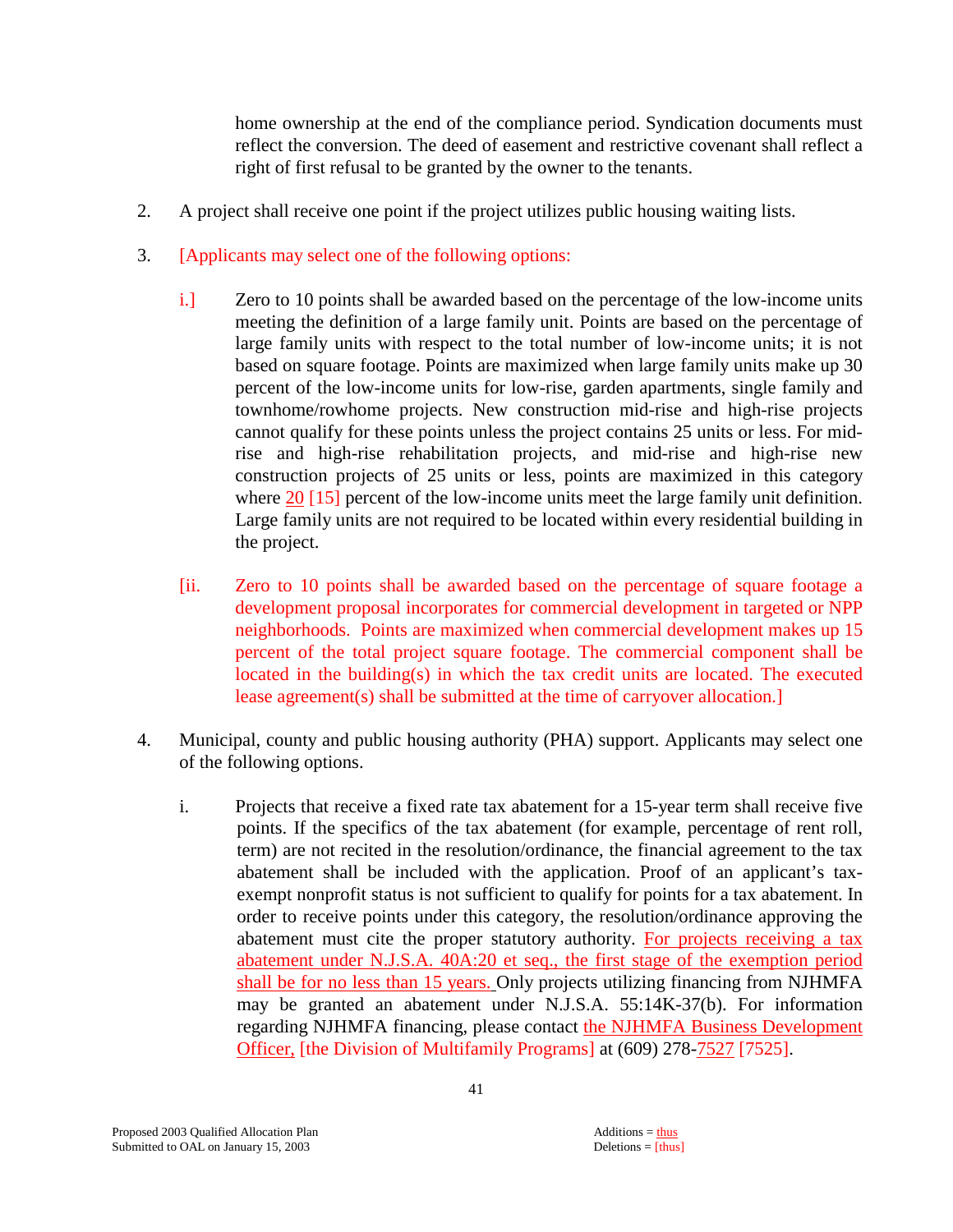home ownership at the end of the compliance period. Syndication documents must reflect the conversion. The deed of easement and restrictive covenant shall reflect a right of first refusal to be granted by the owner to the tenants.

2. A project shall receive one point if the project utilizes public housing waiting lists.

3. [Applicants may select one of the following options:

   i.] Zero to 10 points shall be awarded based on the percentage of the low-income units meeting the definition of a large family unit. Points are based on the percentage of large family units with respect to the total number of low-income units; it is not based on square footage. Points are maximized when large family units make up 30 percent of the low-income units for low-rise, garden apartments, single family and townhome/rowhome projects. New construction mid-rise and high-rise projects cannot qualify for these points unless the project contains 25 units or less. For mid-rise and high-rise rehabilitation projects, and mid-rise and high-rise new construction projects of 25 units or less, points are maximized in this category where 20 [15] percent of the low-income units meet the large family unit definition. Large family units are not required to be located within every residential building in the project.

   [ii. Zero to 10 points shall be awarded based on the percentage of square footage a development proposal incorporates for commercial development in targeted or NPP neighborhoods. Points are maximized when commercial development makes up 15 percent of the total project square footage. The commercial component shall be located in the building(s) in which the tax credit units are located. The executed lease agreement(s) shall be submitted at the time of carryover allocation.]

4. Municipal, county and public housing authority (PHA) support. Applicants may select one of the following options.

   i. Projects that receive a fixed rate tax abatement for a 15-year term shall receive five points. If the specifics of the tax abatement (for example, percentage of rent roll, term) are not recited in the resolution/ordinance, the financial agreement to the tax abatement shall be included with the application. Proof of an applicant's tax-exempt nonprofit status is not sufficient to qualify for points for a tax abatement. In order to receive points under this category, the resolution/ordinance approving the abatement must cite the proper statutory authority. For projects receiving a tax abatement under N.J.S.A. 40A:20 et seq., the first stage of the exemption period shall be for no less than 15 years. Only projects utilizing financing from NJHMFA may be granted an abatement under N.J.S.A. 55:14K-37(b). For information regarding NJHMFA financing, please contact the NJHMFA Business Development Officer, [the Division of Multifamily Programs] at (609) 278-7527 [7525].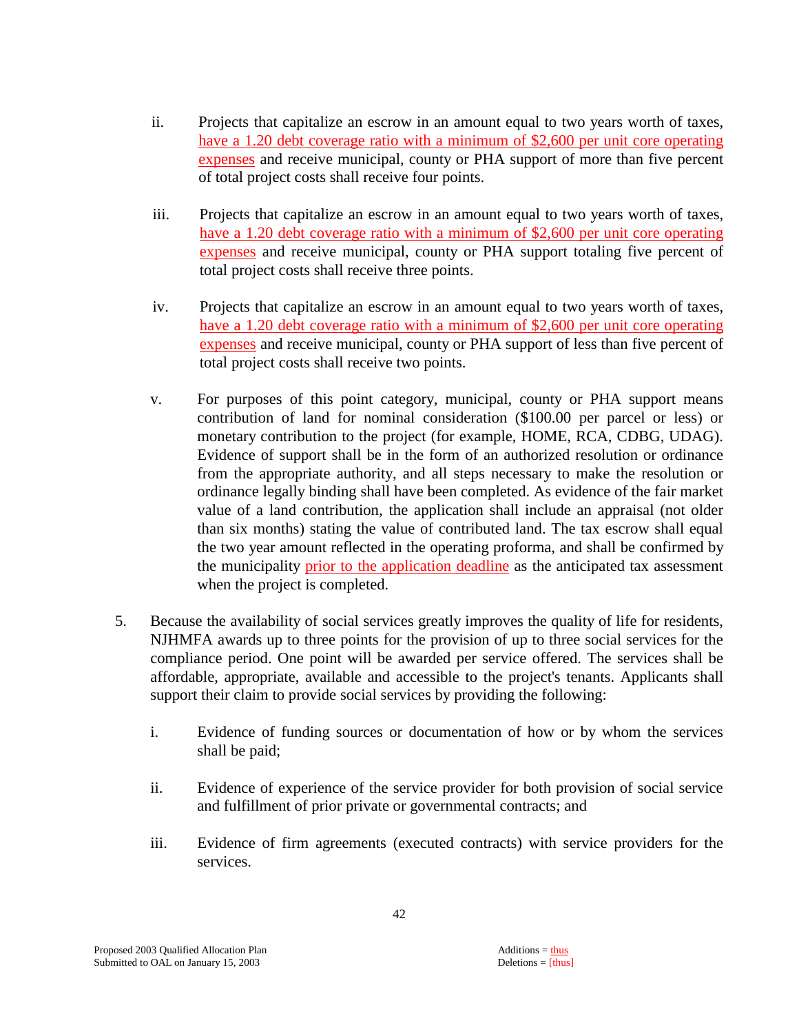ii. Projects that capitalize an escrow in an amount equal to two years worth of taxes, have a 1.20 debt coverage ratio with a minimum of $2,600 per unit core operating expenses and receive municipal, county or PHA support of more than five percent of total project costs shall receive four points.

iii. Projects that capitalize an escrow in an amount equal to two years worth of taxes, have a 1.20 debt coverage ratio with a minimum of $2,600 per unit core operating expenses and receive municipal, county or PHA support totaling five percent of total project costs shall receive three points.

iv. Projects that capitalize an escrow in an amount equal to two years worth of taxes, have a 1.20 debt coverage ratio with a minimum of $2,600 per unit core operating expenses and receive municipal, county or PHA support of less than five percent of total project costs shall receive two points.

v. For purposes of this point category, municipal, county or PHA support means contribution of land for nominal consideration ($100.00 per parcel or less) or monetary contribution to the project (for example, HOME, RCA, CDBG, UDAG). Evidence of support shall be in the form of an authorized resolution or ordinance from the appropriate authority, and all steps necessary to make the resolution or ordinance legally binding shall have been completed. As evidence of the fair market value of a land contribution, the application shall include an appraisal (not older than six months) stating the value of contributed land. The tax escrow shall equal the two year amount reflected in the operating proforma, and shall be confirmed by the municipality prior to the application deadline as the anticipated tax assessment when the project is completed.

5. Because the availability of social services greatly improves the quality of life for residents, NJHMFA awards up to three points for the provision of up to three social services for the compliance period. One point will be awarded per service offered. The services shall be affordable, appropriate, available and accessible to the project's tenants. Applicants shall support their claim to provide social services by providing the following:

   i. Evidence of funding sources or documentation of how or by whom the services shall be paid;

   ii. Evidence of experience of the service provider for both provision of social service and fulfillment of prior private or governmental contracts; and

   iii. Evidence of firm agreements (executed contracts) with service providers for the services.

Proposed 2003 Qualified Allocation Plan
Submitted to OAL on January 15, 2003

Additions = thus
Deletions = [thus]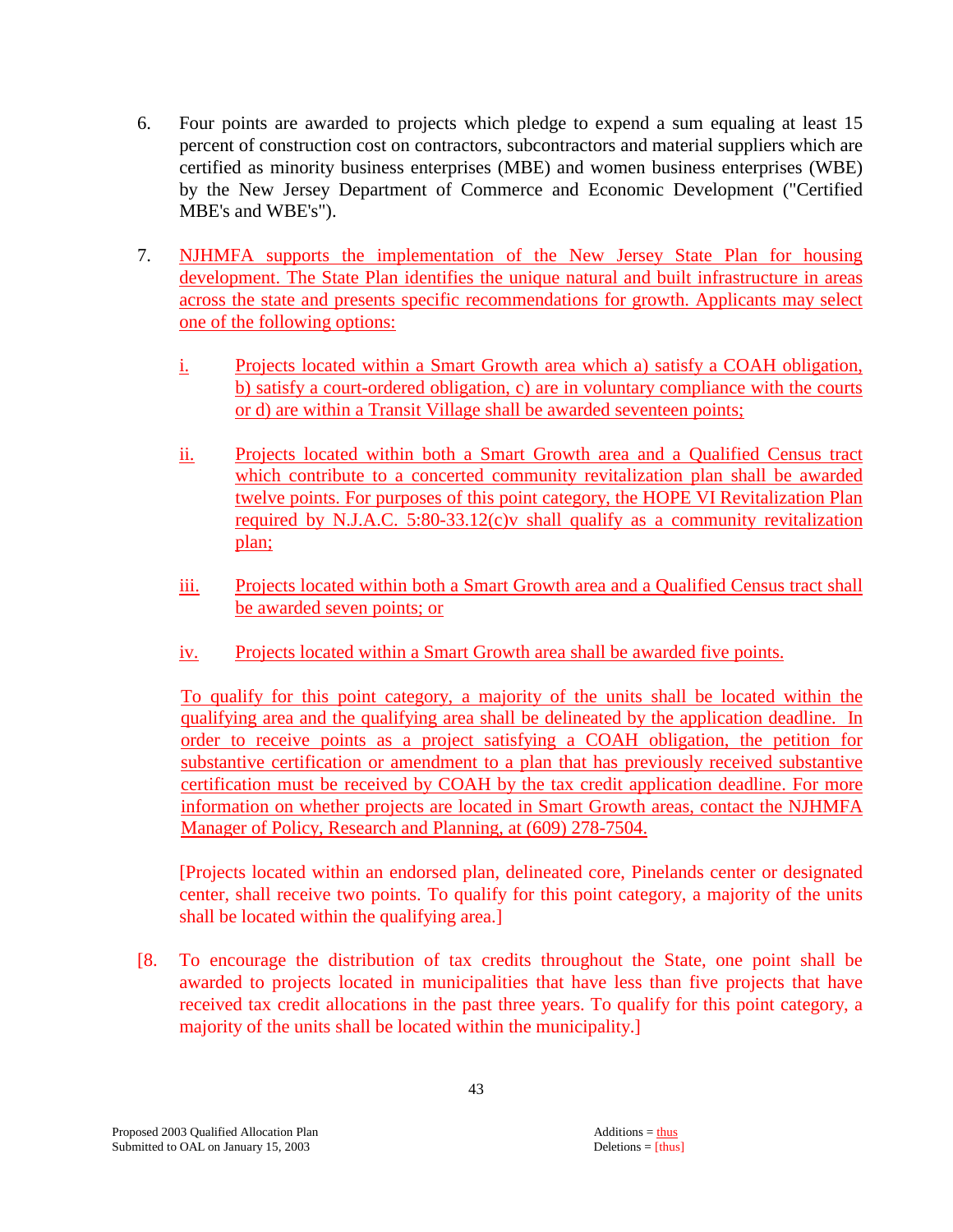6. Four points are awarded to projects which pledge to expend a sum equaling at least 15 percent of construction cost on contractors, subcontractors and material suppliers which are certified as minority business enterprises (MBE) and women business enterprises (WBE) by the New Jersey Department of Commerce and Economic Development ("Certified MBE's and WBE's").

7. NJHMFA supports the implementation of the New Jersey State Plan for housing development. The State Plan identifies the unique natural and built infrastructure in areas across the state and presents specific recommendations for growth. Applicants may select one of the following options:

   i. Projects located within a Smart Growth area which a) satisfy a COAH obligation, b) satisfy a court-ordered obligation, c) are in voluntary compliance with the courts or d) are within a Transit Village shall be awarded seventeen points;

   ii. Projects located within both a Smart Growth area and a Qualified Census tract which contribute to a concerted community revitalization plan shall be awarded twelve points. For purposes of this point category, the HOPE VI Revitalization Plan required by N.J.A.C. 5:80-33.12(c)v shall qualify as a community revitalization plan;

   iii. Projects located within both a Smart Growth area and a Qualified Census tract shall be awarded seven points; or

   iv. Projects located within a Smart Growth area shall be awarded five points.

   To qualify for this point category, a majority of the units shall be located within the qualifying area and the qualifying area shall be delineated by the application deadline. In order to receive points as a project satisfying a COAH obligation, the petition for substantive certification or amendment to a plan that has previously received substantive certification must be received by COAH by the tax credit application deadline. For more information on whether projects are located in Smart Growth areas, contact the NJHMFA Manager of Policy, Research and Planning, at (609) 278-7504.

   [Projects located within an endorsed plan, delineated core, Pinelands center or designated center, shall receive two points. To qualify for this point category, a majority of the units shall be located within the qualifying area.]

[8. To encourage the distribution of tax credits throughout the State, one point shall be awarded to projects located in municipalities that have less than five projects that have received tax credit allocations in the past three years. To qualify for this point category, a majority of the units shall be located within the municipality.]

Proposed 2003 Qualified Allocation Plan
Submitted to OAL on January 15, 2003

Additions = thus
Deletions = [thus]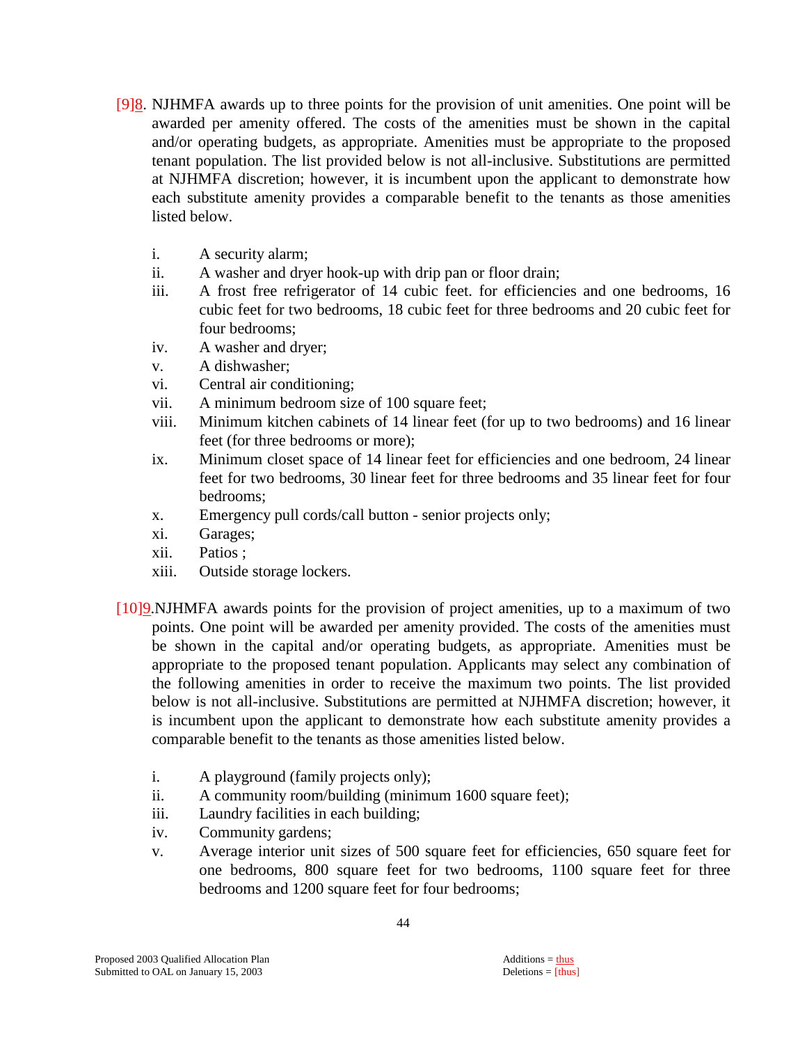[9]8. NJHMFA awards up to three points for the provision of unit amenities. One point will be awarded per amenity offered. The costs of the amenities must be shown in the capital and/or operating budgets, as appropriate. Amenities must be appropriate to the proposed tenant population. The list provided below is not all-inclusive. Substitutions are permitted at NJHMFA discretion; however, it is incumbent upon the applicant to demonstrate how each substitute amenity provides a comparable benefit to the tenants as those amenities listed below.

- i. A security alarm;
- ii. A washer and dryer hook-up with drip pan or floor drain;
- iii. A frost free refrigerator of 14 cubic feet. for efficiencies and one bedrooms, 16 cubic feet for two bedrooms, 18 cubic feet for three bedrooms and 20 cubic feet for four bedrooms;
- iv. A washer and dryer;
- v. A dishwasher;
- vi. Central air conditioning;
- vii. A minimum bedroom size of 100 square feet;
- viii. Minimum kitchen cabinets of 14 linear feet (for up to two bedrooms) and 16 linear feet (for three bedrooms or more);
- ix. Minimum closet space of 14 linear feet for efficiencies and one bedroom, 24 linear feet for two bedrooms, 30 linear feet for three bedrooms and 35 linear feet for four bedrooms;
- x. Emergency pull cords/call button - senior projects only;
- xi. Garages;
- xii. Patios ;
- xiii. Outside storage lockers.

[10]9.NJHMFA awards points for the provision of project amenities, up to a maximum of two points. One point will be awarded per amenity provided. The costs of the amenities must be shown in the capital and/or operating budgets, as appropriate. Amenities must be appropriate to the proposed tenant population. Applicants may select any combination of the following amenities in order to receive the maximum two points. The list provided below is not all-inclusive. Substitutions are permitted at NJHMFA discretion; however, it is incumbent upon the applicant to demonstrate how each substitute amenity provides a comparable benefit to the tenants as those amenities listed below.

- i. A playground (family projects only);
- ii. A community room/building (minimum 1600 square feet);
- iii. Laundry facilities in each building;
- iv. Community gardens;
- v. Average interior unit sizes of 500 square feet for efficiencies, 650 square feet for one bedrooms, 800 square feet for two bedrooms, 1100 square feet for three bedrooms and 1200 square feet for four bedrooms;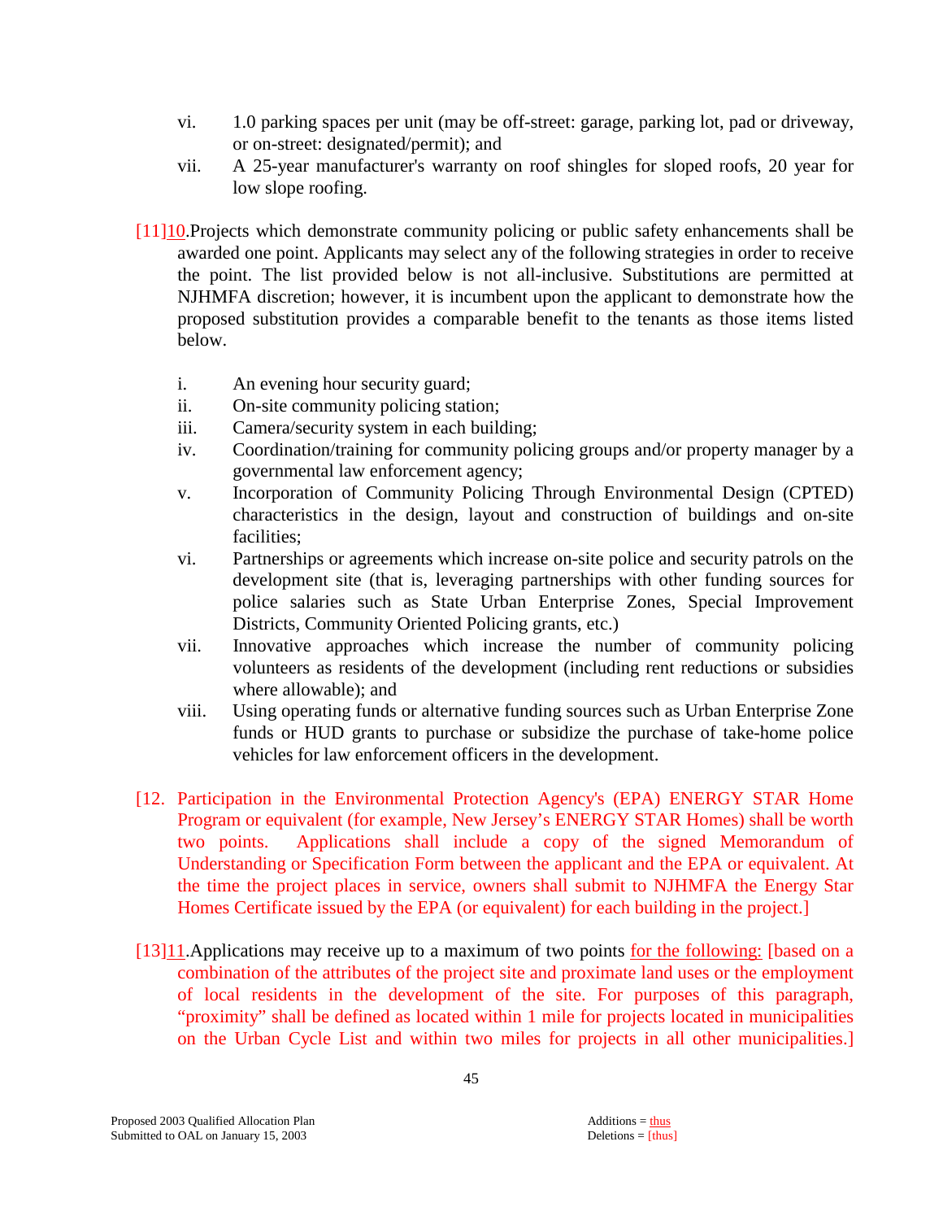vi. 1.0 parking spaces per unit (may be off-street: garage, parking lot, pad or driveway, or on-street: designated/permit); and

vii. A 25-year manufacturer's warranty on roof shingles for sloped roofs, 20 year for low slope roofing.

[11]10.Projects which demonstrate community policing or public safety enhancements shall be awarded one point. Applicants may select any of the following strategies in order to receive the point. The list provided below is not all-inclusive. Substitutions are permitted at NJHMFA discretion; however, it is incumbent upon the applicant to demonstrate how the proposed substitution provides a comparable benefit to the tenants as those items listed below.

i. An evening hour security guard;

ii. On-site community policing station;

iii. Camera/security system in each building;

iv. Coordination/training for community policing groups and/or property manager by a governmental law enforcement agency;

v. Incorporation of Community Policing Through Environmental Design (CPTED) characteristics in the design, layout and construction of buildings and on-site facilities;

vi. Partnerships or agreements which increase on-site police and security patrols on the development site (that is, leveraging partnerships with other funding sources for police salaries such as State Urban Enterprise Zones, Special Improvement Districts, Community Oriented Policing grants, etc.)

vii. Innovative approaches which increase the number of community policing volunteers as residents of the development (including rent reductions or subsidies where allowable); and

viii. Using operating funds or alternative funding sources such as Urban Enterprise Zone funds or HUD grants to purchase or subsidize the purchase of take-home police vehicles for law enforcement officers in the development.

[12. Participation in the Environmental Protection Agency's (EPA) ENERGY STAR Home Program or equivalent (for example, New Jersey's ENERGY STAR Homes) shall be worth two points. Applications shall include a copy of the signed Memorandum of Understanding or Specification Form between the applicant and the EPA or equivalent. At the time the project places in service, owners shall submit to NJHMFA the Energy Star Homes Certificate issued by the EPA (or equivalent) for each building in the project.]

[13]11.Applications may receive up to a maximum of two points for the following: [based on a combination of the attributes of the project site and proximate land uses or the employment of local residents in the development of the site. For purposes of this paragraph, "proximity" shall be defined as located within 1 mile for projects located in municipalities on the Urban Cycle List and within two miles for projects in all other municipalities.]

Proposed 2003 Qualified Allocation Plan
Submitted to OAL on January 15, 2003

Additions = thus
Deletions = [thus]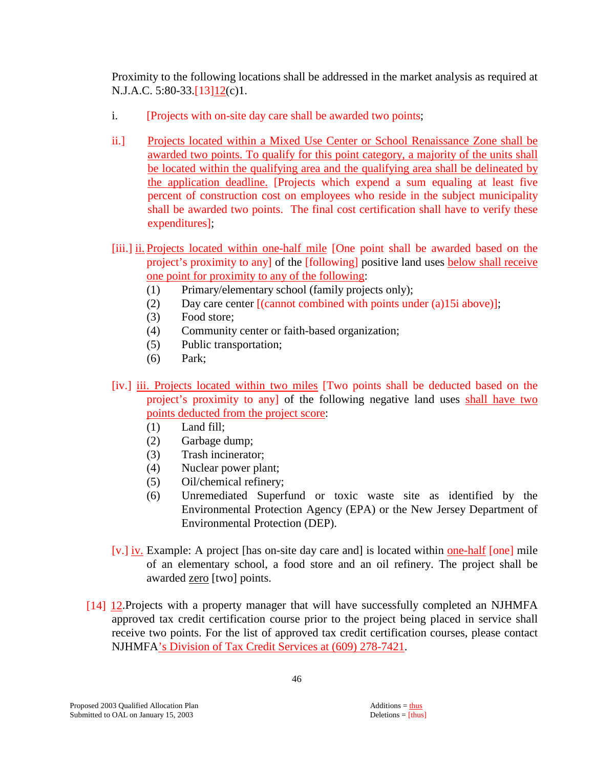Proximity to the following locations shall be addressed in the market analysis as required at N.J.A.C. 5:80-33.[13]12(c)1.

i. [Projects with on-site day care shall be awarded two points;

ii.] Projects located within a Mixed Use Center or School Renaissance Zone shall be awarded two points. To qualify for this point category, a majority of the units shall be located within the qualifying area and the qualifying area shall be delineated by the application deadline. [Projects which expend a sum equaling at least five percent of construction cost on employees who reside in the subject municipality shall be awarded two points. The final cost certification shall have to verify these expenditures];

[iii.] ii. Projects located within one-half mile [One point shall be awarded based on the project's proximity to any] of the [following] positive land uses below shall receive one point for proximity to any of the following:

(1) Primary/elementary school (family projects only);
(2) Day care center [(cannot combined with points under (a)15i above)];
(3) Food store;
(4) Community center or faith-based organization;
(5) Public transportation;
(6) Park;

[iv.] iii. Projects located within two miles [Two points shall be deducted based on the project's proximity to any] of the following negative land uses shall have two points deducted from the project score:

(1) Land fill;
(2) Garbage dump;
(3) Trash incinerator;
(4) Nuclear power plant;
(5) Oil/chemical refinery;
(6) Unremediated Superfund or toxic waste site as identified by the Environmental Protection Agency (EPA) or the New Jersey Department of Environmental Protection (DEP).

[v.] iv. Example: A project [has on-site day care and] is located within one-half [one] mile of an elementary school, a food store and an oil refinery. The project shall be awarded zero [two] points.

[14] 12. Projects with a property manager that will have successfully completed an NJHMFA approved tax credit certification course prior to the project being placed in service shall receive two points. For the list of approved tax credit certification courses, please contact NJHMFA's Division of Tax Credit Services at (609) 278-7421.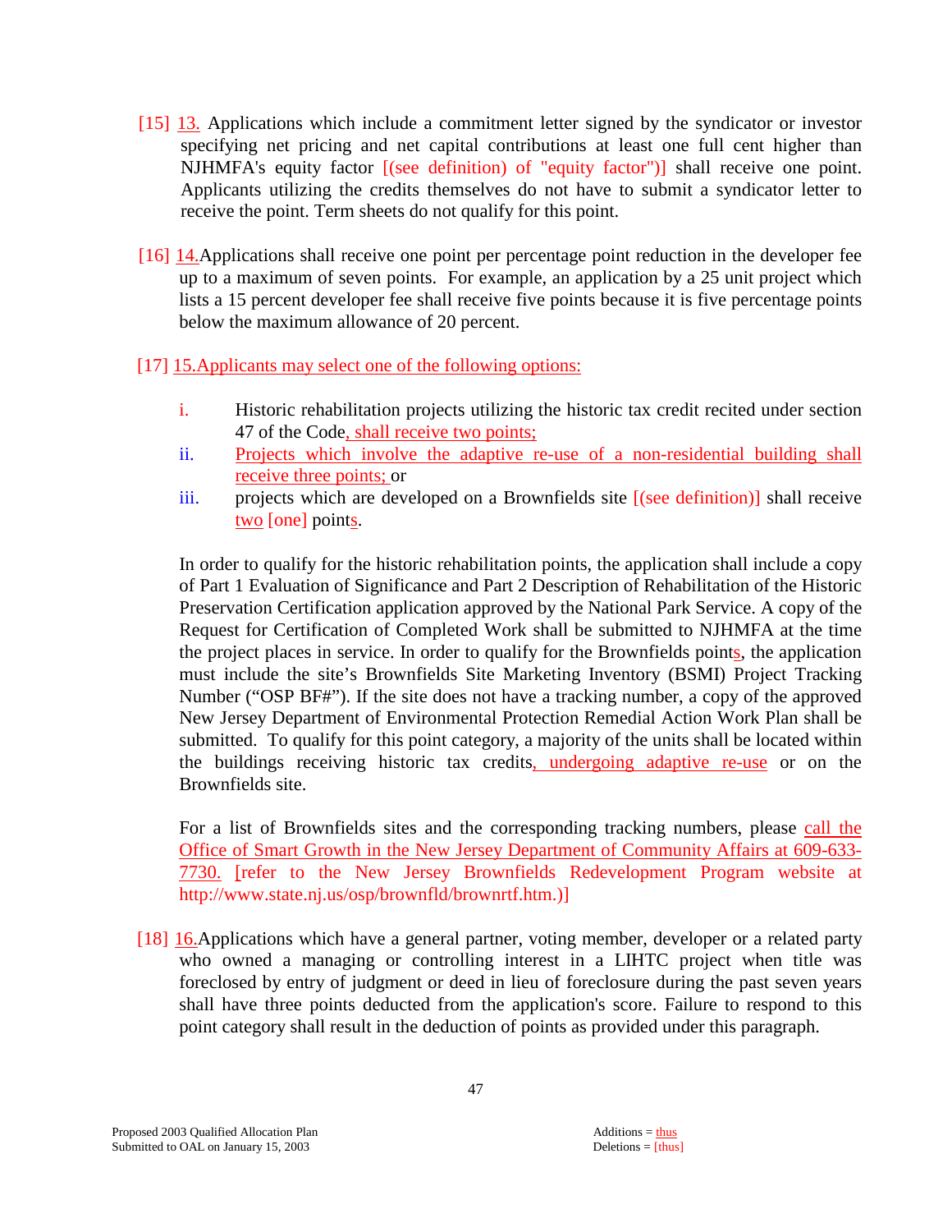[15] 13. Applications which include a commitment letter signed by the syndicator or investor specifying net pricing and net capital contributions at least one full cent higher than NJHMFA's equity factor [(see definition) of "equity factor")] shall receive one point. Applicants utilizing the credits themselves do not have to submit a syndicator letter to receive the point. Term sheets do not qualify for this point.

[16] 14. Applications shall receive one point per percentage point reduction in the developer fee up to a maximum of seven points. For example, an application by a 25 unit project which lists a 15 percent developer fee shall receive five points because it is five percentage points below the maximum allowance of 20 percent.

[17] 15. Applicants may select one of the following options:

i. Historic rehabilitation projects utilizing the historic tax credit recited under section 47 of the Code, shall receive two points;

ii. Projects which involve the adaptive re-use of a non-residential building shall receive three points; or

iii. projects which are developed on a Brownfields site [(see definition)] shall receive two [one] points.

In order to qualify for the historic rehabilitation points, the application shall include a copy of Part 1 Evaluation of Significance and Part 2 Description of Rehabilitation of the Historic Preservation Certification application approved by the National Park Service. A copy of the Request for Certification of Completed Work shall be submitted to NJHMFA at the time the project places in service. In order to qualify for the Brownfields points, the application must include the site's Brownfields Site Marketing Inventory (BSMI) Project Tracking Number ("OSP BF#"). If the site does not have a tracking number, a copy of the approved New Jersey Department of Environmental Protection Remedial Action Work Plan shall be submitted. To qualify for this point category, a majority of the units shall be located within the buildings receiving historic tax credits, undergoing adaptive re-use or on the Brownfields site.

For a list of Brownfields sites and the corresponding tracking numbers, please call the Office of Smart Growth in the New Jersey Department of Community Affairs at 609-633-7730. [refer to the New Jersey Brownfields Redevelopment Program website at http://www.state.nj.us/osp/brownfld/brownrtf.htm.)]

[18] 16. Applications which have a general partner, voting member, developer or a related party who owned a managing or controlling interest in a LIHTC project when title was foreclosed by entry of judgment or deed in lieu of foreclosure during the past seven years shall have three points deducted from the application's score. Failure to respond to this point category shall result in the deduction of points as provided under this paragraph.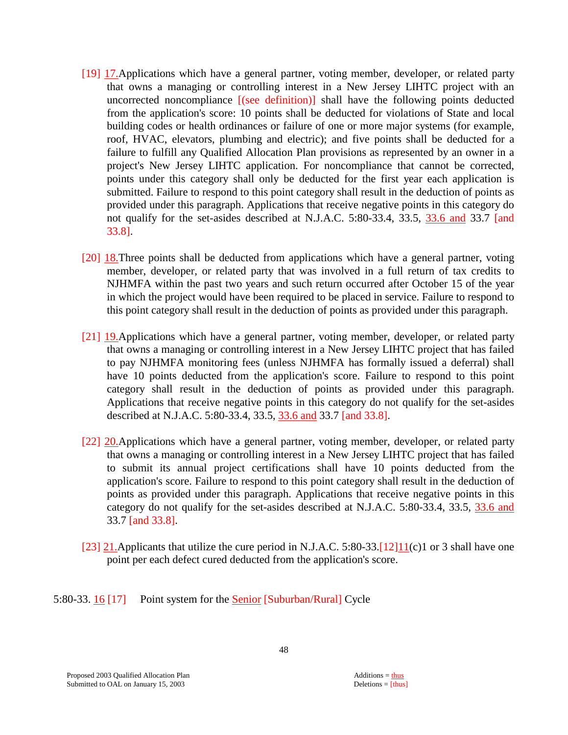[19] 17.Applications which have a general partner, voting member, developer, or related party that owns a managing or controlling interest in a New Jersey LIHTC project with an uncorrected noncompliance [(see definition)] shall have the following points deducted from the application's score: 10 points shall be deducted for violations of State and local building codes or health ordinances or failure of one or more major systems (for example, roof, HVAC, elevators, plumbing and electric); and five points shall be deducted for a failure to fulfill any Qualified Allocation Plan provisions as represented by an owner in a project's New Jersey LIHTC application. For noncompliance that cannot be corrected, points under this category shall only be deducted for the first year each application is submitted. Failure to respond to this point category shall result in the deduction of points as provided under this paragraph. Applications that receive negative points in this category do not qualify for the set-asides described at N.J.A.C. 5:80-33.4, 33.5, 33.6 and 33.7 [and 33.8].

[20] 18.Three points shall be deducted from applications which have a general partner, voting member, developer, or related party that was involved in a full return of tax credits to NJHMFA within the past two years and such return occurred after October 15 of the year in which the project would have been required to be placed in service. Failure to respond to this point category shall result in the deduction of points as provided under this paragraph.

[21] 19.Applications which have a general partner, voting member, developer, or related party that owns a managing or controlling interest in a New Jersey LIHTC project that has failed to pay NJHMFA monitoring fees (unless NJHMFA has formally issued a deferral) shall have 10 points deducted from the application's score. Failure to respond to this point category shall result in the deduction of points as provided under this paragraph. Applications that receive negative points in this category do not qualify for the set-asides described at N.J.A.C. 5:80-33.4, 33.5, 33.6 and 33.7 [and 33.8].

[22] 20.Applications which have a general partner, voting member, developer, or related party that owns a managing or controlling interest in a New Jersey LIHTC project that has failed to submit its annual project certifications shall have 10 points deducted from the application's score. Failure to respond to this point category shall result in the deduction of points as provided under this paragraph. Applications that receive negative points in this category do not qualify for the set-asides described at N.J.A.C. 5:80-33.4, 33.5, 33.6 and 33.7 [and 33.8].

[23] 21.Applicants that utilize the cure period in N.J.A.C. 5:80-33.[12]11(c)1 or 3 shall have one point per each defect cured deducted from the application's score.

5:80-33. 16 [17] Point system for the Senior [Suburban/Rural] Cycle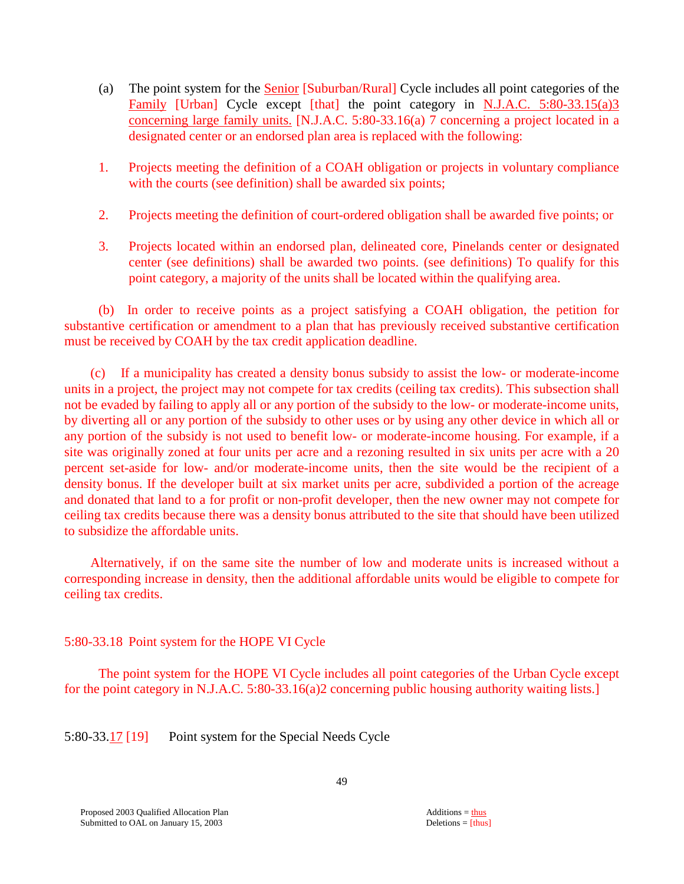(a) The point system for the Senior [Suburban/Rural] Cycle includes all point categories of the Family [Urban] Cycle except [that] the point category in N.J.A.C. 5:80-33.15(a)3 concerning large family units. [N.J.A.C. 5:80-33.16(a) 7 concerning a project located in a designated center or an endorsed plan area is replaced with the following:

1. Projects meeting the definition of a COAH obligation or projects in voluntary compliance with the courts (see definition) shall be awarded six points;

2. Projects meeting the definition of court-ordered obligation shall be awarded five points; or

3. Projects located within an endorsed plan, delineated core, Pinelands center or designated center (see definitions) shall be awarded two points. (see definitions) To qualify for this point category, a majority of the units shall be located within the qualifying area.

(b) In order to receive points as a project satisfying a COAH obligation, the petition for substantive certification or amendment to a plan that has previously received substantive certification must be received by COAH by the tax credit application deadline.

(c) If a municipality has created a density bonus subsidy to assist the low- or moderate-income units in a project, the project may not compete for tax credits (ceiling tax credits). This subsection shall not be evaded by failing to apply all or any portion of the subsidy to the low- or moderate-income units, by diverting all or any portion of the subsidy to other uses or by using any other device in which all or any portion of the subsidy is not used to benefit low- or moderate-income housing. For example, if a site was originally zoned at four units per acre and a rezoning resulted in six units per acre with a 20 percent set-aside for low- and/or moderate-income units, then the site would be the recipient of a density bonus. If the developer built at six market units per acre, subdivided a portion of the acreage and donated that land to a for profit or non-profit developer, then the new owner may not compete for ceiling tax credits because there was a density bonus attributed to the site that should have been utilized to subsidize the affordable units.

Alternatively, if on the same site the number of low and moderate units is increased without a corresponding increase in density, then the additional affordable units would be eligible to compete for ceiling tax credits.

5:80-33.18 Point system for the HOPE VI Cycle

The point system for the HOPE VI Cycle includes all point categories of the Urban Cycle except for the point category in N.J.A.C. 5:80-33.16(a)2 concerning public housing authority waiting lists.]

5:80-33.17 [19] Point system for the Special Needs Cycle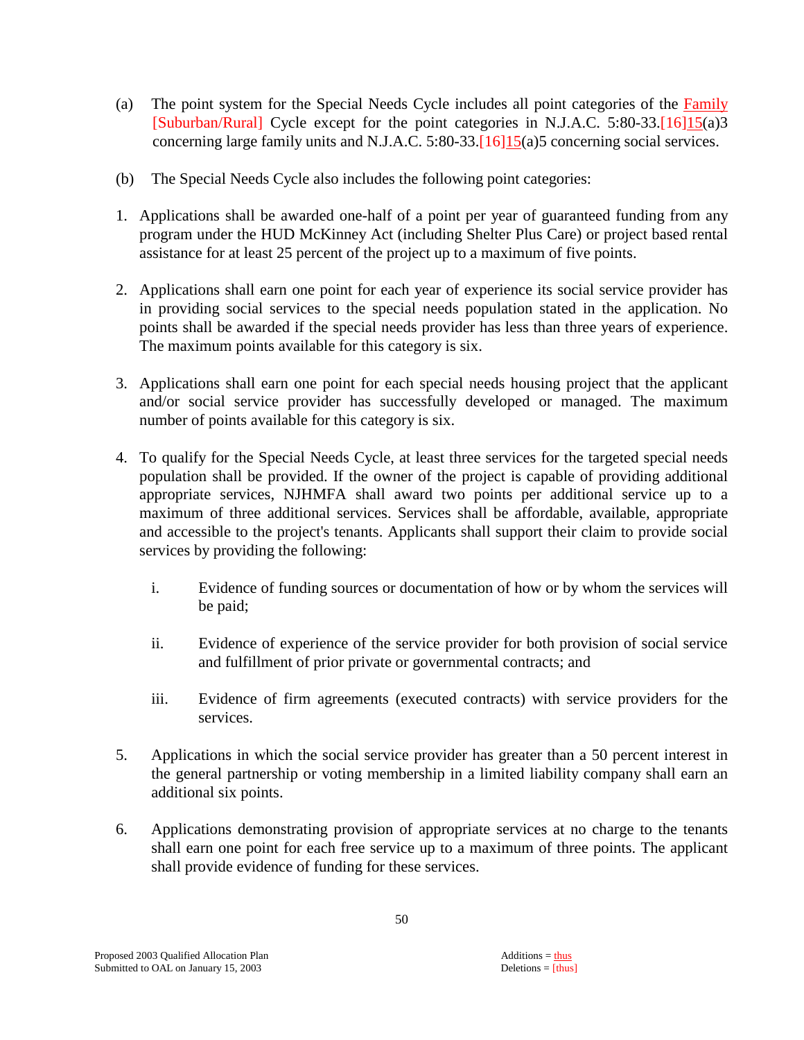(a) The point system for the Special Needs Cycle includes all point categories of the Family [Suburban/Rural] Cycle except for the point categories in N.J.A.C. 5:80-33.[16]15(a)3 concerning large family units and N.J.A.C. 5:80-33.[16]15(a)5 concerning social services.

(b) The Special Needs Cycle also includes the following point categories:

1. Applications shall be awarded one-half of a point per year of guaranteed funding from any program under the HUD McKinney Act (including Shelter Plus Care) or project based rental assistance for at least 25 percent of the project up to a maximum of five points.

2. Applications shall earn one point for each year of experience its social service provider has in providing social services to the special needs population stated in the application. No points shall be awarded if the special needs provider has less than three years of experience. The maximum points available for this category is six.

3. Applications shall earn one point for each special needs housing project that the applicant and/or social service provider has successfully developed or managed. The maximum number of points available for this category is six.

4. To qualify for the Special Needs Cycle, at least three services for the targeted special needs population shall be provided. If the owner of the project is capable of providing additional appropriate services, NJHMFA shall award two points per additional service up to a maximum of three additional services. Services shall be affordable, available, appropriate and accessible to the project's tenants. Applicants shall support their claim to provide social services by providing the following:

   i. Evidence of funding sources or documentation of how or by whom the services will be paid;

   ii. Evidence of experience of the service provider for both provision of social service and fulfillment of prior private or governmental contracts; and

   iii. Evidence of firm agreements (executed contracts) with service providers for the services.

5. Applications in which the social service provider has greater than a 50 percent interest in the general partnership or voting membership in a limited liability company shall earn an additional six points.

6. Applications demonstrating provision of appropriate services at no charge to the tenants shall earn one point for each free service up to a maximum of three points. The applicant shall provide evidence of funding for these services.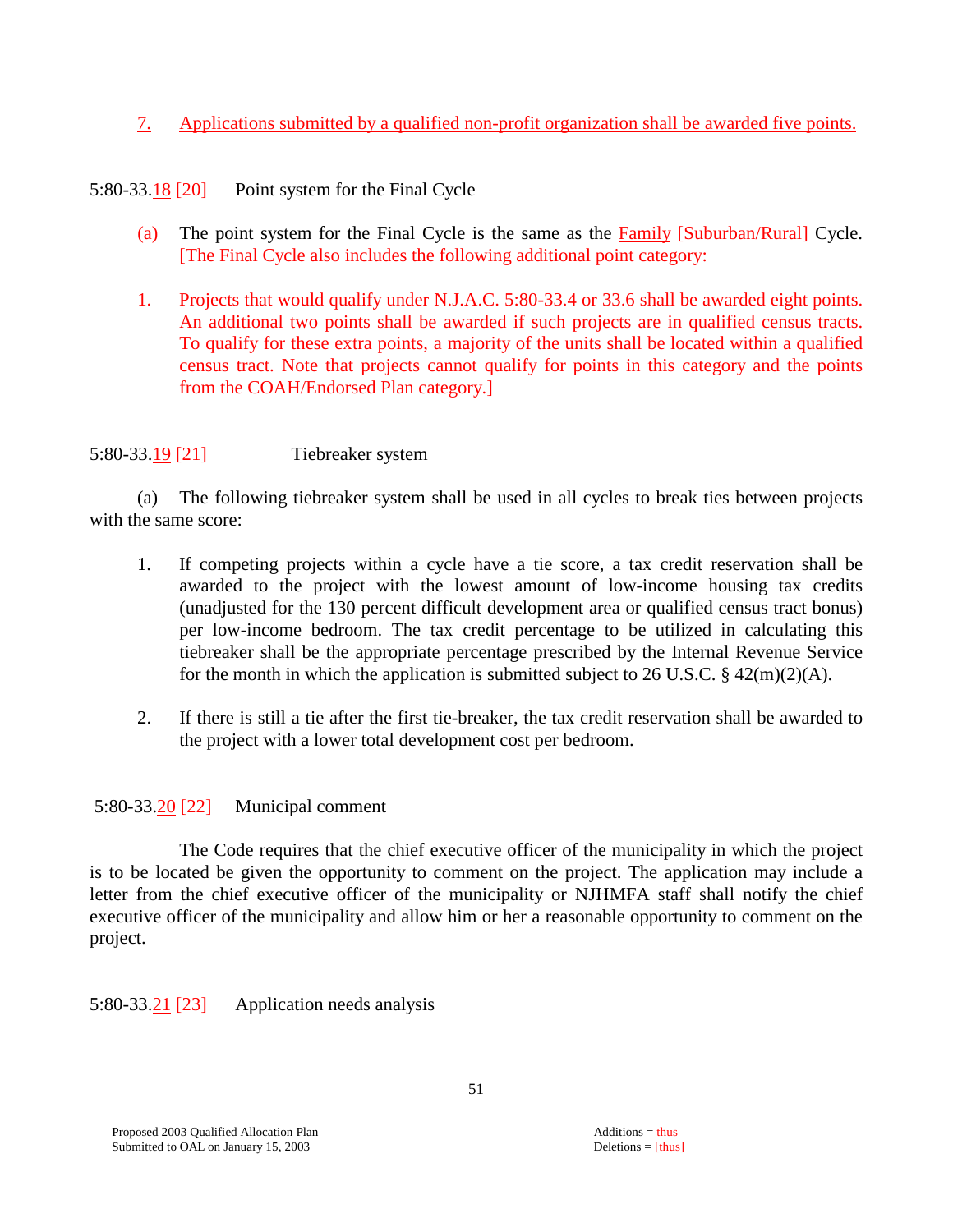7. Applications submitted by a qualified non-profit organization shall be awarded five points.

5:80-33.18 [20] Point system for the Final Cycle

(a) The point system for the Final Cycle is the same as the Family [Suburban/Rural] Cycle. [The Final Cycle also includes the following additional point category:

1. Projects that would qualify under N.J.A.C. 5:80-33.4 or 33.6 shall be awarded eight points. An additional two points shall be awarded if such projects are in qualified census tracts. To qualify for these extra points, a majority of the units shall be located within a qualified census tract. Note that projects cannot qualify for points in this category and the points from the COAH/Endorsed Plan category.]

5:80-33.19 [21] Tiebreaker system

(a) The following tiebreaker system shall be used in all cycles to break ties between projects with the same score:

1. If competing projects within a cycle have a tie score, a tax credit reservation shall be awarded to the project with the lowest amount of low-income housing tax credits (unadjusted for the 130 percent difficult development area or qualified census tract bonus) per low-income bedroom. The tax credit percentage to be utilized in calculating this tiebreaker shall be the appropriate percentage prescribed by the Internal Revenue Service for the month in which the application is submitted subject to 26 U.S.C. § 42(m)(2)(A).

2. If there is still a tie after the first tie-breaker, the tax credit reservation shall be awarded to the project with a lower total development cost per bedroom.

5:80-33.20 [22] Municipal comment

The Code requires that the chief executive officer of the municipality in which the project is to be located be given the opportunity to comment on the project. The application may include a letter from the chief executive officer of the municipality or NJHMFA staff shall notify the chief executive officer of the municipality and allow him or her a reasonable opportunity to comment on the project.

5:80-33.21 [23] Application needs analysis

Proposed 2003 Qualified Allocation Plan
Submitted to OAL on January 15, 2003

Additions = thus
Deletions = [thus]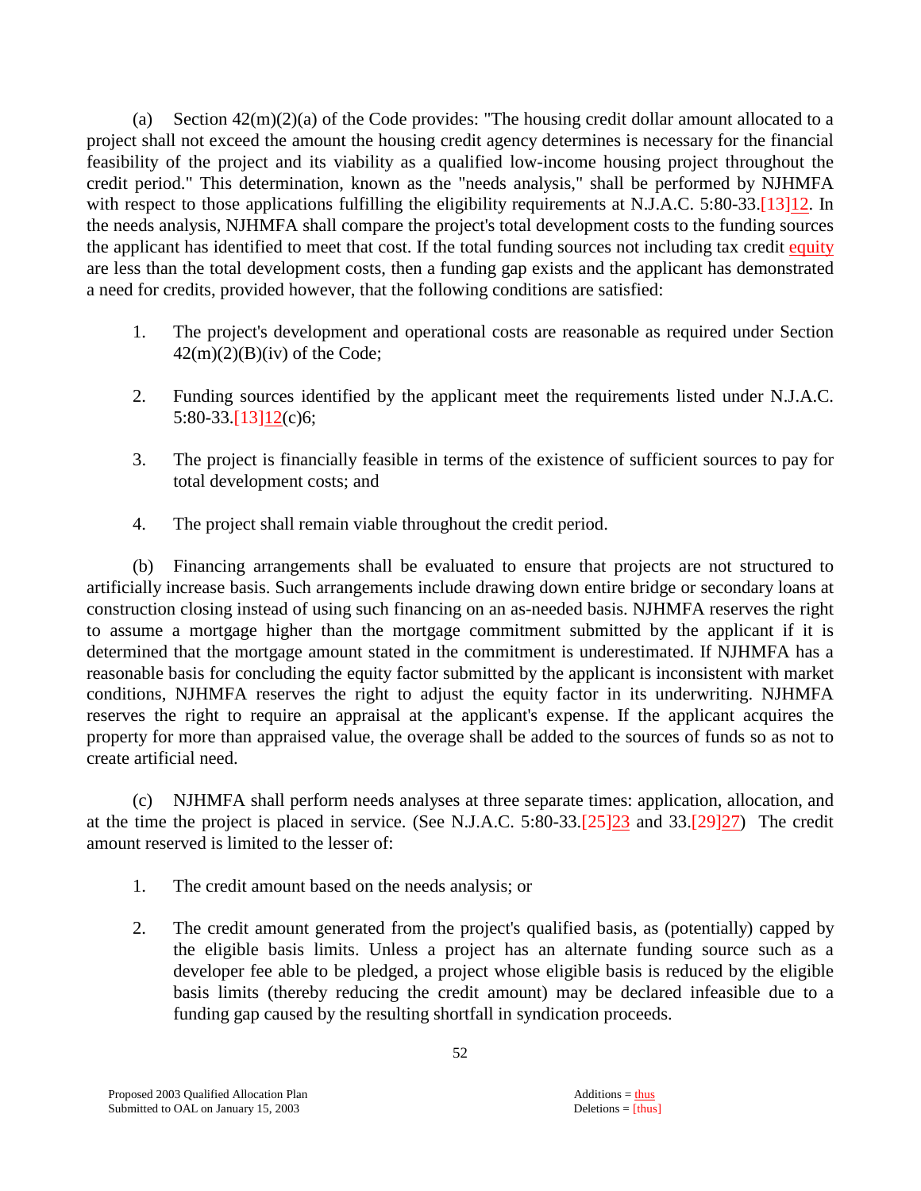(a) Section 42(m)(2)(a) of the Code provides: "The housing credit dollar amount allocated to a project shall not exceed the amount the housing credit agency determines is necessary for the financial feasibility of the project and its viability as a qualified low-income housing project throughout the credit period." This determination, known as the "needs analysis," shall be performed by NJHMFA with respect to those applications fulfilling the eligibility requirements at N.J.A.C. 5:80-33.[13]12. In the needs analysis, NJHMFA shall compare the project's total development costs to the funding sources the applicant has identified to meet that cost. If the total funding sources not including tax credit equity are less than the total development costs, then a funding gap exists and the applicant has demonstrated a need for credits, provided however, that the following conditions are satisfied:

1. The project's development and operational costs are reasonable as required under Section 42(m)(2)(B)(iv) of the Code;

2. Funding sources identified by the applicant meet the requirements listed under N.J.A.C. 5:80-33.[13]12(c)6;

3. The project is financially feasible in terms of the existence of sufficient sources to pay for total development costs; and

4. The project shall remain viable throughout the credit period.

(b) Financing arrangements shall be evaluated to ensure that projects are not structured to artificially increase basis. Such arrangements include drawing down entire bridge or secondary loans at construction closing instead of using such financing on an as-needed basis. NJHMFA reserves the right to assume a mortgage higher than the mortgage commitment submitted by the applicant if it is determined that the mortgage amount stated in the commitment is underestimated. If NJHMFA has a reasonable basis for concluding the equity factor submitted by the applicant is inconsistent with market conditions, NJHMFA reserves the right to adjust the equity factor in its underwriting. NJHMFA reserves the right to require an appraisal at the applicant's expense. If the applicant acquires the property for more than appraised value, the overage shall be added to the sources of funds so as not to create artificial need.

(c) NJHMFA shall perform needs analyses at three separate times: application, allocation, and at the time the project is placed in service. (See N.J.A.C. 5:80-33.[25]23 and 33.[29]27) The credit amount reserved is limited to the lesser of:

1. The credit amount based on the needs analysis; or

2. The credit amount generated from the project's qualified basis, as (potentially) capped by the eligible basis limits. Unless a project has an alternate funding source such as a developer fee able to be pledged, a project whose eligible basis is reduced by the eligible basis limits (thereby reducing the credit amount) may be declared infeasible due to a funding gap caused by the resulting shortfall in syndication proceeds.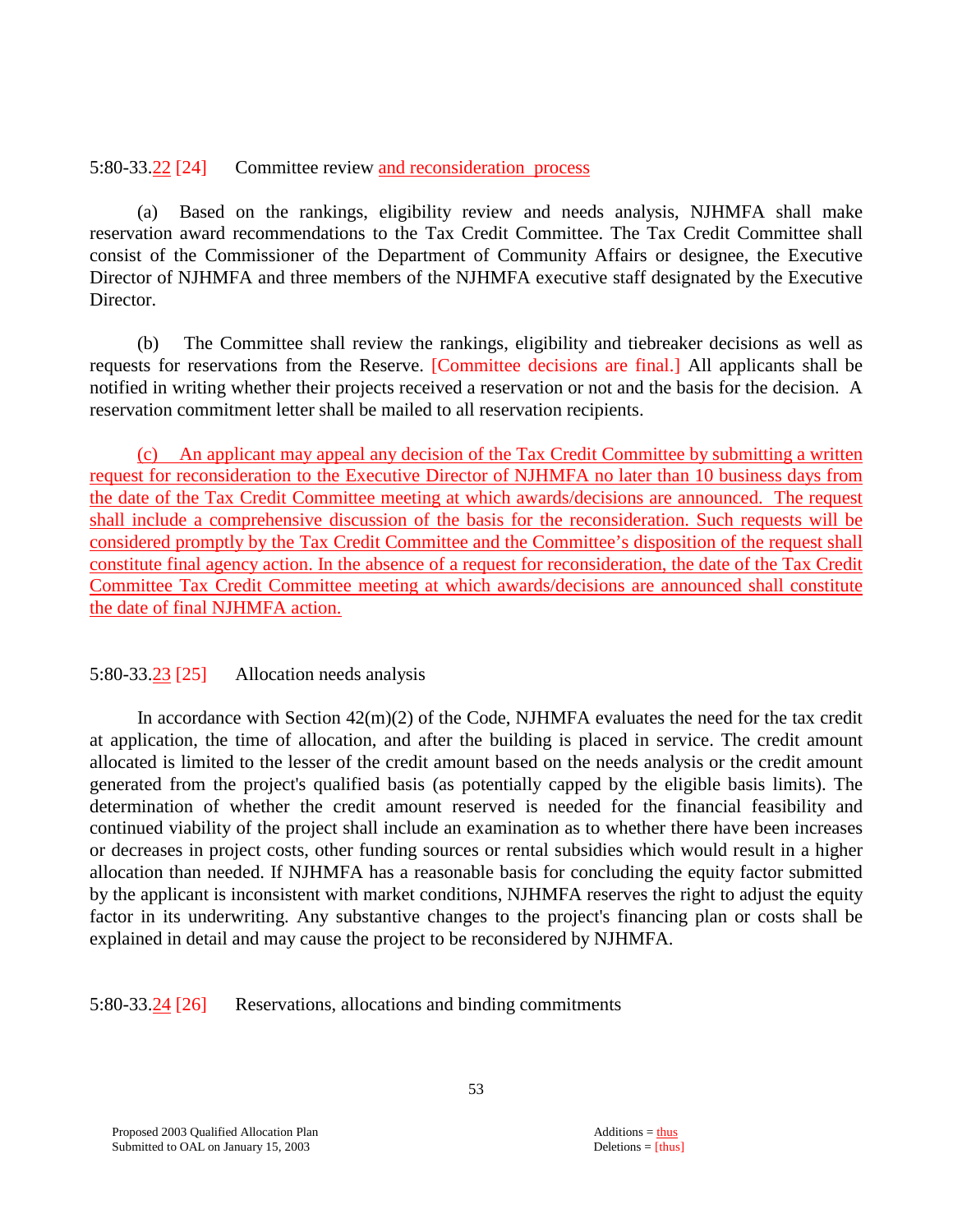5:80-33.22 [24] Committee review and reconsideration process

(a) Based on the rankings, eligibility review and needs analysis, NJHMFA shall make reservation award recommendations to the Tax Credit Committee. The Tax Credit Committee shall consist of the Commissioner of the Department of Community Affairs or designee, the Executive Director of NJHMFA and three members of the NJHMFA executive staff designated by the Executive Director.

(b) The Committee shall review the rankings, eligibility and tiebreaker decisions as well as requests for reservations from the Reserve. [Committee decisions are final.] All applicants shall be notified in writing whether their projects received a reservation or not and the basis for the decision. A reservation commitment letter shall be mailed to all reservation recipients.

(c) An applicant may appeal any decision of the Tax Credit Committee by submitting a written request for reconsideration to the Executive Director of NJHMFA no later than 10 business days from the date of the Tax Credit Committee meeting at which awards/decisions are announced. The request shall include a comprehensive discussion of the basis for the reconsideration. Such requests will be considered promptly by the Tax Credit Committee and the Committee's disposition of the request shall constitute final agency action. In the absence of a request for reconsideration, the date of the Tax Credit Committee Tax Credit Committee meeting at which awards/decisions are announced shall constitute the date of final NJHMFA action.

5:80-33.23 [25] Allocation needs analysis

In accordance with Section 42(m)(2) of the Code, NJHMFA evaluates the need for the tax credit at application, the time of allocation, and after the building is placed in service. The credit amount allocated is limited to the lesser of the credit amount based on the needs analysis or the credit amount generated from the project's qualified basis (as potentially capped by the eligible basis limits). The determination of whether the credit amount reserved is needed for the financial feasibility and continued viability of the project shall include an examination as to whether there have been increases or decreases in project costs, other funding sources or rental subsidies which would result in a higher allocation than needed. If NJHMFA has a reasonable basis for concluding the equity factor submitted by the applicant is inconsistent with market conditions, NJHMFA reserves the right to adjust the equity factor in its underwriting. Any substantive changes to the project's financing plan or costs shall be explained in detail and may cause the project to be reconsidered by NJHMFA.

5:80-33.24 [26] Reservations, allocations and binding commitments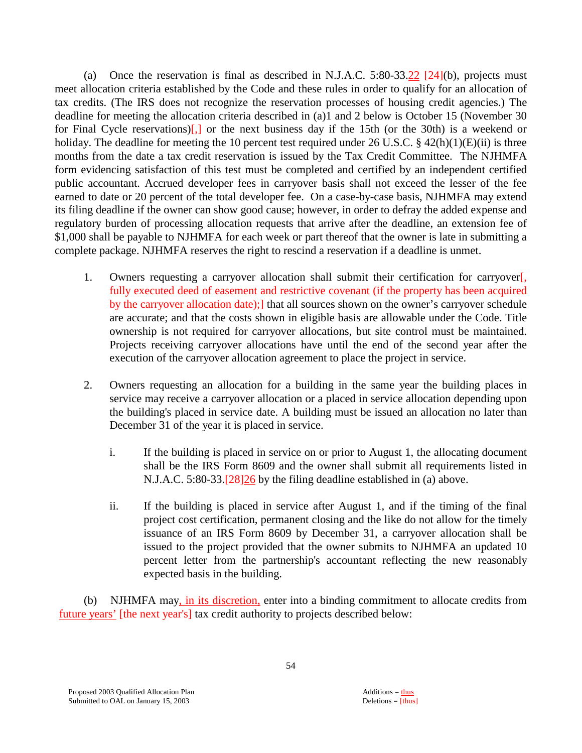(a) Once the reservation is final as described in N.J.A.C. 5:80-33.<u>22</u> [24](b), projects must meet allocation criteria established by the Code and these rules in order to qualify for an allocation of tax credits. (The IRS does not recognize the reservation processes of housing credit agencies.) The deadline for meeting the allocation criteria described in (a)1 and 2 below is October 15 (November 30 for Final Cycle reservations)[,] or the next business day if the 15th (or the 30th) is a weekend or holiday. The deadline for meeting the 10 percent test required under 26 U.S.C. § 42(h)(1)(E)(ii) is three months from the date a tax credit reservation is issued by the Tax Credit Committee. The NJHMFA form evidencing satisfaction of this test must be completed and certified by an independent certified public accountant. Accrued developer fees in carryover basis shall not exceed the lesser of the fee earned to date or 20 percent of the total developer fee. On a case-by-case basis, NJHMFA may extend its filing deadline if the owner can show good cause; however, in order to defray the added expense and regulatory burden of processing allocation requests that arrive after the deadline, an extension fee of $1,000 shall be payable to NJHMFA for each week or part thereof that the owner is late in submitting a complete package. NJHMFA reserves the right to rescind a reservation if a deadline is unmet.

1. Owners requesting a carryover allocation shall submit their certification for carryover[, fully executed deed of easement and restrictive covenant (if the property has been acquired by the carryover allocation date);] that all sources shown on the owner's carryover schedule are accurate; and that the costs shown in eligible basis are allowable under the Code. Title ownership is not required for carryover allocations, but site control must be maintained. Projects receiving carryover allocations have until the end of the second year after the execution of the carryover allocation agreement to place the project in service.

2. Owners requesting an allocation for a building in the same year the building places in service may receive a carryover allocation or a placed in service allocation depending upon the building's placed in service date. A building must be issued an allocation no later than December 31 of the year it is placed in service.

   i. If the building is placed in service on or prior to August 1, the allocating document shall be the IRS Form 8609 and the owner shall submit all requirements listed in N.J.A.C. 5:80-33.[28]<u>26</u> by the filing deadline established in (a) above.

   ii. If the building is placed in service after August 1, and if the timing of the final project cost certification, permanent closing and the like do not allow for the timely issuance of an IRS Form 8609 by December 31, a carryover allocation shall be issued to the project provided that the owner submits to NJHMFA an updated 10 percent letter from the partnership's accountant reflecting the new reasonably expected basis in the building.

(b) NJHMFA may<u>, in its discretion,</u> enter into a binding commitment to allocate credits from <u>future years'</u> [the next year's] tax credit authority to projects described below: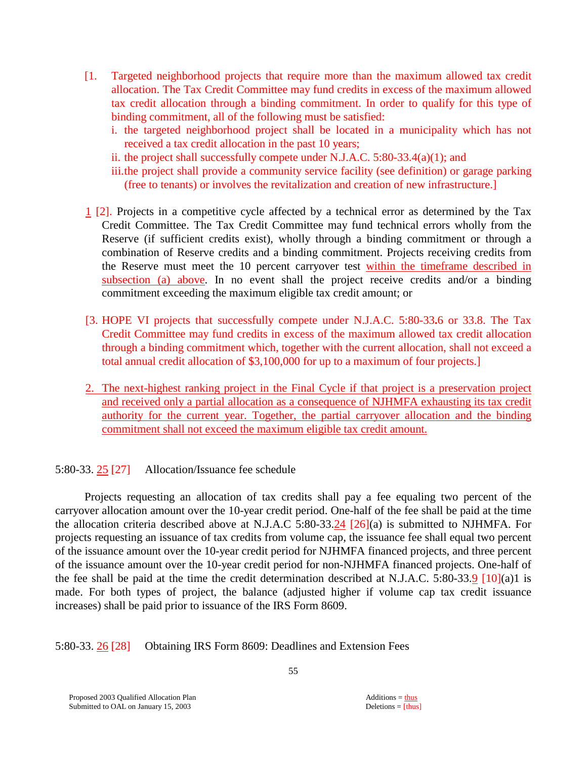[1. Targeted neighborhood projects that require more than the maximum allowed tax credit allocation. The Tax Credit Committee may fund credits in excess of the maximum allowed tax credit allocation through a binding commitment. In order to qualify for this type of binding commitment, all of the following must be satisfied:

i. the targeted neighborhood project shall be located in a municipality which has not received a tax credit allocation in the past 10 years;

ii. the project shall successfully compete under N.J.A.C. 5:80-33.4(a)(1); and

iii. the project shall provide a community service facility (see definition) or garage parking (free to tenants) or involves the revitalization and creation of new infrastructure.]

1 [2]. Projects in a competitive cycle affected by a technical error as determined by the Tax Credit Committee. The Tax Credit Committee may fund technical errors wholly from the Reserve (if sufficient credits exist), wholly through a binding commitment or through a combination of Reserve credits and a binding commitment. Projects receiving credits from the Reserve must meet the 10 percent carryover test within the timeframe described in subsection (a) above. In no event shall the project receive credits and/or a binding commitment exceeding the maximum eligible tax credit amount; or

[3. HOPE VI projects that successfully compete under N.J.A.C. 5:80-33.6 or 33.8. The Tax Credit Committee may fund credits in excess of the maximum allowed tax credit allocation through a binding commitment which, together with the current allocation, shall not exceed a total annual credit allocation of $3,100,000 for up to a maximum of four projects.]

2. The next-highest ranking project in the Final Cycle if that project is a preservation project and received only a partial allocation as a consequence of NJHMFA exhausting its tax credit authority for the current year. Together, the partial carryover allocation and the binding commitment shall not exceed the maximum eligible tax credit amount.

5:80-33. 25 [27] Allocation/Issuance fee schedule

Projects requesting an allocation of tax credits shall pay a fee equaling two percent of the carryover allocation amount over the 10-year credit period. One-half of the fee shall be paid at the time the allocation criteria described above at N.J.A.C 5:80-33.24 [26](a) is submitted to NJHMFA. For projects requesting an issuance of tax credits from volume cap, the issuance fee shall equal two percent of the issuance amount over the 10-year credit period for NJHMFA financed projects, and three percent of the issuance amount over the 10-year credit period for non-NJHMFA financed projects. One-half of the fee shall be paid at the time the credit determination described at N.J.A.C. 5:80-33.9 [10](a)1 is made. For both types of project, the balance (adjusted higher if volume cap tax credit issuance increases) shall be paid prior to issuance of the IRS Form 8609.

5:80-33. 26 [28] Obtaining IRS Form 8609: Deadlines and Extension Fees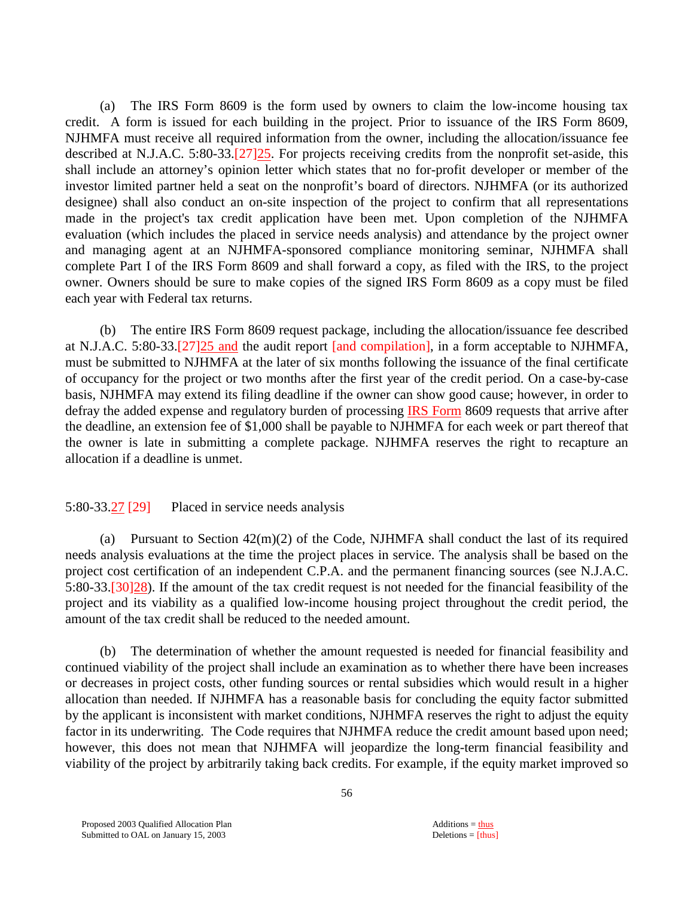(a) The IRS Form 8609 is the form used by owners to claim the low-income housing tax credit. A form is issued for each building in the project. Prior to issuance of the IRS Form 8609, NJHMFA must receive all required information from the owner, including the allocation/issuance fee described at N.J.A.C. 5:80-33.[27]25. For projects receiving credits from the nonprofit set-aside, this shall include an attorney's opinion letter which states that no for-profit developer or member of the investor limited partner held a seat on the nonprofit's board of directors. NJHMFA (or its authorized designee) shall also conduct an on-site inspection of the project to confirm that all representations made in the project's tax credit application have been met. Upon completion of the NJHMFA evaluation (which includes the placed in service needs analysis) and attendance by the project owner and managing agent at an NJHMFA-sponsored compliance monitoring seminar, NJHMFA shall complete Part I of the IRS Form 8609 and shall forward a copy, as filed with the IRS, to the project owner. Owners should be sure to make copies of the signed IRS Form 8609 as a copy must be filed each year with Federal tax returns.

(b) The entire IRS Form 8609 request package, including the allocation/issuance fee described at N.J.A.C. 5:80-33.[27]25 and the audit report [and compilation], in a form acceptable to NJHMFA, must be submitted to NJHMFA at the later of six months following the issuance of the final certificate of occupancy for the project or two months after the first year of the credit period. On a case-by-case basis, NJHMFA may extend its filing deadline if the owner can show good cause; however, in order to defray the added expense and regulatory burden of processing IRS Form 8609 requests that arrive after the deadline, an extension fee of $1,000 shall be payable to NJHMFA for each week or part thereof that the owner is late in submitting a complete package. NJHMFA reserves the right to recapture an allocation if a deadline is unmet.

5:80-33.27 [29] Placed in service needs analysis

(a) Pursuant to Section 42(m)(2) of the Code, NJHMFA shall conduct the last of its required needs analysis evaluations at the time the project places in service. The analysis shall be based on the project cost certification of an independent C.P.A. and the permanent financing sources (see N.J.A.C. 5:80-33.[30]28). If the amount of the tax credit request is not needed for the financial feasibility of the project and its viability as a qualified low-income housing project throughout the credit period, the amount of the tax credit shall be reduced to the needed amount.

(b) The determination of whether the amount requested is needed for financial feasibility and continued viability of the project shall include an examination as to whether there have been increases or decreases in project costs, other funding sources or rental subsidies which would result in a higher allocation than needed. If NJHMFA has a reasonable basis for concluding the equity factor submitted by the applicant is inconsistent with market conditions, NJHMFA reserves the right to adjust the equity factor in its underwriting. The Code requires that NJHMFA reduce the credit amount based upon need; however, this does not mean that NJHMFA will jeopardize the long-term financial feasibility and viability of the project by arbitrarily taking back credits. For example, if the equity market improved so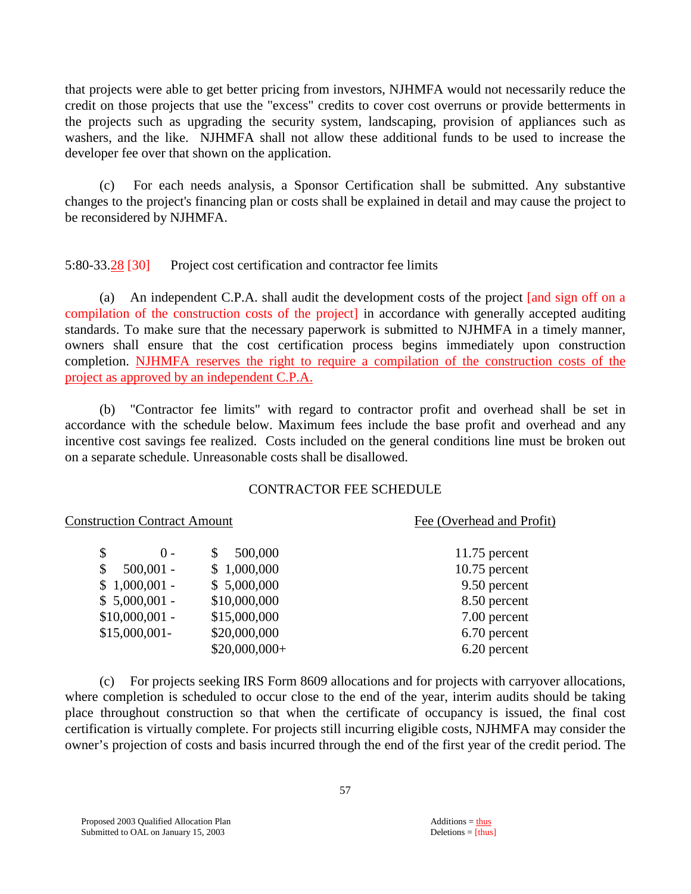that projects were able to get better pricing from investors, NJHMFA would not necessarily reduce the credit on those projects that use the "excess" credits to cover cost overruns or provide betterments in the projects such as upgrading the security system, landscaping, provision of appliances such as washers, and the like. NJHMFA shall not allow these additional funds to be used to increase the developer fee over that shown on the application.

(c) For each needs analysis, a Sponsor Certification shall be submitted. Any substantive changes to the project's financing plan or costs shall be explained in detail and may cause the project to be reconsidered by NJHMFA.

5:80-33.28 [30] Project cost certification and contractor fee limits

(a) An independent C.P.A. shall audit the development costs of the project [and sign off on a compilation of the construction costs of the project] in accordance with generally accepted auditing standards. To make sure that the necessary paperwork is submitted to NJHMFA in a timely manner, owners shall ensure that the cost certification process begins immediately upon construction completion. NJHMFA reserves the right to require a compilation of the construction costs of the project as approved by an independent C.P.A.

(b) "Contractor fee limits" with regard to contractor profit and overhead shall be set in accordance with the schedule below. Maximum fees include the base profit and overhead and any incentive cost savings fee realized. Costs included on the general conditions line must be broken out on a separate schedule. Unreasonable costs shall be disallowed.

CONTRACTOR FEE SCHEDULE

| Construction Contract Amount | | Fee (Overhead and Profit) |
|---|---|---|
| $ 0 - | $ 500,000 | 11.75 percent |
| $ 500,001 - | $ 1,000,000 | 10.75 percent |
| $ 1,000,001 - | $ 5,000,000 | 9.50 percent |
| $ 5,000,001 - | $10,000,000 | 8.50 percent |
| $10,000,001 - | $15,000,000 | 7.00 percent |
| $15,000,001- | $20,000,000 | 6.70 percent |
| | $20,000,000+ | 6.20 percent |

(c) For projects seeking IRS Form 8609 allocations and for projects with carryover allocations, where completion is scheduled to occur close to the end of the year, interim audits should be taking place throughout construction so that when the certificate of occupancy is issued, the final cost certification is virtually complete. For projects still incurring eligible costs, NJHMFA may consider the owner's projection of costs and basis incurred through the end of the first year of the credit period. The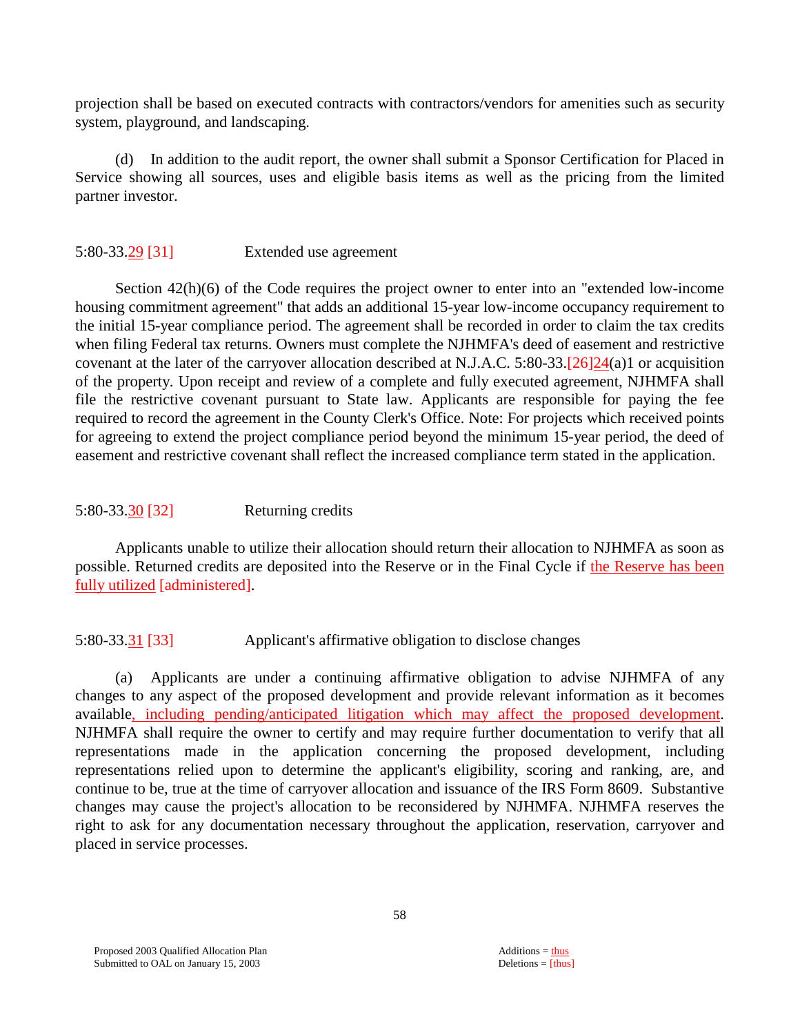projection shall be based on executed contracts with contractors/vendors for amenities such as security system, playground, and landscaping.

(d) In addition to the audit report, the owner shall submit a Sponsor Certification for Placed in Service showing all sources, uses and eligible basis items as well as the pricing from the limited partner investor.

5:80-33.29 [31] Extended use agreement

Section 42(h)(6) of the Code requires the project owner to enter into an "extended low-income housing commitment agreement" that adds an additional 15-year low-income occupancy requirement to the initial 15-year compliance period. The agreement shall be recorded in order to claim the tax credits when filing Federal tax returns. Owners must complete the NJHMFA's deed of easement and restrictive covenant at the later of the carryover allocation described at N.J.A.C. 5:80-33.[26]24(a)1 or acquisition of the property. Upon receipt and review of a complete and fully executed agreement, NJHMFA shall file the restrictive covenant pursuant to State law. Applicants are responsible for paying the fee required to record the agreement in the County Clerk's Office. Note: For projects which received points for agreeing to extend the project compliance period beyond the minimum 15-year period, the deed of easement and restrictive covenant shall reflect the increased compliance term stated in the application.

5:80-33.30 [32] Returning credits

Applicants unable to utilize their allocation should return their allocation to NJHMFA as soon as possible. Returned credits are deposited into the Reserve or in the Final Cycle if the Reserve has been fully utilized [administered].

5:80-33.31 [33] Applicant's affirmative obligation to disclose changes

(a) Applicants are under a continuing affirmative obligation to advise NJHMFA of any changes to any aspect of the proposed development and provide relevant information as it becomes available, including pending/anticipated litigation which may affect the proposed development. NJHMFA shall require the owner to certify and may require further documentation to verify that all representations made in the application concerning the proposed development, including representations relied upon to determine the applicant's eligibility, scoring and ranking, are, and continue to be, true at the time of carryover allocation and issuance of the IRS Form 8609. Substantive changes may cause the project's allocation to be reconsidered by NJHMFA. NJHMFA reserves the right to ask for any documentation necessary throughout the application, reservation, carryover and placed in service processes.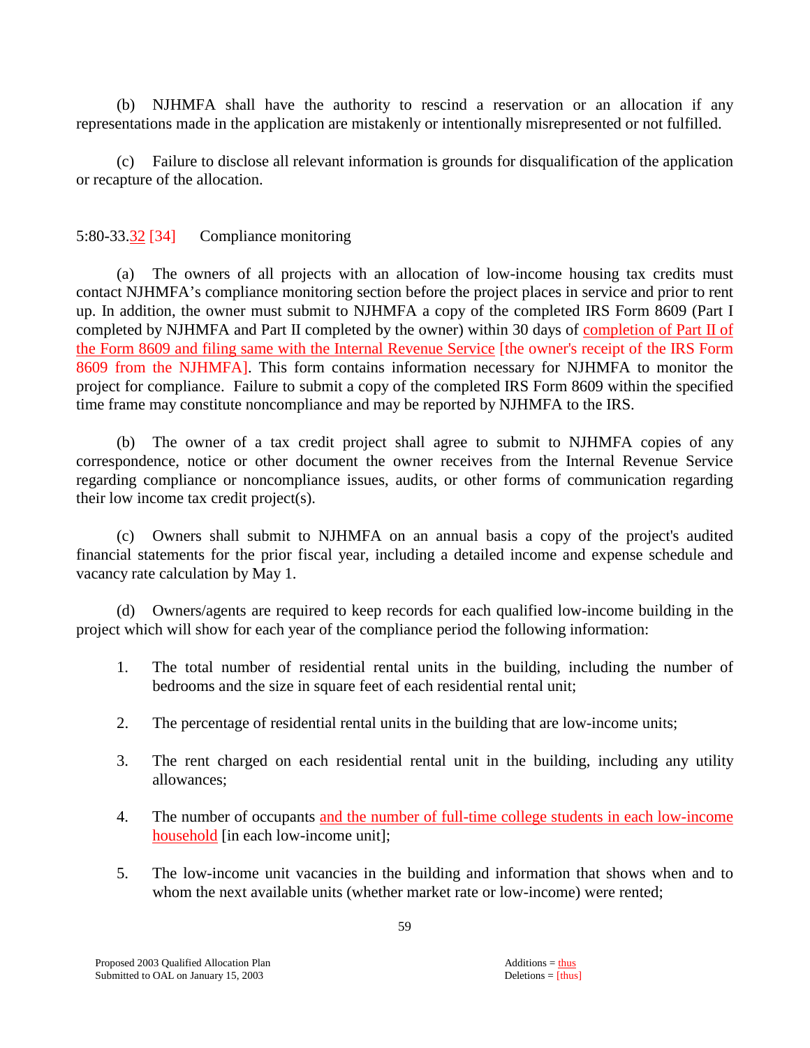(b) NJHMFA shall have the authority to rescind a reservation or an allocation if any representations made in the application are mistakenly or intentionally misrepresented or not fulfilled.

(c) Failure to disclose all relevant information is grounds for disqualification of the application or recapture of the allocation.

5:80-33.32 [34] Compliance monitoring

(a) The owners of all projects with an allocation of low-income housing tax credits must contact NJHMFA's compliance monitoring section before the project places in service and prior to rent up. In addition, the owner must submit to NJHMFA a copy of the completed IRS Form 8609 (Part I completed by NJHMFA and Part II completed by the owner) within 30 days of completion of Part II of the Form 8609 and filing same with the Internal Revenue Service [the owner's receipt of the IRS Form 8609 from the NJHMFA]. This form contains information necessary for NJHMFA to monitor the project for compliance. Failure to submit a copy of the completed IRS Form 8609 within the specified time frame may constitute noncompliance and may be reported by NJHMFA to the IRS.

(b) The owner of a tax credit project shall agree to submit to NJHMFA copies of any correspondence, notice or other document the owner receives from the Internal Revenue Service regarding compliance or noncompliance issues, audits, or other forms of communication regarding their low income tax credit project(s).

(c) Owners shall submit to NJHMFA on an annual basis a copy of the project's audited financial statements for the prior fiscal year, including a detailed income and expense schedule and vacancy rate calculation by May 1.

(d) Owners/agents are required to keep records for each qualified low-income building in the project which will show for each year of the compliance period the following information:

1. The total number of residential rental units in the building, including the number of bedrooms and the size in square feet of each residential rental unit;

2. The percentage of residential rental units in the building that are low-income units;

3. The rent charged on each residential rental unit in the building, including any utility allowances;

4. The number of occupants and the number of full-time college students in each low-income household [in each low-income unit];

5. The low-income unit vacancies in the building and information that shows when and to whom the next available units (whether market rate or low-income) were rented;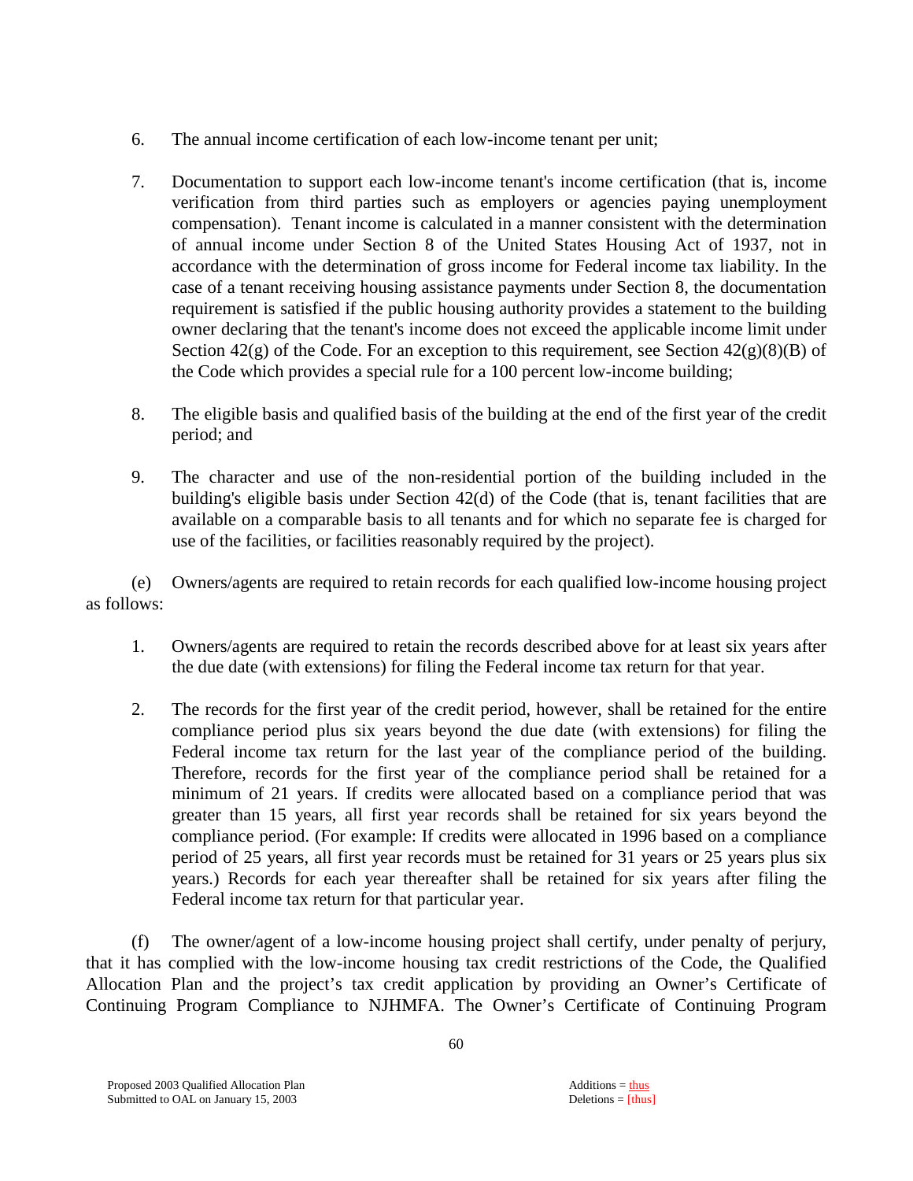6. The annual income certification of each low-income tenant per unit;

7. Documentation to support each low-income tenant's income certification (that is, income verification from third parties such as employers or agencies paying unemployment compensation). Tenant income is calculated in a manner consistent with the determination of annual income under Section 8 of the United States Housing Act of 1937, not in accordance with the determination of gross income for Federal income tax liability. In the case of a tenant receiving housing assistance payments under Section 8, the documentation requirement is satisfied if the public housing authority provides a statement to the building owner declaring that the tenant's income does not exceed the applicable income limit under Section 42(g) of the Code. For an exception to this requirement, see Section 42(g)(8)(B) of the Code which provides a special rule for a 100 percent low-income building;

8. The eligible basis and qualified basis of the building at the end of the first year of the credit period; and

9. The character and use of the non-residential portion of the building included in the building's eligible basis under Section 42(d) of the Code (that is, tenant facilities that are available on a comparable basis to all tenants and for which no separate fee is charged for use of the facilities, or facilities reasonably required by the project).

(e) Owners/agents are required to retain records for each qualified low-income housing project as follows:

1. Owners/agents are required to retain the records described above for at least six years after the due date (with extensions) for filing the Federal income tax return for that year.

2. The records for the first year of the credit period, however, shall be retained for the entire compliance period plus six years beyond the due date (with extensions) for filing the Federal income tax return for the last year of the compliance period of the building. Therefore, records for the first year of the compliance period shall be retained for a minimum of 21 years. If credits were allocated based on a compliance period that was greater than 15 years, all first year records shall be retained for six years beyond the compliance period. (For example: If credits were allocated in 1996 based on a compliance period of 25 years, all first year records must be retained for 31 years or 25 years plus six years.) Records for each year thereafter shall be retained for six years after filing the Federal income tax return for that particular year.

(f) The owner/agent of a low-income housing project shall certify, under penalty of perjury, that it has complied with the low-income housing tax credit restrictions of the Code, the Qualified Allocation Plan and the project's tax credit application by providing an Owner's Certificate of Continuing Program Compliance to NJHMFA. The Owner's Certificate of Continuing Program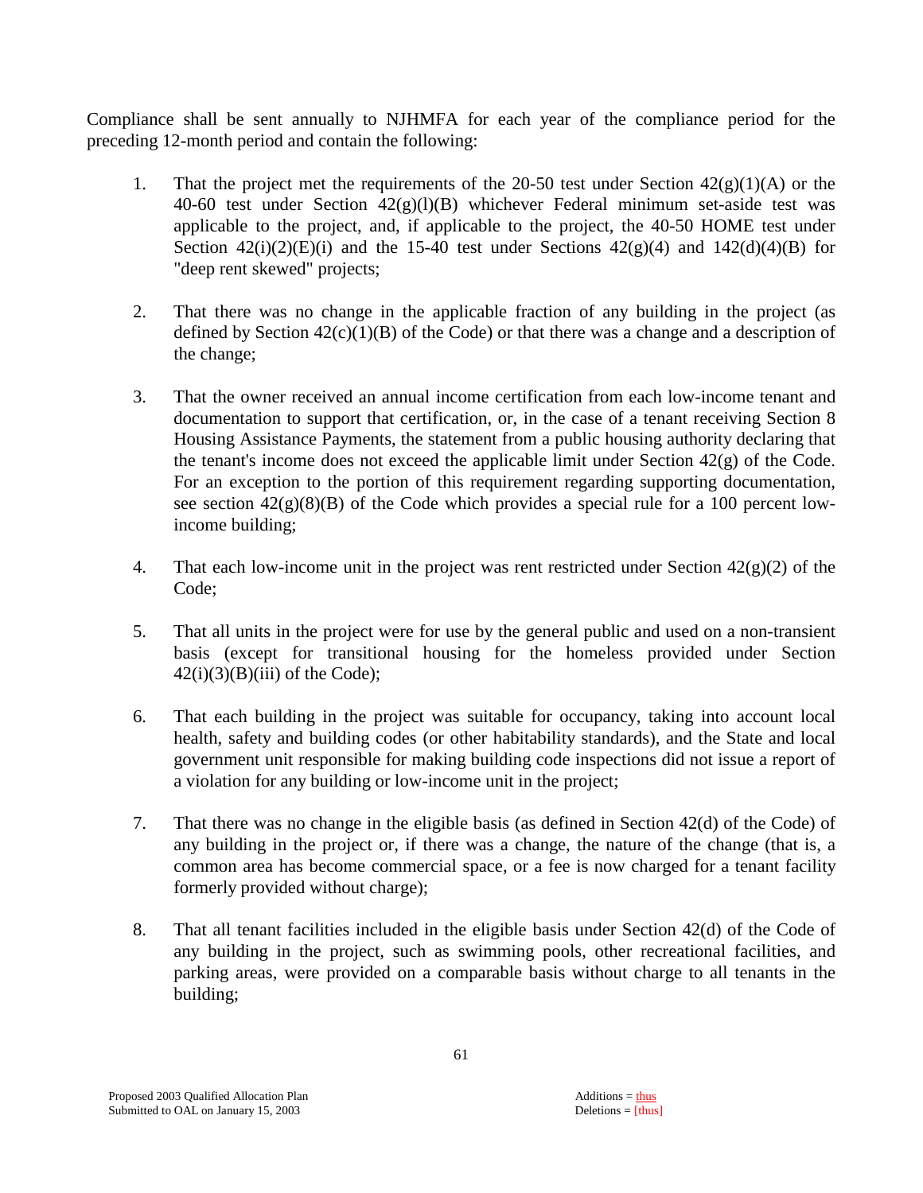Compliance shall be sent annually to NJHMFA for each year of the compliance period for the preceding 12-month period and contain the following:

1. That the project met the requirements of the 20-50 test under Section 42(g)(1)(A) or the 40-60 test under Section 42(g)(l)(B) whichever Federal minimum set-aside test was applicable to the project, and, if applicable to the project, the 40-50 HOME test under Section 42(i)(2)(E)(i) and the 15-40 test under Sections 42(g)(4) and 142(d)(4)(B) for "deep rent skewed" projects;

2. That there was no change in the applicable fraction of any building in the project (as defined by Section 42(c)(1)(B) of the Code) or that there was a change and a description of the change;

3. That the owner received an annual income certification from each low-income tenant and documentation to support that certification, or, in the case of a tenant receiving Section 8 Housing Assistance Payments, the statement from a public housing authority declaring that the tenant's income does not exceed the applicable limit under Section 42(g) of the Code. For an exception to the portion of this requirement regarding supporting documentation, see section 42(g)(8)(B) of the Code which provides a special rule for a 100 percent low-income building;

4. That each low-income unit in the project was rent restricted under Section 42(g)(2) of the Code;

5. That all units in the project were for use by the general public and used on a non-transient basis (except for transitional housing for the homeless provided under Section 42(i)(3)(B)(iii) of the Code);

6. That each building in the project was suitable for occupancy, taking into account local health, safety and building codes (or other habitability standards), and the State and local government unit responsible for making building code inspections did not issue a report of a violation for any building or low-income unit in the project;

7. That there was no change in the eligible basis (as defined in Section 42(d) of the Code) of any building in the project or, if there was a change, the nature of the change (that is, a common area has become commercial space, or a fee is now charged for a tenant facility formerly provided without charge);

8. That all tenant facilities included in the eligible basis under Section 42(d) of the Code of any building in the project, such as swimming pools, other recreational facilities, and parking areas, were provided on a comparable basis without charge to all tenants in the building;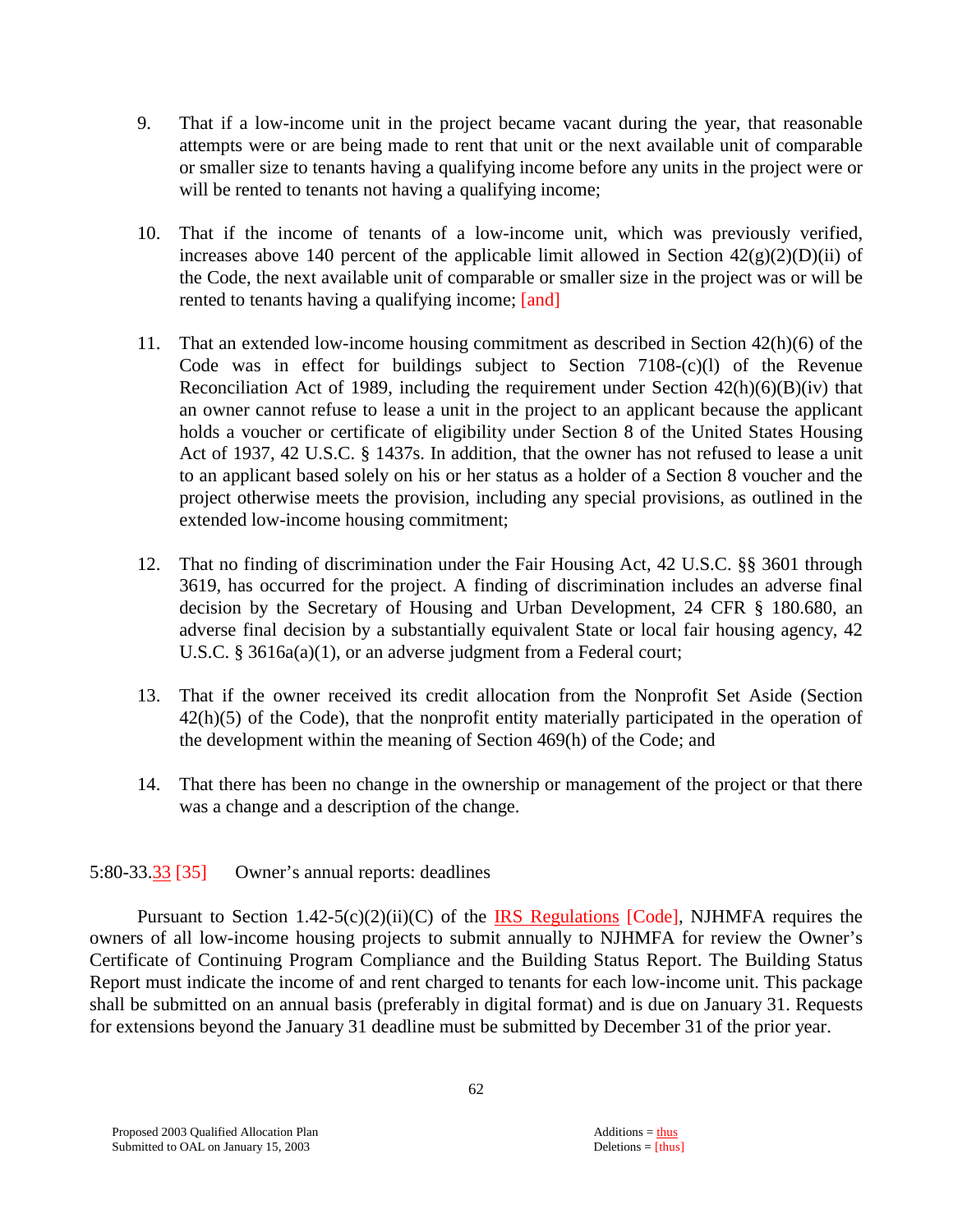9. That if a low-income unit in the project became vacant during the year, that reasonable attempts were or are being made to rent that unit or the next available unit of comparable or smaller size to tenants having a qualifying income before any units in the project were or will be rented to tenants not having a qualifying income;

10. That if the income of tenants of a low-income unit, which was previously verified, increases above 140 percent of the applicable limit allowed in Section 42(g)(2)(D)(ii) of the Code, the next available unit of comparable or smaller size in the project was or will be rented to tenants having a qualifying income; [and]

11. That an extended low-income housing commitment as described in Section 42(h)(6) of the Code was in effect for buildings subject to Section 7108-(c)(l) of the Revenue Reconciliation Act of 1989, including the requirement under Section 42(h)(6)(B)(iv) that an owner cannot refuse to lease a unit in the project to an applicant because the applicant holds a voucher or certificate of eligibility under Section 8 of the United States Housing Act of 1937, 42 U.S.C. § 1437s. In addition, that the owner has not refused to lease a unit to an applicant based solely on his or her status as a holder of a Section 8 voucher and the project otherwise meets the provision, including any special provisions, as outlined in the extended low-income housing commitment;

12. That no finding of discrimination under the Fair Housing Act, 42 U.S.C. §§ 3601 through 3619, has occurred for the project. A finding of discrimination includes an adverse final decision by the Secretary of Housing and Urban Development, 24 CFR § 180.680, an adverse final decision by a substantially equivalent State or local fair housing agency, 42 U.S.C. § 3616a(a)(1), or an adverse judgment from a Federal court;

13. That if the owner received its credit allocation from the Nonprofit Set Aside (Section 42(h)(5) of the Code), that the nonprofit entity materially participated in the operation of the development within the meaning of Section 469(h) of the Code; and

14. That there has been no change in the ownership or management of the project or that there was a change and a description of the change.

5:80-33.33 [35] Owner's annual reports: deadlines

Pursuant to Section 1.42-5(c)(2)(ii)(C) of the IRS Regulations [Code], NJHMFA requires the owners of all low-income housing projects to submit annually to NJHMFA for review the Owner's Certificate of Continuing Program Compliance and the Building Status Report. The Building Status Report must indicate the income of and rent charged to tenants for each low-income unit. This package shall be submitted on an annual basis (preferably in digital format) and is due on January 31. Requests for extensions beyond the January 31 deadline must be submitted by December 31 of the prior year.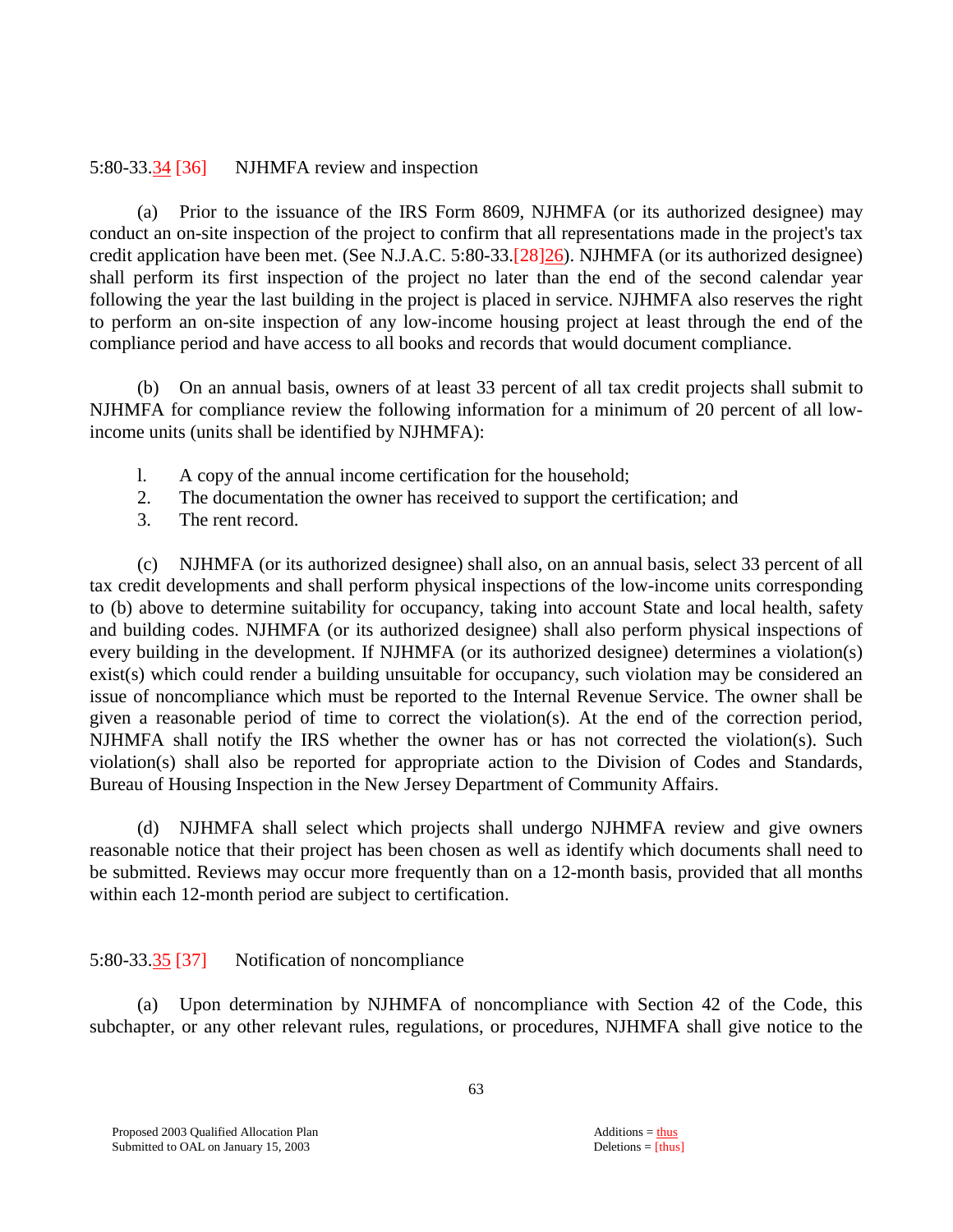5:80-33.34 [36] NJHMFA review and inspection

(a) Prior to the issuance of the IRS Form 8609, NJHMFA (or its authorized designee) may conduct an on-site inspection of the project to confirm that all representations made in the project's tax credit application have been met. (See N.J.A.C. 5:80-33.[28]26). NJHMFA (or its authorized designee) shall perform its first inspection of the project no later than the end of the second calendar year following the year the last building in the project is placed in service. NJHMFA also reserves the right to perform an on-site inspection of any low-income housing project at least through the end of the compliance period and have access to all books and records that would document compliance.

(b) On an annual basis, owners of at least 33 percent of all tax credit projects shall submit to NJHMFA for compliance review the following information for a minimum of 20 percent of all low-income units (units shall be identified by NJHMFA):

1. A copy of the annual income certification for the household;
2. The documentation the owner has received to support the certification; and
3. The rent record.

(c) NJHMFA (or its authorized designee) shall also, on an annual basis, select 33 percent of all tax credit developments and shall perform physical inspections of the low-income units corresponding to (b) above to determine suitability for occupancy, taking into account State and local health, safety and building codes. NJHMFA (or its authorized designee) shall also perform physical inspections of every building in the development. If NJHMFA (or its authorized designee) determines a violation(s) exist(s) which could render a building unsuitable for occupancy, such violation may be considered an issue of noncompliance which must be reported to the Internal Revenue Service. The owner shall be given a reasonable period of time to correct the violation(s). At the end of the correction period, NJHMFA shall notify the IRS whether the owner has or has not corrected the violation(s). Such violation(s) shall also be reported for appropriate action to the Division of Codes and Standards, Bureau of Housing Inspection in the New Jersey Department of Community Affairs.

(d) NJHMFA shall select which projects shall undergo NJHMFA review and give owners reasonable notice that their project has been chosen as well as identify which documents shall need to be submitted. Reviews may occur more frequently than on a 12-month basis, provided that all months within each 12-month period are subject to certification.

5:80-33.35 [37] Notification of noncompliance

(a) Upon determination by NJHMFA of noncompliance with Section 42 of the Code, this subchapter, or any other relevant rules, regulations, or procedures, NJHMFA shall give notice to the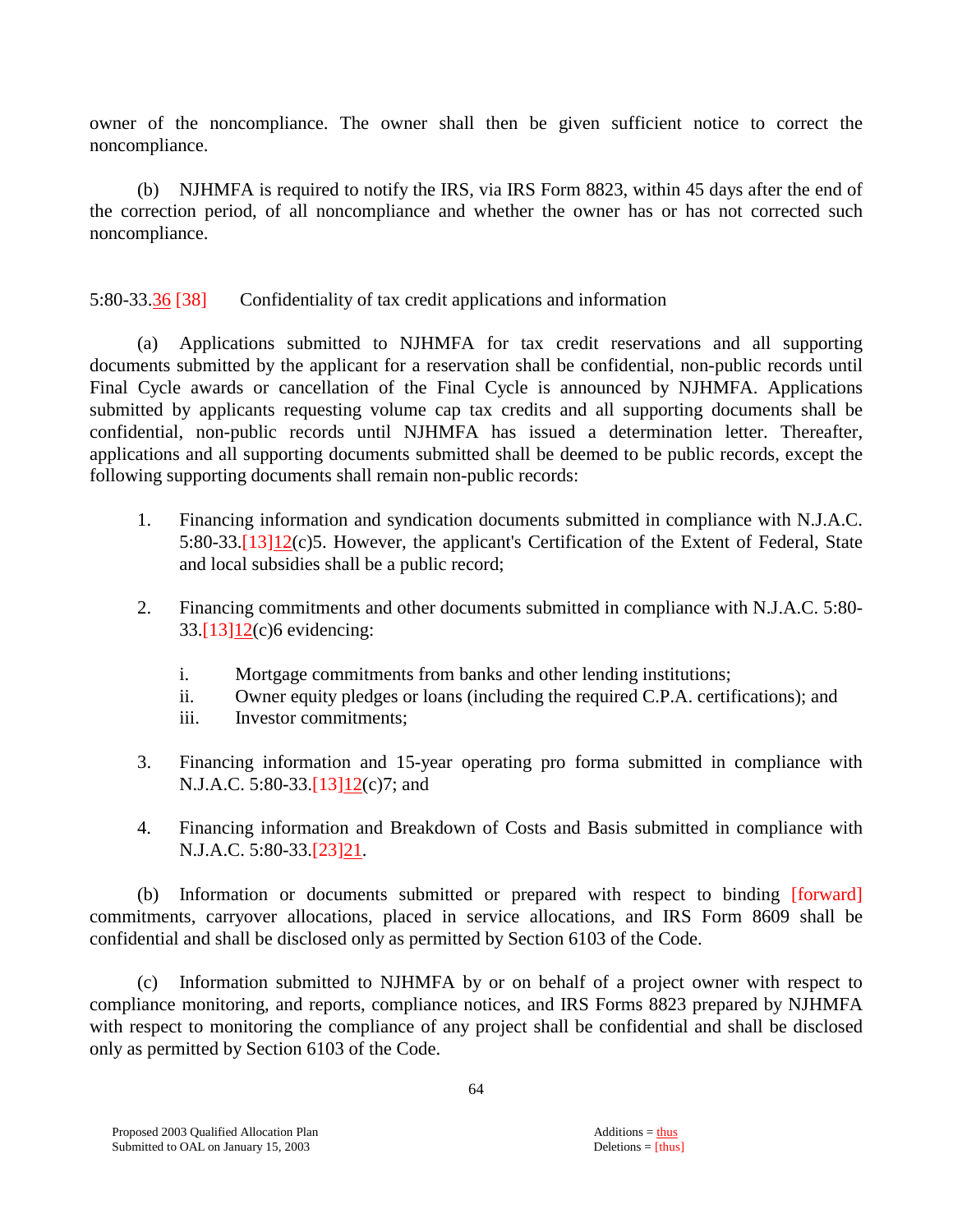owner of the noncompliance. The owner shall then be given sufficient notice to correct the noncompliance.

(b) NJHMFA is required to notify the IRS, via IRS Form 8823, within 45 days after the end of the correction period, of all noncompliance and whether the owner has or has not corrected such noncompliance.

5:80-33.36 [38] Confidentiality of tax credit applications and information

(a) Applications submitted to NJHMFA for tax credit reservations and all supporting documents submitted by the applicant for a reservation shall be confidential, non-public records until Final Cycle awards or cancellation of the Final Cycle is announced by NJHMFA. Applications submitted by applicants requesting volume cap tax credits and all supporting documents shall be confidential, non-public records until NJHMFA has issued a determination letter. Thereafter, applications and all supporting documents submitted shall be deemed to be public records, except the following supporting documents shall remain non-public records:

1. Financing information and syndication documents submitted in compliance with N.J.A.C. 5:80-33.[13]12(c)5. However, the applicant's Certification of the Extent of Federal, State and local subsidies shall be a public record;

2. Financing commitments and other documents submitted in compliance with N.J.A.C. 5:80-33.[13]12(c)6 evidencing:

   i. Mortgage commitments from banks and other lending institutions;
   ii. Owner equity pledges or loans (including the required C.P.A. certifications); and
   iii. Investor commitments;

3. Financing information and 15-year operating pro forma submitted in compliance with N.J.A.C. 5:80-33.[13]12(c)7; and

4. Financing information and Breakdown of Costs and Basis submitted in compliance with N.J.A.C. 5:80-33.[23]21.

(b) Information or documents submitted or prepared with respect to binding [forward] commitments, carryover allocations, placed in service allocations, and IRS Form 8609 shall be confidential and shall be disclosed only as permitted by Section 6103 of the Code.

(c) Information submitted to NJHMFA by or on behalf of a project owner with respect to compliance monitoring, and reports, compliance notices, and IRS Forms 8823 prepared by NJHMFA with respect to monitoring the compliance of any project shall be confidential and shall be disclosed only as permitted by Section 6103 of the Code.